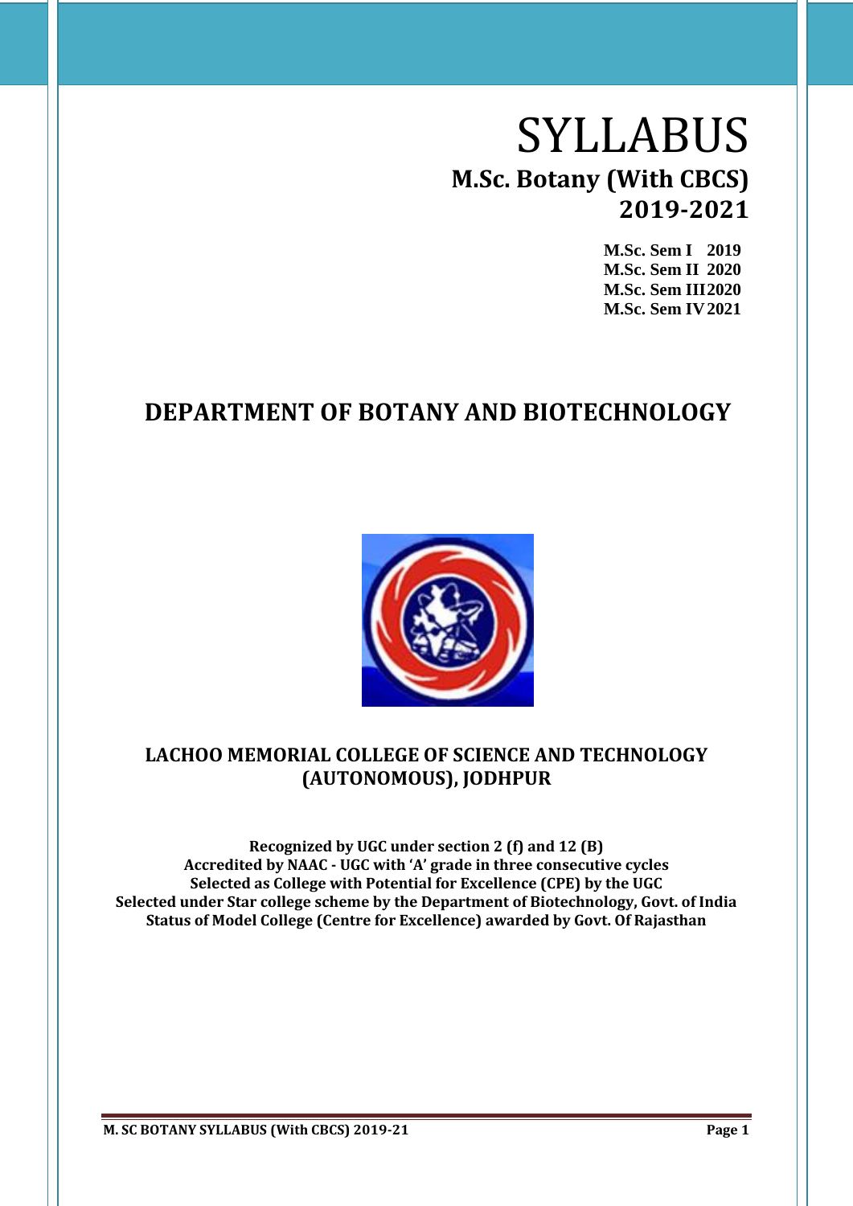# SYLLABUS

## M.Sc. Botany (With CBCS)

## 2019-2021

**M.Sc. Sem I 2019**
**M.Sc. Sem II 2020**
**M.Sc. Sem III 2020**
**M.Sc. Sem IV 2021**

## DEPARTMENT OF BOTANY AND BIOTECHNOLOGY

## LACHOO MEMORIAL COLLEGE OF SCIENCE AND TECHNOLOGY (AUTONOMOUS), JODHPUR

**Recognized by UGC under section 2 (f) and 12 (B)**
**Accredited by NAAC - UGC with 'A' grade in three consecutive cycles**
**Selected as College with Potential for Excellence (CPE) by the UGC**
**Selected under Star college scheme by the Department of Biotechnology, Govt. of India**
**Status of Model College (Centre for Excellence) awarded by Govt. Of Rajasthan**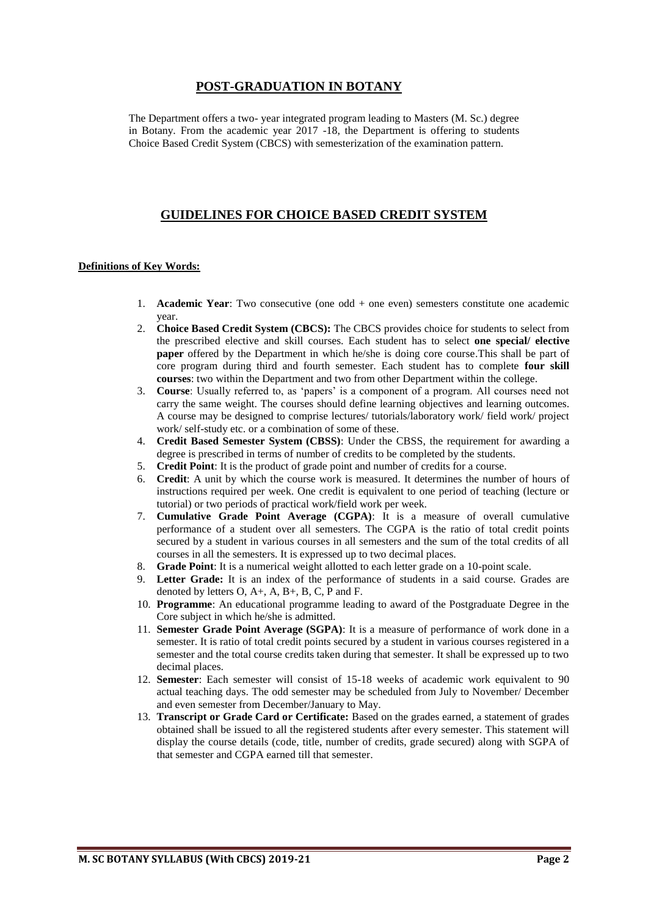## POST-GRADUATION IN BOTANY

The Department offers a two- year integrated program leading to Masters (M. Sc.) degree in Botany. From the academic year 2017 -18, the Department is offering to students Choice Based Credit System (CBCS) with semesterization of the examination pattern.

## GUIDELINES FOR CHOICE BASED CREDIT SYSTEM

**Definitions of Key Words:**

1. **Academic Year**: Two consecutive (one odd + one even) semesters constitute one academic year.
2. **Choice Based Credit System (CBCS):** The CBCS provides choice for students to select from the prescribed elective and skill courses. Each student has to select **one special/ elective paper** offered by the Department in which he/she is doing core course.This shall be part of core program during third and fourth semester. Each student has to complete **four skill courses**: two within the Department and two from other Department within the college.
3. **Course**: Usually referred to, as 'papers' is a component of a program. All courses need not carry the same weight. The courses should define learning objectives and learning outcomes. A course may be designed to comprise lectures/ tutorials/laboratory work/ field work/ project work/ self-study etc. or a combination of some of these.
4. **Credit Based Semester System (CBSS)**: Under the CBSS, the requirement for awarding a degree is prescribed in terms of number of credits to be completed by the students.
5. **Credit Point**: It is the product of grade point and number of credits for a course.
6. **Credit**: A unit by which the course work is measured. It determines the number of hours of instructions required per week. One credit is equivalent to one period of teaching (lecture or tutorial) or two periods of practical work/field work per week.
7. **Cumulative Grade Point Average (CGPA)**: It is a measure of overall cumulative performance of a student over all semesters. The CGPA is the ratio of total credit points secured by a student in various courses in all semesters and the sum of the total credits of all courses in all the semesters. It is expressed up to two decimal places.
8. **Grade Point**: It is a numerical weight allotted to each letter grade on a 10-point scale.
9. **Letter Grade:** It is an index of the performance of students in a said course. Grades are denoted by letters O, A+, A, B+, B, C, P and F.
10. **Programme**: An educational programme leading to award of the Postgraduate Degree in the Core subject in which he/she is admitted.
11. **Semester Grade Point Average (SGPA)**: It is a measure of performance of work done in a semester. It is ratio of total credit points secured by a student in various courses registered in a semester and the total course credits taken during that semester. It shall be expressed up to two decimal places.
12. **Semester**: Each semester will consist of 15-18 weeks of academic work equivalent to 90 actual teaching days. The odd semester may be scheduled from July to November/ December and even semester from December/January to May.
13. **Transcript or Grade Card or Certificate:** Based on the grades earned, a statement of grades obtained shall be issued to all the registered students after every semester. This statement will display the course details (code, title, number of credits, grade secured) along with SGPA of that semester and CGPA earned till that semester.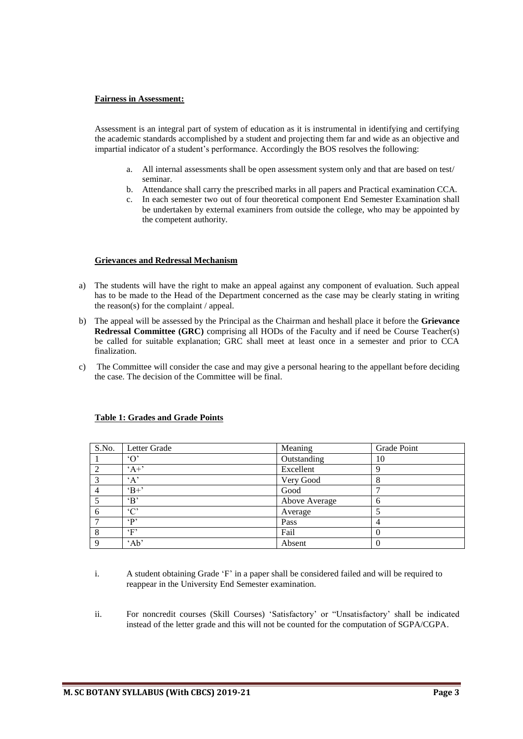**Fairness in Assessment:**

Assessment is an integral part of system of education as it is instrumental in identifying and certifying the academic standards accomplished by a student and projecting them far and wide as an objective and impartial indicator of a student's performance. Accordingly the BOS resolves the following:

a. All internal assessments shall be open assessment system only and that are based on test/ seminar.
b. Attendance shall carry the prescribed marks in all papers and Practical examination CCA.
c. In each semester two out of four theoretical component End Semester Examination shall be undertaken by external examiners from outside the college, who may be appointed by the competent authority.

**Grievances and Redressal Mechanism**

a) The students will have the right to make an appeal against any component of evaluation. Such appeal has to be made to the Head of the Department concerned as the case may be clearly stating in writing the reason(s) for the complaint / appeal.

b) The appeal will be assessed by the Principal as the Chairman and heshall place it before the **Grievance Redressal Committee (GRC)** comprising all HODs of the Faculty and if need be Course Teacher(s) be called for suitable explanation; GRC shall meet at least once in a semester and prior to CCA finalization.

c) The Committee will consider the case and may give a personal hearing to the appellant before deciding the case. The decision of the Committee will be final.

**Table 1: Grades and Grade Points**

| S.No. | Letter Grade | Meaning | Grade Point |
|---|---|---|---|
| 1 | 'O' | Outstanding | 10 |
| 2 | 'A+' | Excellent | 9 |
| 3 | 'A' | Very Good | 8 |
| 4 | 'B+' | Good | 7 |
| 5 | 'B' | Above Average | 6 |
| 6 | 'C' | Average | 5 |
| 7 | 'P' | Pass | 4 |
| 8 | 'F' | Fail | 0 |
| 9 | 'Ab' | Absent | 0 |

i. A student obtaining Grade 'F' in a paper shall be considered failed and will be required to reappear in the University End Semester examination.

ii. For noncredit courses (Skill Courses) 'Satisfactory' or "Unsatisfactory' shall be indicated instead of the letter grade and this will not be counted for the computation of SGPA/CGPA.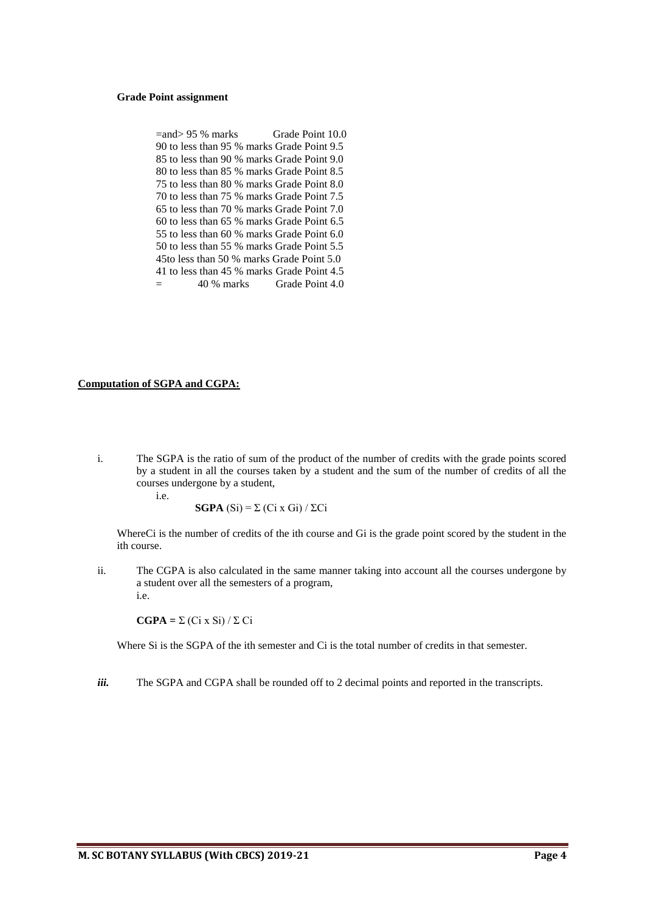**Grade Point assignment**

=and> 95 % marks Grade Point 10.0
90 to less than 95 % marks Grade Point 9.5
85 to less than 90 % marks Grade Point 9.0
80 to less than 85 % marks Grade Point 8.5
75 to less than 80 % marks Grade Point 8.0
70 to less than 75 % marks Grade Point 7.5
65 to less than 70 % marks Grade Point 7.0
60 to less than 65 % marks Grade Point 6.5
55 to less than 60 % marks Grade Point 6.0
50 to less than 55 % marks Grade Point 5.5
45to less than 50 % marks Grade Point 5.0
41 to less than 45 % marks Grade Point 4.5
= 40 % marks Grade Point 4.0

**Computation of SGPA and CGPA:**

i. The SGPA is the ratio of sum of the product of the number of credits with the grade points scored by a student in all the courses taken by a student and the sum of the number of credits of all the courses undergone by a student,

i.e.

**SGPA** $(S_i) = \Sigma (C_i \times G_i) / \Sigma C_i$

Where $C_i$ is the number of credits of the ith course and $G_i$ is the grade point scored by the student in the ith course.

ii. The CGPA is also calculated in the same manner taking into account all the courses undergone by a student over all the semesters of a program,

i.e.

**CGPA** $= \Sigma (C_i \times S_i) / \Sigma C_i$

Where $S_i$ is the SGPA of the ith semester and $C_i$ is the total number of credits in that semester.

***iii.*** The SGPA and CGPA shall be rounded off to 2 decimal points and reported in the transcripts.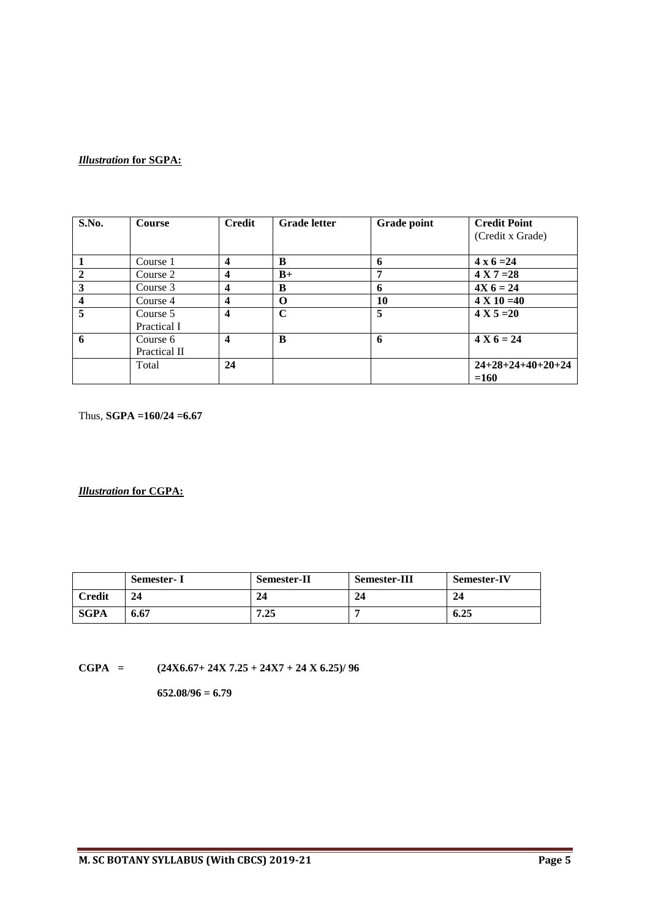***Illustration* for SGPA:**

| S.No. | Course | Credit | Grade letter | Grade point | Credit Point (Credit x Grade) |
|---|---|---|---|---|---|
| **1** | Course 1 | **4** | **B** | **6** | **4 x 6 =24** |
| **2** | Course 2 | **4** | **B+** | **7** | **4 X 7 =28** |
| **3** | Course 3 | **4** | **B** | **6** | **4X 6 = 24** |
| **4** | Course 4 | **4** | **O** | **10** | **4 X 10 =40** |
| **5** | Course 5 Practical I | **4** | **C** | **5** | **4 X 5 =20** |
| **6** | Course 6 Practical II | **4** | **B** | **6** | **4 X 6 = 24** |
| | Total | **24** | | | **24+28+24+40+20+24 =160** |

Thus, **SGPA =160/24 =6.67**

***Illustration* for CGPA:**

| | Semester- I | Semester-II | Semester-III | Semester-IV |
|---|---|---|---|---|
| **Credit** | **24** | **24** | **24** | **24** |
| **SGPA** | **6.67** | **7.25** | **7** | **6.25** |

**CGPA = (24X6.67+ 24X 7.25 + 24X7 + 24 X 6.25)/ 96**

**652.08/96 = 6.79**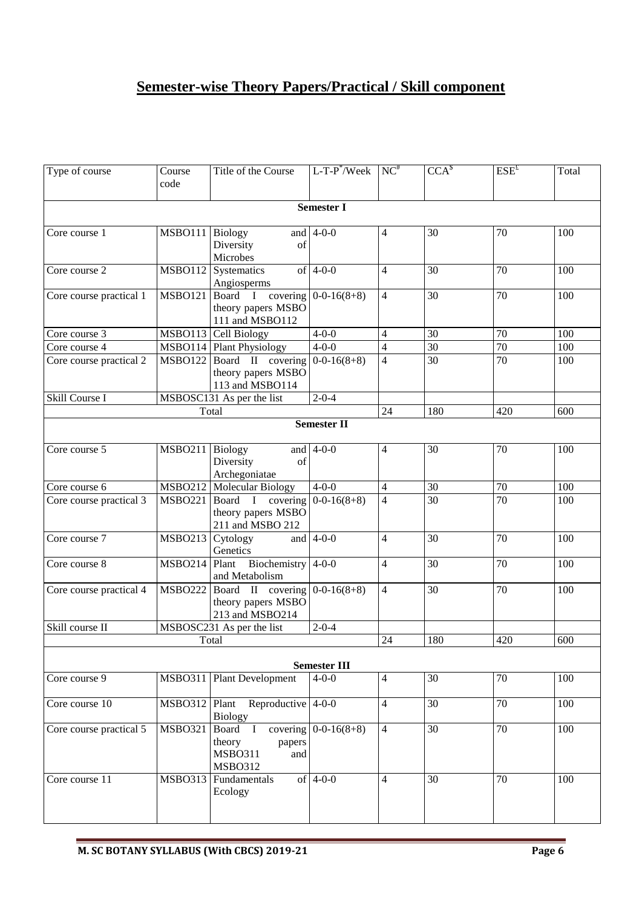# **Semester-wise Theory Papers/Practical / Skill component**

| Type of course | Course code | Title of the Course | L-T-P*/Week | NC# | CCA$ | ESE£ | Total |
|---|---|---|---|---|---|---|---|
| **Semester I** | | | | | | | |
| Core course 1 | MSBO111 | Biology and Diversity of Microbes | 4-0-0 | 4 | 30 | 70 | 100 |
| Core course 2 | MSBO112 | Systematics of Angiosperms | 4-0-0 | 4 | 30 | 70 | 100 |
| Core course practical 1 | MSBO121 | Board I covering theory papers MSBO 111 and MSBO112 | 0-0-16(8+8) | 4 | 30 | 70 | 100 |
| Core course 3 | MSBO113 | Cell Biology | 4-0-0 | 4 | 30 | 70 | 100 |
| Core course 4 | MSBO114 | Plant Physiology | 4-0-0 | 4 | 30 | 70 | 100 |
| Core course practical 2 | MSBO122 | Board II covering theory papers MSBO 113 and MSBO114 | 0-0-16(8+8) | 4 | 30 | 70 | 100 |
| Skill Course I | MSBOSC131 As per the list | | 2-0-4 | | | | |
| Total | | | | 24 | 180 | 420 | 600 |
| **Semester II** | | | | | | | |
| Core course 5 | MSBO211 | Biology and Diversity of Archegoniatae | 4-0-0 | 4 | 30 | 70 | 100 |
| Core course 6 | MSBO212 | Molecular Biology | 4-0-0 | 4 | 30 | 70 | 100 |
| Core course practical 3 | MSBO221 | Board I covering theory papers MSBO 211 and MSBO 212 | 0-0-16(8+8) | 4 | 30 | 70 | 100 |
| Core course 7 | MSBO213 | Cytology and Genetics | 4-0-0 | 4 | 30 | 70 | 100 |
| Core course 8 | MSBO214 | Plant Biochemistry and Metabolism | 4-0-0 | 4 | 30 | 70 | 100 |
| Core course practical 4 | MSBO222 | Board II covering theory papers MSBO 213 and MSBO214 | 0-0-16(8+8) | 4 | 30 | 70 | 100 |
| Skill course II | MSBOSC231 As per the list | | 2-0-4 | | | | |
| Total | | | | 24 | 180 | 420 | 600 |
| **Semester III** | | | | | | | |
| Core course 9 | MSBO311 | Plant Development | 4-0-0 | 4 | 30 | 70 | 100 |
| Core course 10 | MSBO312 | Plant Reproductive Biology | 4-0-0 | 4 | 30 | 70 | 100 |
| Core course practical 5 | MSBO321 | Board I covering theory papers MSBO311 and MSBO312 | 0-0-16(8+8) | 4 | 30 | 70 | 100 |
| Core course 11 | MSBO313 | Fundamentals of Ecology | 4-0-0 | 4 | 30 | 70 | 100 |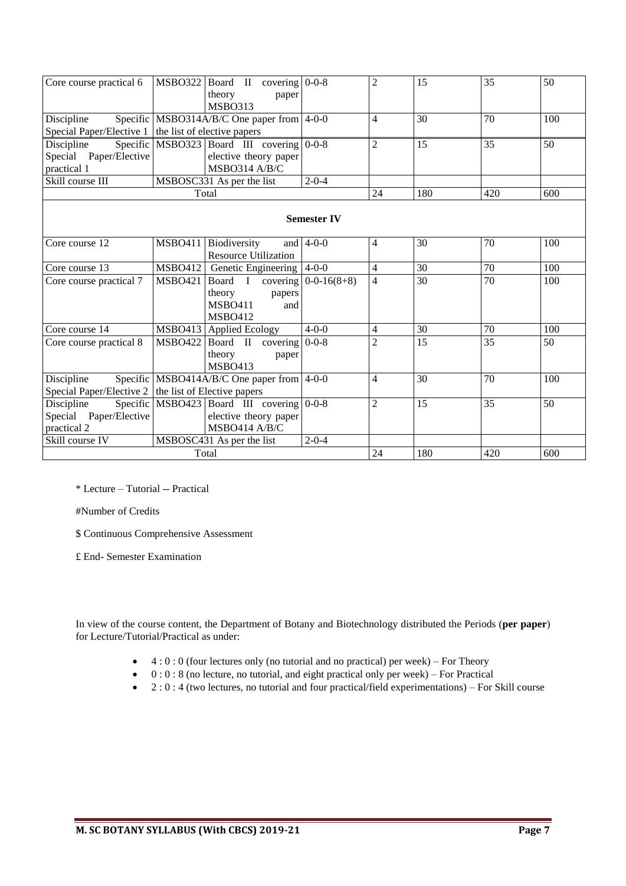| | | | | | | | |
|---|---|---|---|---|---|---|---|
| Core course practical 6 | MSBO322 | Board II covering theory paper MSBO313 | 0-0-8 | 2 | 15 | 35 | 50 |
| Discipline Specific Special Paper/Elective 1 | MSBO314A/B/C One paper from the list of elective papers | | 4-0-0 | 4 | 30 | 70 | 100 |
| Discipline Specific Special Paper/Elective practical 1 | MSBO323 | Board III covering elective theory paper MSBO314 A/B/C | 0-0-8 | 2 | 15 | 35 | 50 |
| Skill course III | MSBOSC331 As per the list | | 2-0-4 | | | | |
| Total | | | | 24 | 180 | 420 | 600 |
| **Semester IV** | | | | | | | |
| Core course 12 | MSBO411 | Biodiversity and Resource Utilization | 4-0-0 | 4 | 30 | 70 | 100 |
| Core course 13 | MSBO412 | Genetic Engineering | 4-0-0 | 4 | 30 | 70 | 100 |
| Core course practical 7 | MSBO421 | Board I covering theory papers MSBO411 and MSBO412 | 0-0-16(8+8) | 4 | 30 | 70 | 100 |
| Core course 14 | MSBO413 | Applied Ecology | 4-0-0 | 4 | 30 | 70 | 100 |
| Core course practical 8 | MSBO422 | Board II covering theory paper MSBO413 | 0-0-8 | 2 | 15 | 35 | 50 |
| Discipline Specific Special Paper/Elective 2 | MSBO414A/B/C One paper from the list of Elective papers | | 4-0-0 | 4 | 30 | 70 | 100 |
| Discipline Specific Special Paper/Elective practical 2 | MSBO423 | Board III covering elective theory paper MSBO414 A/B/C | 0-0-8 | 2 | 15 | 35 | 50 |
| Skill course IV | MSBOSC431 As per the list | | 2-0-4 | | | | |
| Total | | | | 24 | 180 | 420 | 600 |

\* Lecture – Tutorial -- Practical

#Number of Credits

$ Continuous Comprehensive Assessment

£ End- Semester Examination

In view of the course content, the Department of Botany and Biotechnology distributed the Periods (**per paper**) for Lecture/Tutorial/Practical as under:

- 4 : 0 : 0 (four lectures only (no tutorial and no practical) per week) – For Theory
- 0 : 0 : 8 (no lecture, no tutorial, and eight practical only per week) – For Practical
- 2 : 0 : 4 (two lectures, no tutorial and four practical/field experimentations) – For Skill course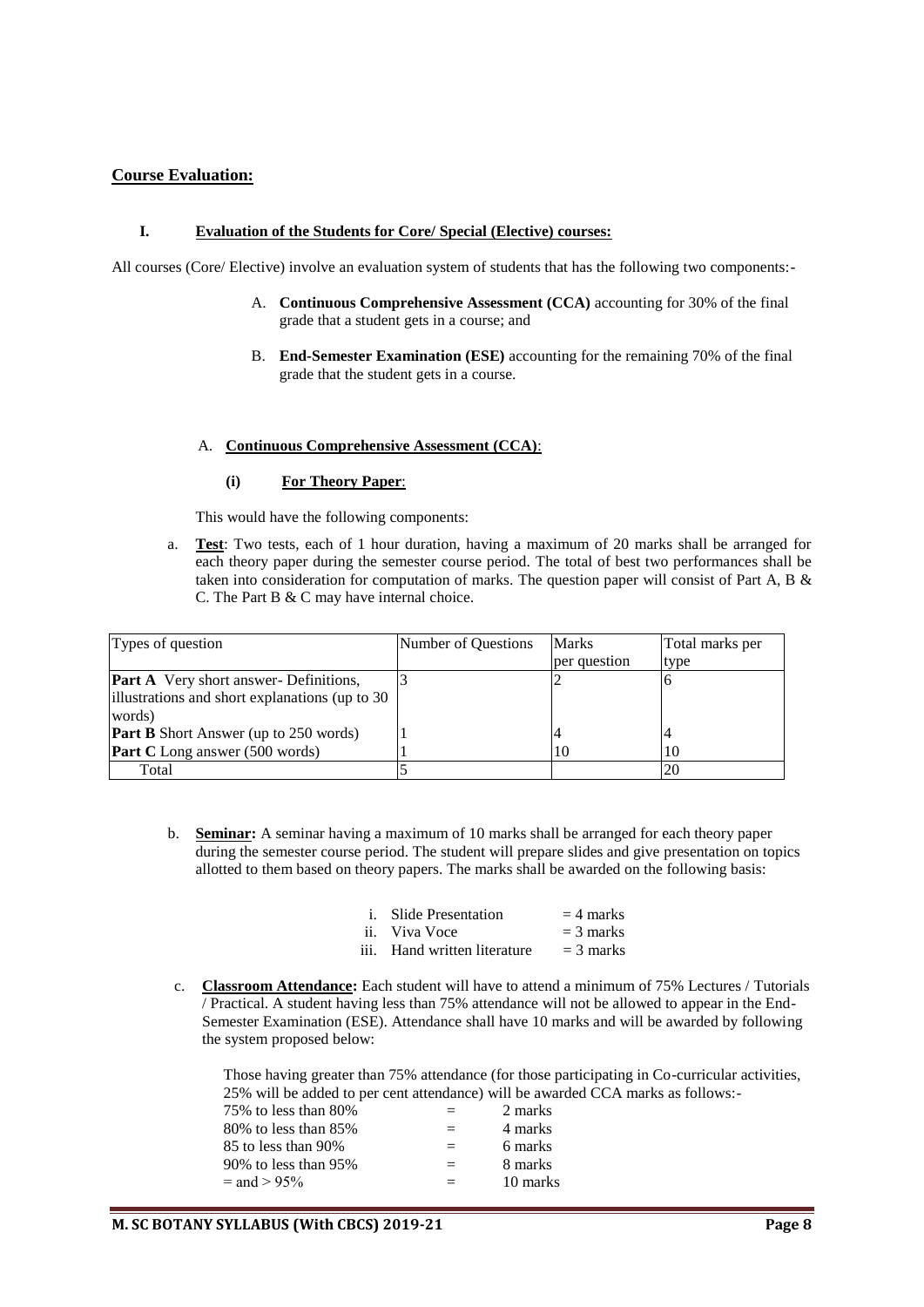## Course Evaluation:

### I. Evaluation of the Students for Core/ Special (Elective) courses:

All courses (Core/ Elective) involve an evaluation system of students that has the following two components:-

A. **Continuous Comprehensive Assessment (CCA)** accounting for 30% of the final grade that a student gets in a course; and

B. **End-Semester Examination (ESE)** accounting for the remaining 70% of the final grade that the student gets in a course.

#### A. Continuous Comprehensive Assessment (CCA):

**(i) For Theory Paper:**

This would have the following components:

a. **Test**: Two tests, each of 1 hour duration, having a maximum of 20 marks shall be arranged for each theory paper during the semester course period. The total of best two performances shall be taken into consideration for computation of marks. The question paper will consist of Part A, B & C. The Part B & C may have internal choice.

| Types of question | Number of Questions | Marks per question | Total marks per type |
|---|---|---|---|
| **Part A** Very short answer- Definitions, illustrations and short explanations (up to 30 words) | 3 | 2 | 6 |
| **Part B** Short Answer (up to 250 words) | 1 | 4 | 4 |
| **Part C** Long answer (500 words) | 1 | 10 | 10 |
| Total | 5 | | 20 |

b. **Seminar:** A seminar having a maximum of 10 marks shall be arranged for each theory paper during the semester course period. The student will prepare slides and give presentation on topics allotted to them based on theory papers. The marks shall be awarded on the following basis:

i. Slide Presentation = 4 marks
ii. Viva Voce = 3 marks
iii. Hand written literature = 3 marks

c. **Classroom Attendance:** Each student will have to attend a minimum of 75% Lectures / Tutorials / Practical. A student having less than 75% attendance will not be allowed to appear in the End-Semester Examination (ESE). Attendance shall have 10 marks and will be awarded by following the system proposed below:

Those having greater than 75% attendance (for those participating in Co-curricular activities, 25% will be added to per cent attendance) will be awarded CCA marks as follows:-

| | | |
|---|---|---|
| 75% to less than 80% | = | 2 marks |
| 80% to less than 85% | = | 4 marks |
| 85 to less than 90% | = | 6 marks |
| 90% to less than 95% | = | 8 marks |
| = and > 95% | = | 10 marks |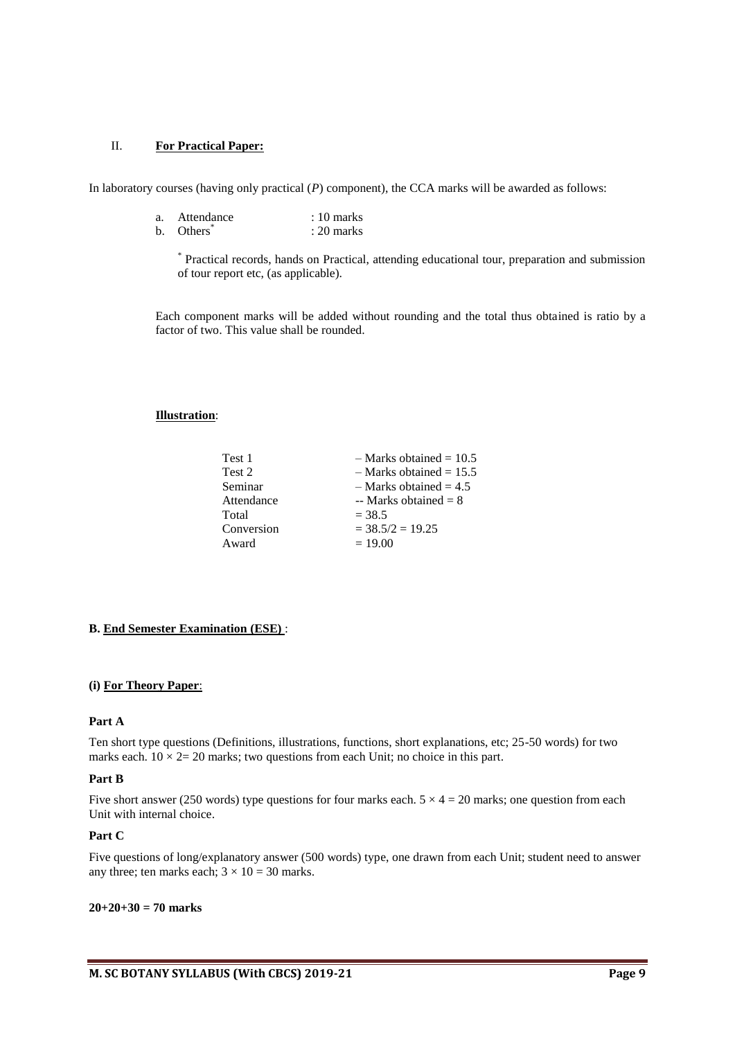II. **For Practical Paper:**

In laboratory courses (having only practical (*P*) component), the CCA marks will be awarded as follows:

a. Attendance : 10 marks
b. Others* : 20 marks

\* Practical records, hands on Practical, attending educational tour, preparation and submission of tour report etc, (as applicable).

Each component marks will be added without rounding and the total thus obtained is ratio by a factor of two. This value shall be rounded.

**Illustration**:

| | |
|---|---|
| Test 1 | – Marks obtained = 10.5 |
| Test 2 | – Marks obtained = 15.5 |
| Seminar | – Marks obtained = 4.5 |
| Attendance | -- Marks obtained = 8 |
| Total | = 38.5 |
| Conversion | = 38.5/2 = 19.25 |
| Award | = 19.00 |

**B. End Semester Examination (ESE)** :

**(i) For Theory Paper**:

**Part A**

Ten short type questions (Definitions, illustrations, functions, short explanations, etc; 25-50 words) for two marks each. $10 \times 2 = 20$ marks; two questions from each Unit; no choice in this part.

**Part B**

Five short answer (250 words) type questions for four marks each. $5 \times 4 = 20$ marks; one question from each Unit with internal choice.

**Part C**

Five questions of long/explanatory answer (500 words) type, one drawn from each Unit; student need to answer any three; ten marks each; $3 \times 10 = 30$ marks.

**20+20+30 = 70 marks**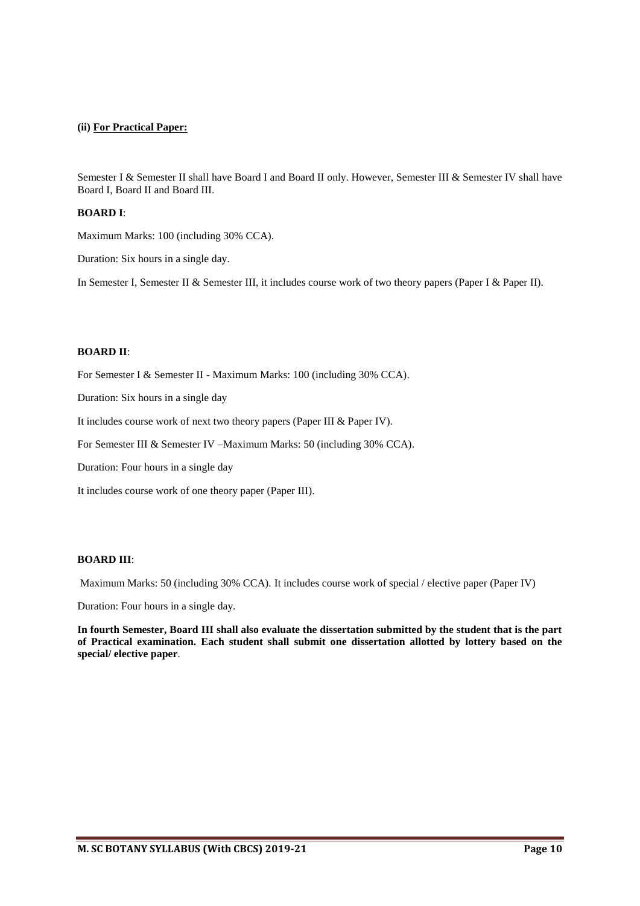**(ii) For Practical Paper:**

Semester I & Semester II shall have Board I and Board II only. However, Semester III & Semester IV shall have Board I, Board II and Board III.

**BOARD I**:

Maximum Marks: 100 (including 30% CCA).

Duration: Six hours in a single day.

In Semester I, Semester II & Semester III, it includes course work of two theory papers (Paper I & Paper II).

**BOARD II**:

For Semester I & Semester II - Maximum Marks: 100 (including 30% CCA).

Duration: Six hours in a single day

It includes course work of next two theory papers (Paper III & Paper IV).

For Semester III & Semester IV –Maximum Marks: 50 (including 30% CCA).

Duration: Four hours in a single day

It includes course work of one theory paper (Paper III).

**BOARD III**:

Maximum Marks: 50 (including 30% CCA). It includes course work of special / elective paper (Paper IV)

Duration: Four hours in a single day.

**In fourth Semester, Board III shall also evaluate the dissertation submitted by the student that is the part of Practical examination. Each student shall submit one dissertation allotted by lottery based on the special/ elective paper**.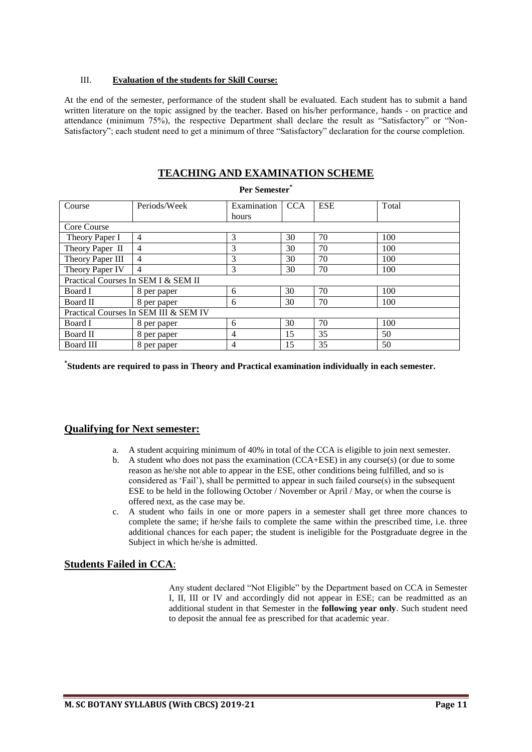III. **Evaluation of the students for Skill Course:**

At the end of the semester, performance of the student shall be evaluated. Each student has to submit a hand written literature on the topic assigned by the teacher. Based on his/her performance, hands - on practice and attendance (minimum 75%), the respective Department shall declare the result as "Satisfactory" or "Non-Satisfactory"; each student need to get a minimum of three "Satisfactory" declaration for the course completion.

## TEACHING AND EXAMINATION SCHEME

**Per Semester***

| Course | Periods/Week | Examination hours | CCA | ESE | Total |
|---|---|---|---|---|---|
| Core Course | | | | | |
| Theory Paper I | 4 | 3 | 30 | 70 | 100 |
| Theory Paper II | 4 | 3 | 30 | 70 | 100 |
| Theory Paper III | 4 | 3 | 30 | 70 | 100 |
| Theory Paper IV | 4 | 3 | 30 | 70 | 100 |
| Practical Courses In SEM I & SEM II | | | | | |
| Board I | 8 per paper | 6 | 30 | 70 | 100 |
| Board II | 8 per paper | 6 | 30 | 70 | 100 |
| Practical Courses In SEM III & SEM IV | | | | | |
| Board I | 8 per paper | 6 | 30 | 70 | 100 |
| Board II | 8 per paper | 4 | 15 | 35 | 50 |
| Board III | 8 per paper | 4 | 15 | 35 | 50 |

***Students are required to pass in Theory and Practical examination individually in each semester.**

## Qualifying for Next semester:

a. A student acquiring minimum of 40% in total of the CCA is eligible to join next semester.
b. A student who does not pass the examination (CCA+ESE) in any course(s) (or due to some reason as he/she not able to appear in the ESE, other conditions being fulfilled, and so is considered as 'Fail'), shall be permitted to appear in such failed course(s) in the subsequent ESE to be held in the following October / November or April / May, or when the course is offered next, as the case may be.
c. A student who fails in one or more papers in a semester shall get three more chances to complete the same; if he/she fails to complete the same within the prescribed time, i.e. three additional chances for each paper; the student is ineligible for the Postgraduate degree in the Subject in which he/she is admitted.

## Students Failed in CCA:

Any student declared "Not Eligible" by the Department based on CCA in Semester I, II, III or IV and accordingly did not appear in ESE; can be readmitted as an additional student in that Semester in the **following year only**. Such student need to deposit the annual fee as prescribed for that academic year.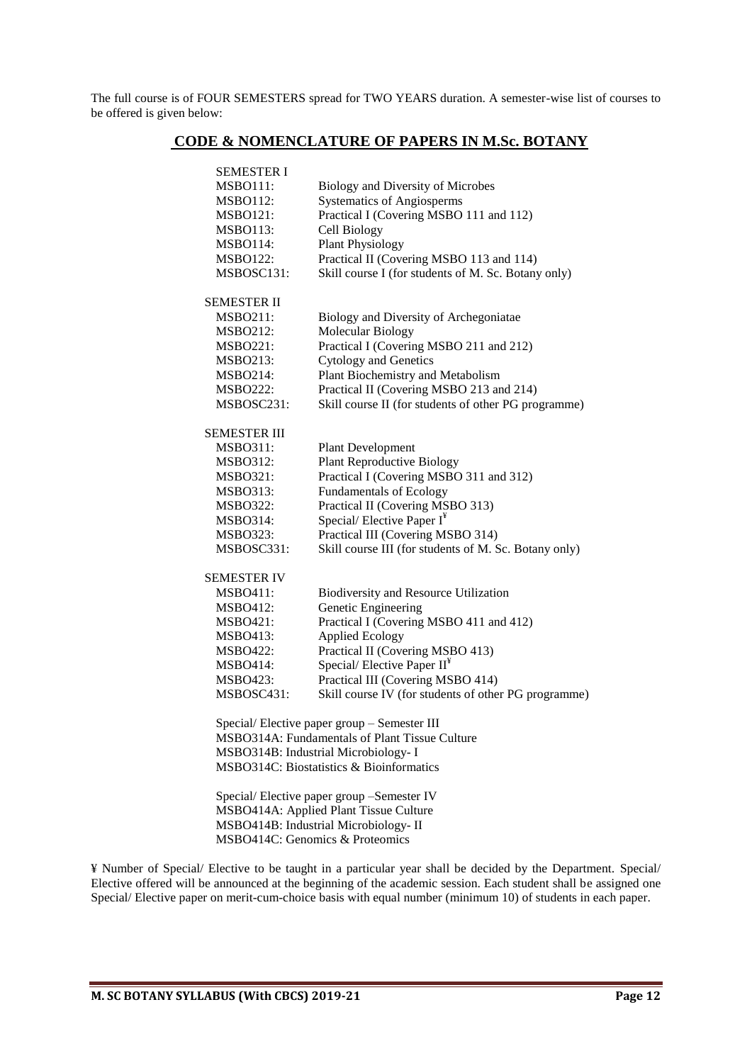The full course is of FOUR SEMESTERS spread for TWO YEARS duration. A semester-wise list of courses to be offered is given below:

## CODE & NOMENCLATURE OF PAPERS IN M.Sc. BOTANY

SEMESTER I

| | |
|---|---|
| MSBO111: | Biology and Diversity of Microbes |
| MSBO112: | Systematics of Angiosperms |
| MSBO121: | Practical I (Covering MSBO 111 and 112) |
| MSBO113: | Cell Biology |
| MSBO114: | Plant Physiology |
| MSBO122: | Practical II (Covering MSBO 113 and 114) |
| MSBOSC131: | Skill course I (for students of M. Sc. Botany only) |

SEMESTER II

| | |
|---|---|
| MSBO211: | Biology and Diversity of Archegoniatae |
| MSBO212: | Molecular Biology |
| MSBO221: | Practical I (Covering MSBO 211 and 212) |
| MSBO213: | Cytology and Genetics |
| MSBO214: | Plant Biochemistry and Metabolism |
| MSBO222: | Practical II (Covering MSBO 213 and 214) |
| MSBOSC231: | Skill course II (for students of other PG programme) |

SEMESTER III

| | |
|---|---|
| MSBO311: | Plant Development |
| MSBO312: | Plant Reproductive Biology |
| MSBO321: | Practical I (Covering MSBO 311 and 312) |
| MSBO313: | Fundamentals of Ecology |
| MSBO322: | Practical II (Covering MSBO 313) |
| MSBO314: | Special/ Elective Paper I[¥] |
| MSBO323: | Practical III (Covering MSBO 314) |
| MSBOSC331: | Skill course III (for students of M. Sc. Botany only) |

SEMESTER IV

| | |
|---|---|
| MSBO411: | Biodiversity and Resource Utilization |
| MSBO412: | Genetic Engineering |
| MSBO421: | Practical I (Covering MSBO 411 and 412) |
| MSBO413: | Applied Ecology |
| MSBO422: | Practical II (Covering MSBO 413) |
| MSBO414: | Special/ Elective Paper II[¥] |
| MSBO423: | Practical III (Covering MSBO 414) |
| MSBOSC431: | Skill course IV (for students of other PG programme) |

Special/ Elective paper group – Semester III
MSBO314A: Fundamentals of Plant Tissue Culture
MSBO314B: Industrial Microbiology- I
MSBO314C: Biostatistics & Bioinformatics

Special/ Elective paper group –Semester IV
MSBO414A: Applied Plant Tissue Culture
MSBO414B: Industrial Microbiology- II
MSBO414C: Genomics & Proteomics

¥ Number of Special/ Elective to be taught in a particular year shall be decided by the Department. Special/ Elective offered will be announced at the beginning of the academic session. Each student shall be assigned one Special/ Elective paper on merit-cum-choice basis with equal number (minimum 10) of students in each paper.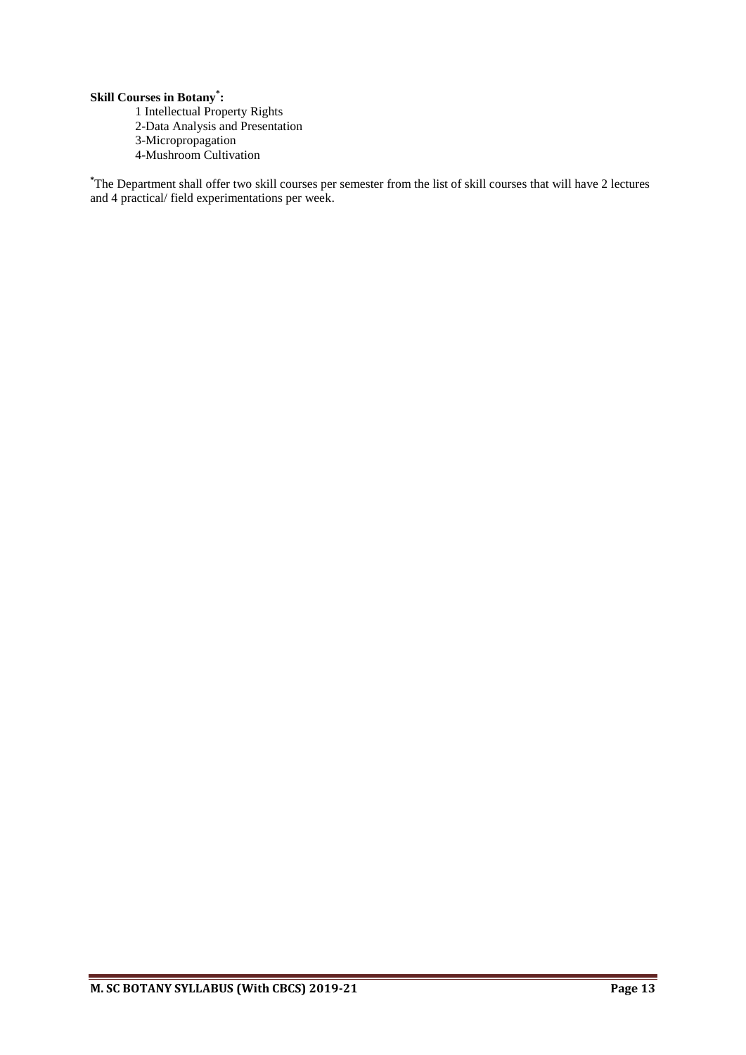**Skill Courses in Botany*:**

1 Intellectual Property Rights
2-Data Analysis and Presentation
3-Micropropagation
4-Mushroom Cultivation

*The Department shall offer two skill courses per semester from the list of skill courses that will have 2 lectures and 4 practical/ field experimentations per week.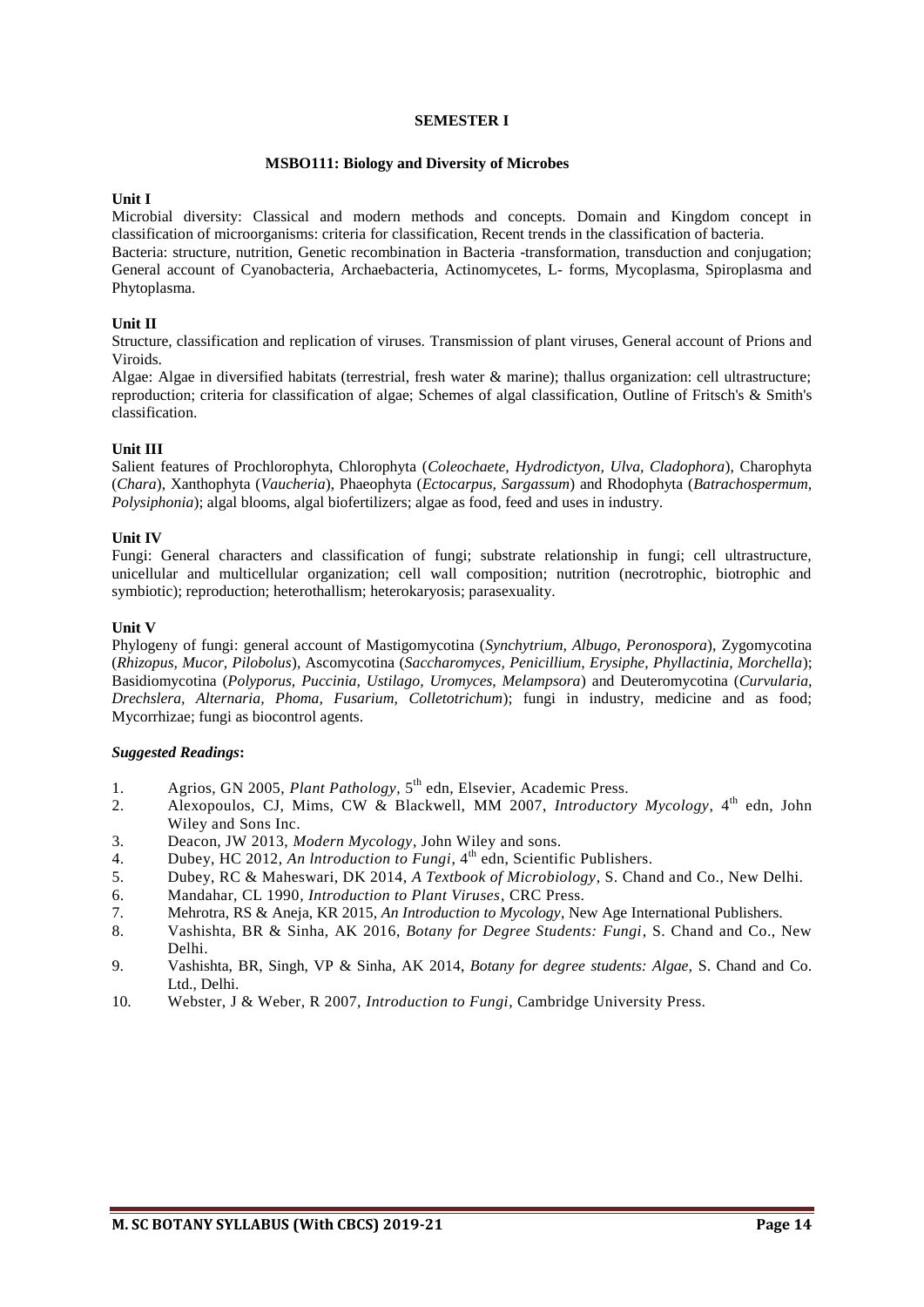## SEMESTER I

### MSBO111: Biology and Diversity of Microbes

**Unit I**

Microbial diversity: Classical and modern methods and concepts. Domain and Kingdom concept in classification of microorganisms: criteria for classification, Recent trends in the classification of bacteria.
Bacteria: structure, nutrition, Genetic recombination in Bacteria -transformation, transduction and conjugation; General account of Cyanobacteria, Archaebacteria, Actinomycetes, L- forms, Mycoplasma, Spiroplasma and Phytoplasma.

**Unit II**

Structure, classification and replication of viruses. Transmission of plant viruses, General account of Prions and Viroids.
Algae: Algae in diversified habitats (terrestrial, fresh water & marine); thallus organization: cell ultrastructure; reproduction; criteria for classification of algae; Schemes of algal classification, Outline of Fritsch's & Smith's classification.

**Unit III**

Salient features of Prochlorophyta, Chlorophyta (*Coleochaete, Hydrodictyon, Ulva, Cladophora*), Charophyta (*Chara*), Xanthophyta (*Vaucheria*), Phaeophyta (*Ectocarpus, Sargassum*) and Rhodophyta (*Batrachospermum, Polysiphonia*); algal blooms, algal biofertilizers; algae as food, feed and uses in industry.

**Unit IV**

Fungi: General characters and classification of fungi; substrate relationship in fungi; cell ultrastructure, unicellular and multicellular organization; cell wall composition; nutrition (necrotrophic, biotrophic and symbiotic); reproduction; heterothallism; heterokaryosis; parasexuality.

**Unit V**

Phylogeny of fungi: general account of Mastigomycotina (*Synchytrium, Albugo, Peronospora*), Zygomycotina (*Rhizopus, Mucor, Pilobolus*), Ascomycotina (*Saccharomyces, Penicillium, Erysiphe, Phyllactinia, Morchella*); Basidiomycotina (*Polyporus, Puccinia, Ustilago, Uromyces, Melampsora*) and Deuteromycotina (*Curvularia, Drechslera, Alternaria, Phoma, Fusarium, Colletotrichum*); fungi in industry, medicine and as food; Mycorrhizae; fungi as biocontrol agents.

***Suggested Readings*:**

1. Agrios, GN 2005, *Plant Pathology*, 5th edn, Elsevier, Academic Press.
2. Alexopoulos, CJ, Mims, CW & Blackwell, MM 2007, *Introductory Mycology*, 4th edn, John Wiley and Sons Inc.
3. Deacon, JW 2013, *Modern Mycology*, John Wiley and sons.
4. Dubey, HC 2012, *An lntroduction to Fungi*, 4th edn, Scientific Publishers.
5. Dubey, RC & Maheswari, DK 2014, *A Textbook of Microbiology*, S. Chand and Co., New Delhi.
6. Mandahar, CL 1990, *Introduction to Plant Viruses*, CRC Press.
7. Mehrotra, RS & Aneja, KR 2015, *An Introduction to Mycology*, New Age International Publishers.
8. Vashishta, BR & Sinha, AK 2016, *Botany for Degree Students: Fungi*, S. Chand and Co., New Delhi.
9. Vashishta, BR, Singh, VP & Sinha, AK 2014, *Botany for degree students: Algae,* S. Chand and Co. Ltd., Delhi.
10. Webster, J & Weber, R 2007, *Introduction to Fungi*, Cambridge University Press.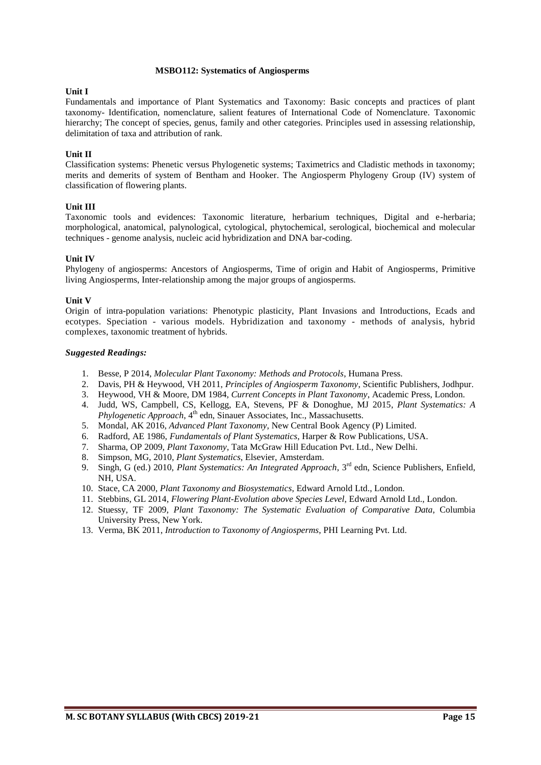## MSBO112: Systematics of Angiosperms

**Unit I**

Fundamentals and importance of Plant Systematics and Taxonomy: Basic concepts and practices of plant taxonomy- Identification, nomenclature, salient features of International Code of Nomenclature. Taxonomic hierarchy; The concept of species, genus, family and other categories. Principles used in assessing relationship, delimitation of taxa and attribution of rank.

**Unit II**

Classification systems: Phenetic versus Phylogenetic systems; Taximetrics and Cladistic methods in taxonomy; merits and demerits of system of Bentham and Hooker. The Angiosperm Phylogeny Group (IV) system of classification of flowering plants.

**Unit III**

Taxonomic tools and evidences: Taxonomic literature, herbarium techniques, Digital and e-herbaria; morphological, anatomical, palynological, cytological, phytochemical, serological, biochemical and molecular techniques - genome analysis, nucleic acid hybridization and DNA bar-coding.

**Unit IV**

Phylogeny of angiosperms: Ancestors of Angiosperms, Time of origin and Habit of Angiosperms, Primitive living Angiosperms, Inter-relationship among the major groups of angiosperms.

**Unit V**

Origin of intra-population variations: Phenotypic plasticity, Plant Invasions and Introductions, Ecads and ecotypes. Speciation - various models. Hybridization and taxonomy - methods of analysis, hybrid complexes, taxonomic treatment of hybrids.

***Suggested Readings:***

1. Besse, P 2014, *Molecular Plant Taxonomy: Methods and Protocols*, Humana Press.
2. Davis, PH & Heywood, VH 2011, *Principles of Angiosperm Taxonomy*, Scientific Publishers, Jodhpur.
3. Heywood, VH & Moore, DM 1984, *Current Concepts in Plant Taxonomy*, Academic Press, London.
4. Judd, WS, Campbell, CS, Kellogg, EA, Stevens, PF & Donoghue, MJ 2015, *Plant Systematics: A Phylogenetic Approach*, 4th edn, Sinauer Associates, Inc., Massachusetts.
5. Mondal, AK 2016, *Advanced Plant Taxonomy*, New Central Book Agency (P) Limited.
6. Radford, AE 1986, *Fundamentals of Plant Systematics*, Harper & Row Publications, USA.
7. Sharma, OP 2009, *Plant Taxonomy*, Tata McGraw Hill Education Pvt. Ltd., New Delhi.
8. Simpson, MG, 2010, *Plant Systematics*, Elsevier, Amsterdam.
9. Singh, G (ed.) 2010, *Plant Systematics: An Integrated Approach*, 3rd edn, Science Publishers, Enfield, NH, USA.
10. Stace, CA 2000, *Plant Taxonomy and Biosystematics*, Edward Arnold Ltd., London.
11. Stebbins, GL 2014, *Flowering Plant-Evolution above Species Level*, Edward Arnold Ltd., London.
12. Stuessy, TF 2009, *Plant Taxonomy: The Systematic Evaluation of Comparative Data*, Columbia University Press, New York.
13. Verma, BK 2011, *Introduction to Taxonomy of Angiosperms*, PHI Learning Pvt. Ltd.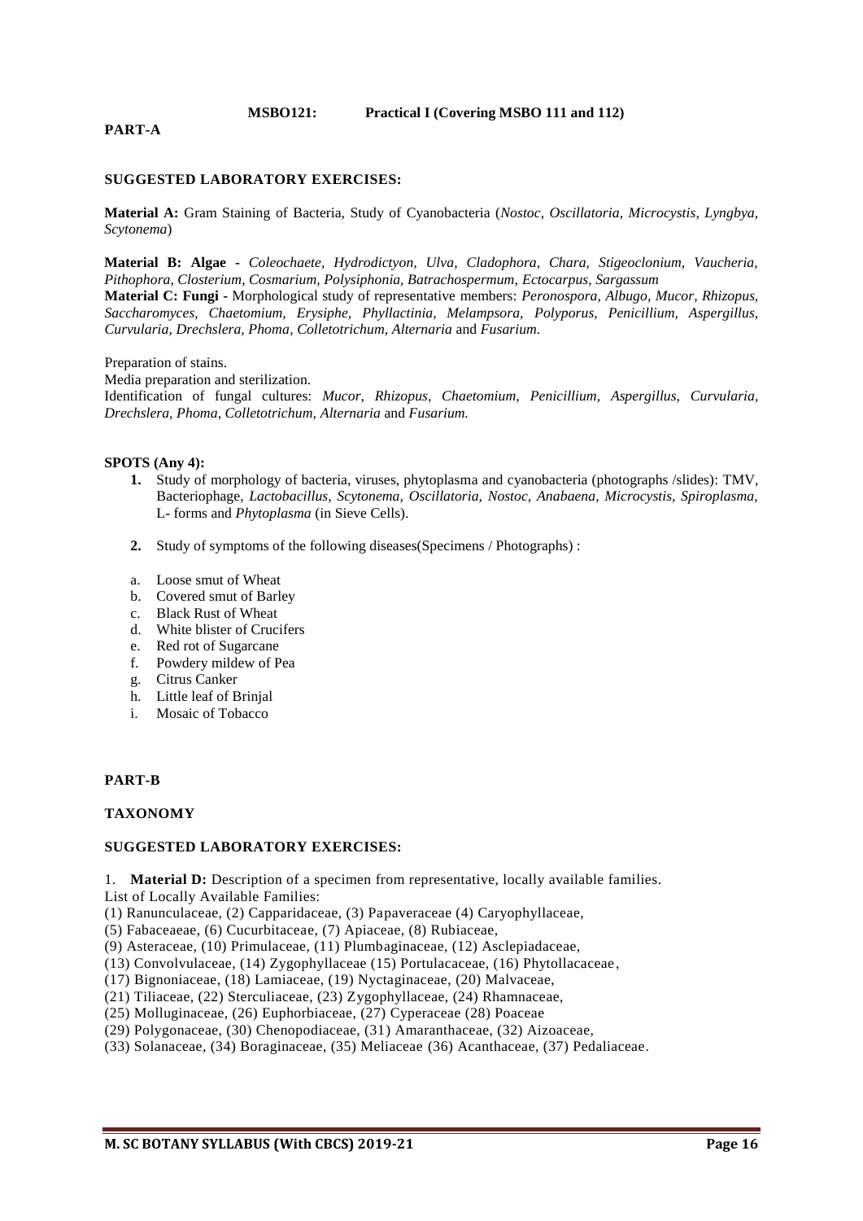**MSBO121: Practical I (Covering MSBO 111 and 112)**

## PART-A

### SUGGESTED LABORATORY EXERCISES:

**Material A:** Gram Staining of Bacteria, Study of Cyanobacteria (*Nostoc, Oscillatoria, Microcystis, Lyngbya, Scytonema*)

**Material B: Algae** - *Coleochaete, Hydrodictyon, Ulva, Cladophora, Chara, Stigeoclonium, Vaucheria, Pithophora, Closterium, Cosmarium, Polysiphonia, Batrachospermum, Ectocarpus, Sargassum*

**Material C: Fungi** - Morphological study of representative members: *Peronospora, Albugo, Mucor, Rhizopus, Saccharomyces, Chaetomium, Erysiphe, Phyllactinia, Melampsora, Polyporus, Penicillium, Aspergillus, Curvularia, Drechslera, Phoma, Colletotrichum, Alternaria* and *Fusarium.*

Preparation of stains.

Media preparation and sterilization.

Identification of fungal cultures: *Mucor, Rhizopus, Chaetomium, Penicillium, Aspergillus, Curvularia, Drechslera, Phoma, Colletotrichum, Alternaria* and *Fusarium.*

### SPOTS (Any 4):

1. Study of morphology of bacteria, viruses, phytoplasma and cyanobacteria (photographs /slides): TMV, Bacteriophage, *Lactobacillus, Scytonema, Oscillatoria, Nostoc, Anabaena, Microcystis, Spiroplasma,* L- forms and *Phytoplasma* (in Sieve Cells).

2. Study of symptoms of the following diseases(Specimens / Photographs) :

   a. Loose smut of Wheat
   b. Covered smut of Barley
   c. Black Rust of Wheat
   d. White blister of Crucifers
   e. Red rot of Sugarcane
   f. Powdery mildew of Pea
   g. Citrus Canker
   h. Little leaf of Brinjal
   i. Mosaic of Tobacco

## PART-B

### TAXONOMY

### SUGGESTED LABORATORY EXERCISES:

1. **Material D:** Description of a specimen from representative, locally available families.

List of Locally Available Families:

(1) Ranunculaceae, (2) Capparidaceae, (3) Papaveraceae (4) Caryophyllaceae,
(5) Fabaceaeae, (6) Cucurbitaceae, (7) Apiaceae, (8) Rubiaceae,
(9) Asteraceae, (10) Primulaceae, (11) Plumbaginaceae, (12) Asclepiadaceae,
(13) Convolvulaceae, (14) Zygophyllaceae (15) Portulacaceae, (16) Phytollacaceae,
(17) Bignoniaceae, (18) Lamiaceae, (19) Nyctaginaceae, (20) Malvaceae,
(21) Tiliaceae, (22) Sterculiaceae, (23) Zygophyllaceae, (24) Rhamnaceae,
(25) Molluginaceae, (26) Euphorbiaceae, (27) Cyperaceae (28) Poaceae
(29) Polygonaceae, (30) Chenopodiaceae, (31) Amaranthaceae, (32) Aizoaceae,
(33) Solanaceae, (34) Boraginaceae, (35) Meliaceae (36) Acanthaceae, (37) Pedaliaceae.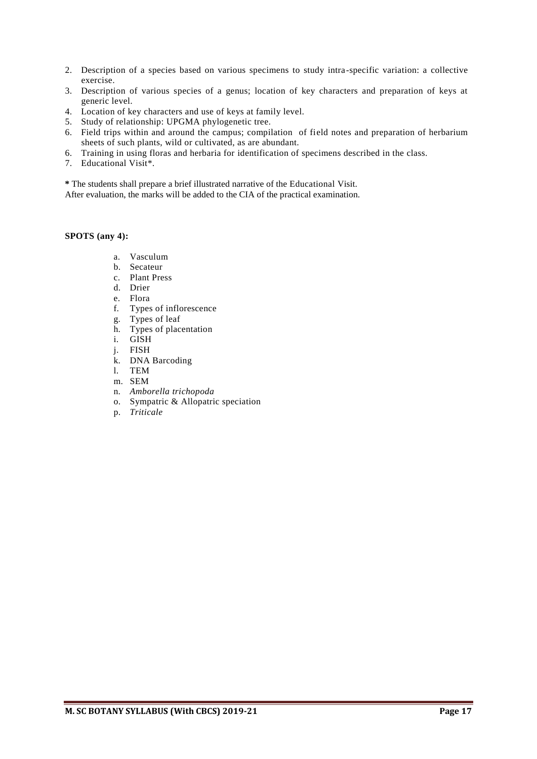2. Description of a species based on various specimens to study intra-specific variation: a collective exercise.
3. Description of various species of a genus; location of key characters and preparation of keys at generic level.
4. Location of key characters and use of keys at family level.
5. Study of relationship: UPGMA phylogenetic tree.
6. Field trips within and around the campus; compilation of field notes and preparation of herbarium sheets of such plants, wild or cultivated, as are abundant.
6. Training in using floras and herbaria for identification of specimens described in the class.
7. Educational Visit*.

**\*** The students shall prepare a brief illustrated narrative of the Educational Visit.
After evaluation, the marks will be added to the CIA of the practical examination.

**SPOTS (any 4):**

a. Vasculum
b. Secateur
c. Plant Press
d. Drier
e. Flora
f. Types of inflorescence
g. Types of leaf
h. Types of placentation
i. GISH
j. FISH
k. DNA Barcoding
l. TEM
m. SEM
n. *Amborella trichopoda*
o. Sympatric & Allopatric speciation
p. *Triticale*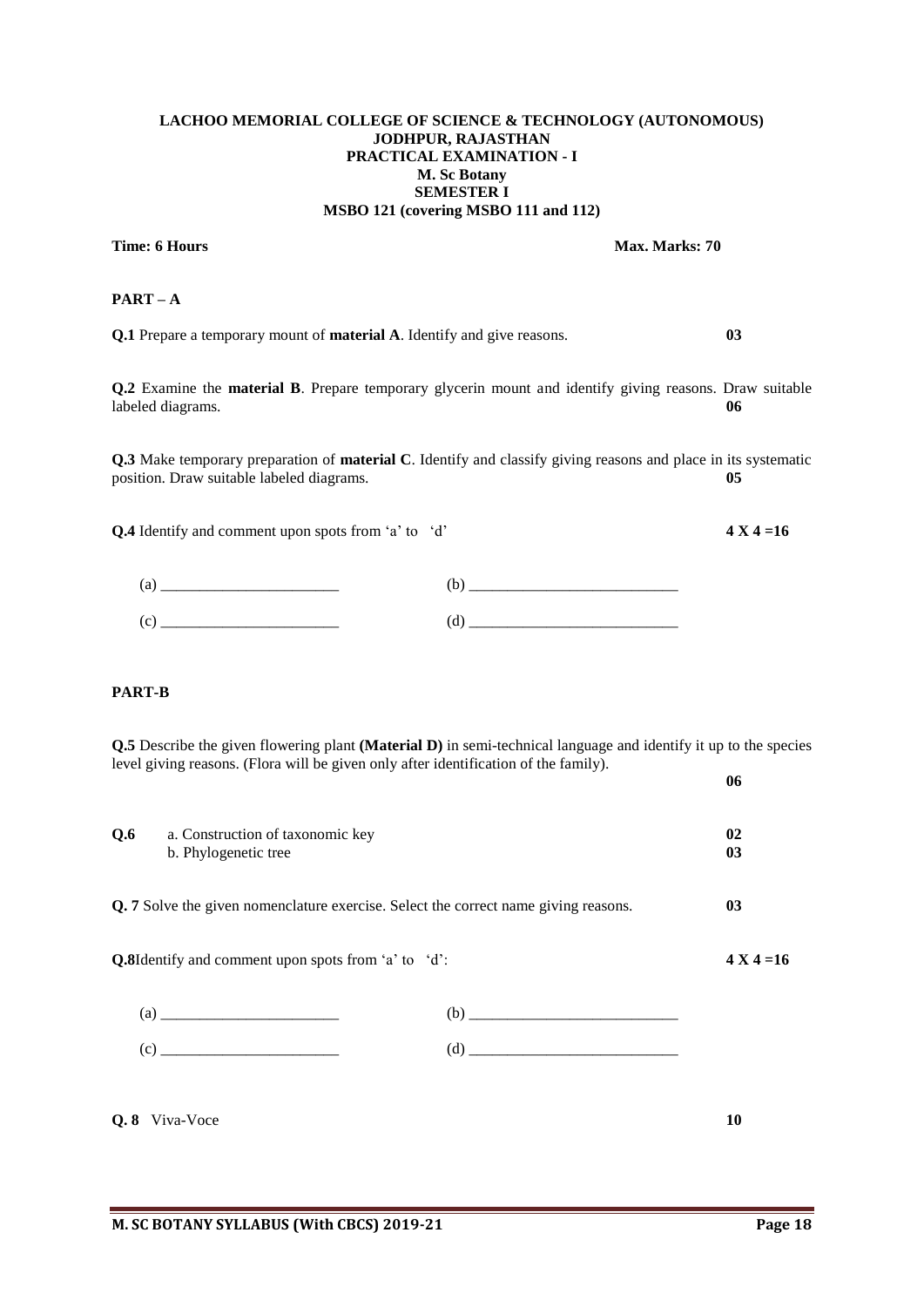**LACHOO MEMORIAL COLLEGE OF SCIENCE & TECHNOLOGY (AUTONOMOUS)**
**JODHPUR, RAJASTHAN**
**PRACTICAL EXAMINATION - I**
**M. Sc Botany**
**SEMESTER I**
**MSBO 121 (covering MSBO 111 and 112)**

**Time: 6 Hours** **Max. Marks: 70**

## PART – A

**Q.1** Prepare a temporary mount of **material A**. Identify and give reasons. **03**

**Q.2** Examine the **material B**. Prepare temporary glycerin mount and identify giving reasons. Draw suitable labeled diagrams. **06**

**Q.3** Make temporary preparation of **material C**. Identify and classify giving reasons and place in its systematic position. Draw suitable labeled diagrams. **05**

**Q.4** Identify and comment upon spots from 'a' to 'd' **4 X 4 =16**

(a) _______________________ (b) ___________________________

(c) _______________________ (d) ___________________________

## PART-B

**Q.5** Describe the given flowering plant **(Material D)** in semi-technical language and identify it up to the species level giving reasons. (Flora will be given only after identification of the family). **06**

**Q.6**
a. Construction of taxonomic key **02**
b. Phylogenetic tree **03**

**Q. 7** Solve the given nomenclature exercise. Select the correct name giving reasons. **03**

**Q.8**Identify and comment upon spots from 'a' to 'd': **4 X 4 =16**

(a) _______________________ (b) ___________________________

(c) _______________________ (d) ___________________________

**Q. 8** Viva-Voce **10**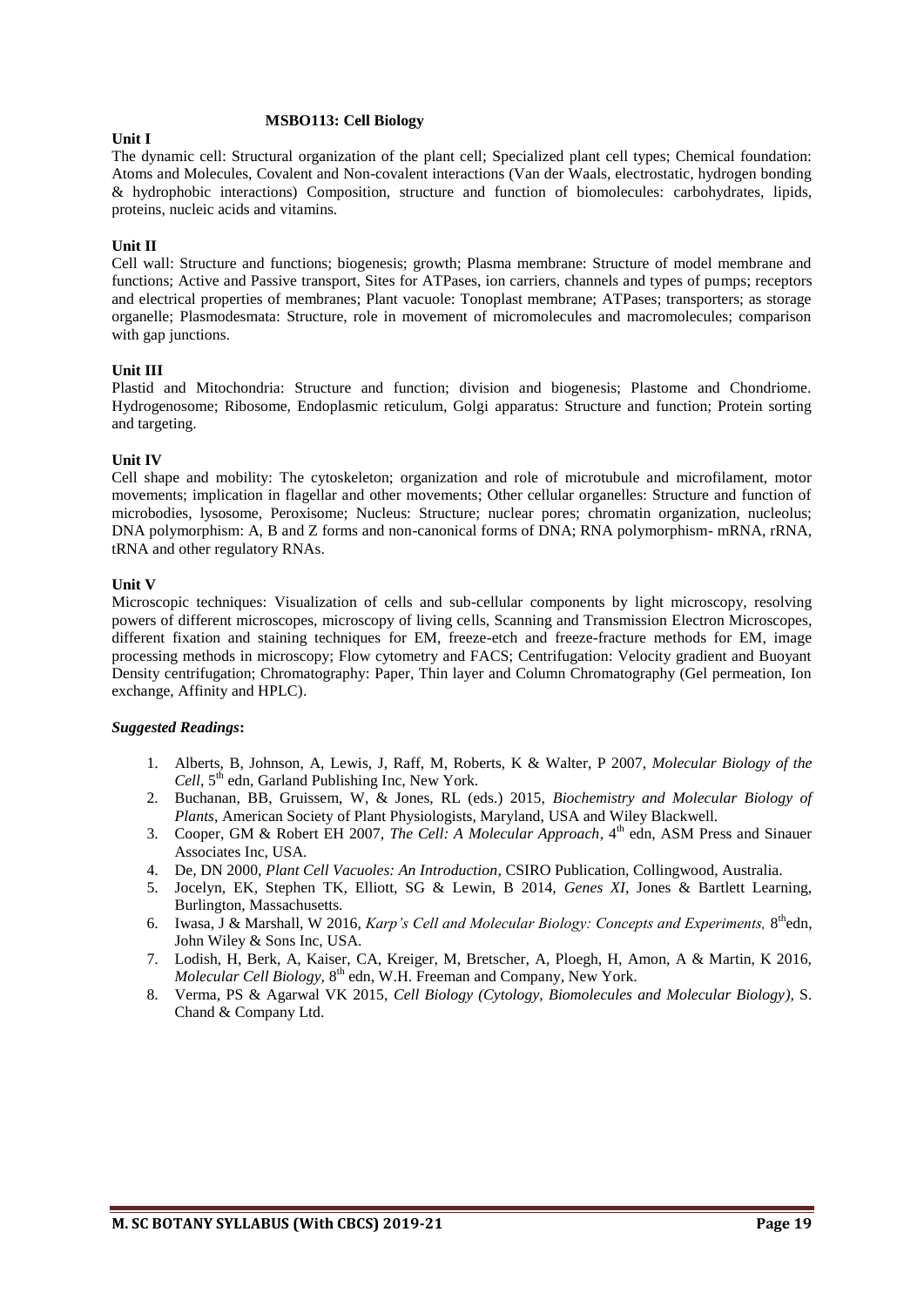## MSBO113: Cell Biology

### Unit I

The dynamic cell: Structural organization of the plant cell; Specialized plant cell types; Chemical foundation: Atoms and Molecules, Covalent and Non-covalent interactions (Van der Waals, electrostatic, hydrogen bonding & hydrophobic interactions) Composition, structure and function of biomolecules: carbohydrates, lipids, proteins, nucleic acids and vitamins.

### Unit II

Cell wall: Structure and functions; biogenesis; growth; Plasma membrane: Structure of model membrane and functions; Active and Passive transport, Sites for ATPases, ion carriers, channels and types of pumps; receptors and electrical properties of membranes; Plant vacuole: Tonoplast membrane; ATPases; transporters; as storage organelle; Plasmodesmata: Structure, role in movement of micromolecules and macromolecules; comparison with gap junctions.

### Unit III

Plastid and Mitochondria: Structure and function; division and biogenesis; Plastome and Chondriome. Hydrogenosome; Ribosome, Endoplasmic reticulum, Golgi apparatus: Structure and function; Protein sorting and targeting.

### Unit IV

Cell shape and mobility: The cytoskeleton; organization and role of microtubule and microfilament, motor movements; implication in flagellar and other movements; Other cellular organelles: Structure and function of microbodies, lysosome, Peroxisome; Nucleus: Structure; nuclear pores; chromatin organization, nucleolus; DNA polymorphism: A, B and Z forms and non-canonical forms of DNA; RNA polymorphism- mRNA, rRNA, tRNA and other regulatory RNAs.

### Unit V

Microscopic techniques: Visualization of cells and sub-cellular components by light microscopy, resolving powers of different microscopes, microscopy of living cells, Scanning and Transmission Electron Microscopes, different fixation and staining techniques for EM, freeze-etch and freeze-fracture methods for EM, image processing methods in microscopy; Flow cytometry and FACS; Centrifugation: Velocity gradient and Buoyant Density centrifugation; Chromatography: Paper, Thin layer and Column Chromatography (Gel permeation, Ion exchange, Affinity and HPLC).

***Suggested Readings*:**

1. Alberts, B, Johnson, A, Lewis, J, Raff, M, Roberts, K & Walter, P 2007, *Molecular Biology of the Cell*, 5th edn, Garland Publishing Inc, New York.
2. Buchanan, BB, Gruissem, W, & Jones, RL (eds.) 2015, *Biochemistry and Molecular Biology of Plants*, American Society of Plant Physiologists, Maryland, USA and Wiley Blackwell.
3. Cooper, GM & Robert EH 2007, *The Cell: A Molecular Approach*, 4th edn, ASM Press and Sinauer Associates Inc, USA.
4. De, DN 2000, *Plant Cell Vacuoles: An Introduction*, CSIRO Publication, Collingwood, Australia.
5. Jocelyn, EK, Stephen TK, Elliott, SG & Lewin, B 2014, *Genes XI*, Jones & Bartlett Learning, Burlington, Massachusetts.
6. Iwasa, J & Marshall, W 2016, *Karp's Cell and Molecular Biology: Concepts and Experiments,* 8th edn, John Wiley & Sons Inc, USA.
7. Lodish, H, Berk, A, Kaiser, CA, Kreiger, M, Bretscher, A, Ploegh, H, Amon, A & Martin, K 2016, *Molecular Cell Biology,* 8th edn, W.H. Freeman and Company, New York.
8. Verma, PS & Agarwal VK 2015, *Cell Biology (Cytology, Biomolecules and Molecular Biology)*, S. Chand & Company Ltd.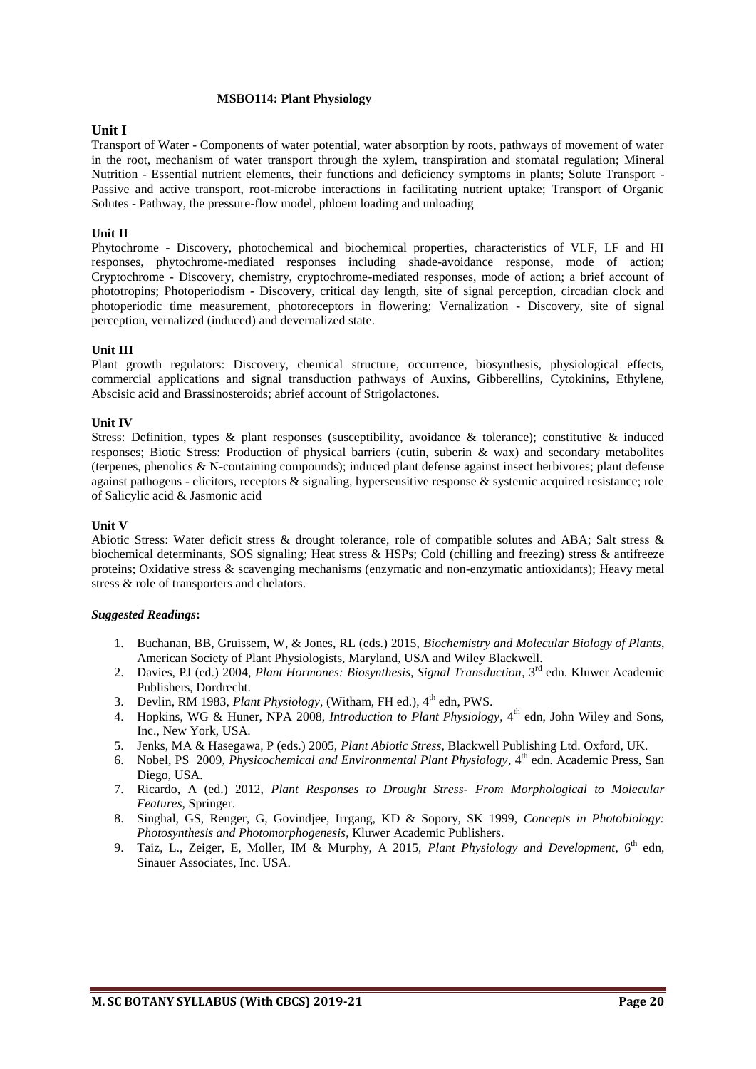## MSBO114: Plant Physiology

### Unit I

Transport of Water - Components of water potential, water absorption by roots, pathways of movement of water in the root, mechanism of water transport through the xylem, transpiration and stomatal regulation; Mineral Nutrition - Essential nutrient elements, their functions and deficiency symptoms in plants; Solute Transport - Passive and active transport, root-microbe interactions in facilitating nutrient uptake; Transport of Organic Solutes - Pathway, the pressure-flow model, phloem loading and unloading

### Unit II

Phytochrome - Discovery, photochemical and biochemical properties, characteristics of VLF, LF and HI responses, phytochrome-mediated responses including shade-avoidance response, mode of action; Cryptochrome - Discovery, chemistry, cryptochrome-mediated responses, mode of action; a brief account of phototropins; Photoperiodism - Discovery, critical day length, site of signal perception, circadian clock and photoperiodic time measurement, photoreceptors in flowering; Vernalization - Discovery, site of signal perception, vernalized (induced) and devernalized state.

### Unit III

Plant growth regulators: Discovery, chemical structure, occurrence, biosynthesis, physiological effects, commercial applications and signal transduction pathways of Auxins, Gibberellins, Cytokinins, Ethylene, Abscisic acid and Brassinosteroids; abrief account of Strigolactones.

### Unit IV

Stress: Definition, types & plant responses (susceptibility, avoidance & tolerance); constitutive & induced responses; Biotic Stress: Production of physical barriers (cutin, suberin & wax) and secondary metabolites (terpenes, phenolics & N-containing compounds); induced plant defense against insect herbivores; plant defense against pathogens - elicitors, receptors & signaling, hypersensitive response & systemic acquired resistance; role of Salicylic acid & Jasmonic acid

### Unit V

Abiotic Stress: Water deficit stress & drought tolerance, role of compatible solutes and ABA; Salt stress & biochemical determinants, SOS signaling; Heat stress & HSPs; Cold (chilling and freezing) stress & antifreeze proteins; Oxidative stress & scavenging mechanisms (enzymatic and non-enzymatic antioxidants); Heavy metal stress & role of transporters and chelators.

***Suggested Readings*:**

1. Buchanan, BB, Gruissem, W, & Jones, RL (eds.) 2015, *Biochemistry and Molecular Biology of Plants*, American Society of Plant Physiologists, Maryland, USA and Wiley Blackwell.
2. Davies, PJ (ed.) 2004, *Plant Hormones: Biosynthesis, Signal Transduction*, 3rd edn. Kluwer Academic Publishers, Dordrecht.
3. Devlin, RM 1983, *Plant Physiology*, (Witham, FH ed.), 4th edn, PWS.
4. Hopkins, WG & Huner, NPA 2008, *Introduction to Plant Physiology*, 4th edn, John Wiley and Sons, Inc., New York, USA.
5. Jenks, MA & Hasegawa, P (eds.) 2005, *Plant Abiotic Stress*, Blackwell Publishing Ltd. Oxford, UK.
6. Nobel, PS 2009, *Physicochemical and Environmental Plant Physiology*, 4th edn. Academic Press, San Diego, USA.
7. Ricardo, A (ed.) 2012, *Plant Responses to Drought Stress- From Morphological to Molecular Features*, Springer.
8. Singhal, GS, Renger, G, Govindjee, Irrgang, KD & Sopory, SK 1999, *Concepts in Photobiology: Photosynthesis and Photomorphogenesis*, Kluwer Academic Publishers.
9. Taiz, L., Zeiger, E, Moller, IM & Murphy, A 2015, *Plant Physiology and Development*, 6th edn, Sinauer Associates, Inc. USA.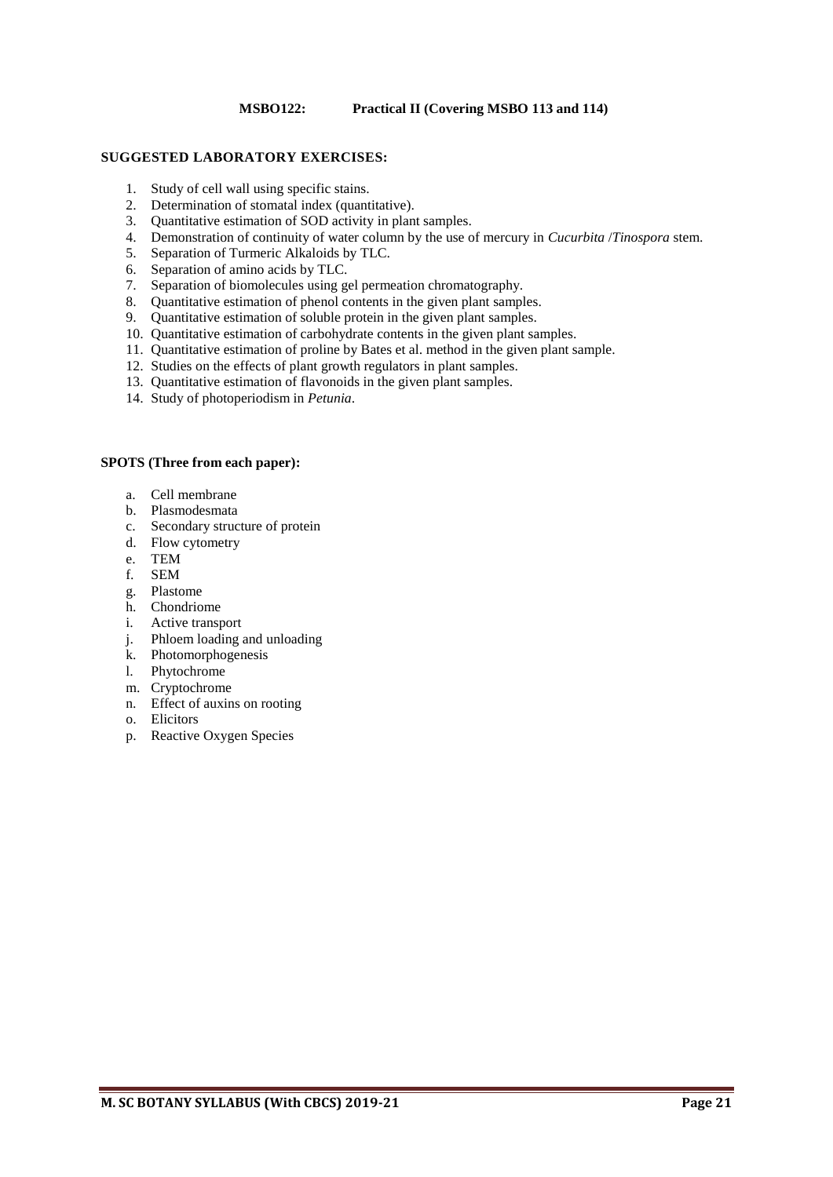**MSBO122: Practical II (Covering MSBO 113 and 114)**

**SUGGESTED LABORATORY EXERCISES:**

1. Study of cell wall using specific stains.
2. Determination of stomatal index (quantitative).
3. Quantitative estimation of SOD activity in plant samples.
4. Demonstration of continuity of water column by the use of mercury in *Cucurbita* /*Tinospora* stem.
5. Separation of Turmeric Alkaloids by TLC.
6. Separation of amino acids by TLC.
7. Separation of biomolecules using gel permeation chromatography.
8. Quantitative estimation of phenol contents in the given plant samples.
9. Quantitative estimation of soluble protein in the given plant samples.
10. Quantitative estimation of carbohydrate contents in the given plant samples.
11. Quantitative estimation of proline by Bates et al. method in the given plant sample.
12. Studies on the effects of plant growth regulators in plant samples.
13. Quantitative estimation of flavonoids in the given plant samples.
14. Study of photoperiodism in *Petunia*.

**SPOTS (Three from each paper):**

a. Cell membrane
b. Plasmodesmata
c. Secondary structure of protein
d. Flow cytometry
e. TEM
f. SEM
g. Plastome
h. Chondriome
i. Active transport
j. Phloem loading and unloading
k. Photomorphogenesis
l. Phytochrome
m. Cryptochrome
n. Effect of auxins on rooting
o. Elicitors
p. Reactive Oxygen Species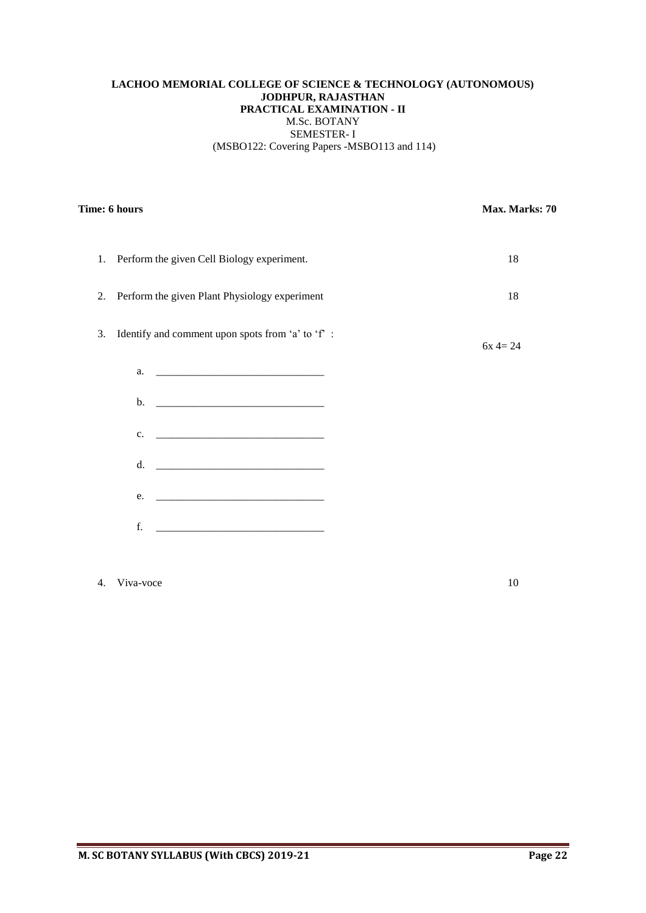**LACHOO MEMORIAL COLLEGE OF SCIENCE & TECHNOLOGY (AUTONOMOUS)**
**JODHPUR, RAJASTHAN**
**PRACTICAL EXAMINATION - II**
M.Sc. BOTANY
SEMESTER- I
(MSBO122: Covering Papers -MSBO113 and 114)

**Time: 6 hours** **Max. Marks: 70**

1. Perform the given Cell Biology experiment. 18
2. Perform the given Plant Physiology experiment 18
3. Identify and comment upon spots from 'a' to 'f' : 6x 4= 24
   a. ______________________________
   b. ______________________________
   c. ______________________________
   d. ______________________________
   e. ______________________________
   f. ______________________________
4. Viva-voce 10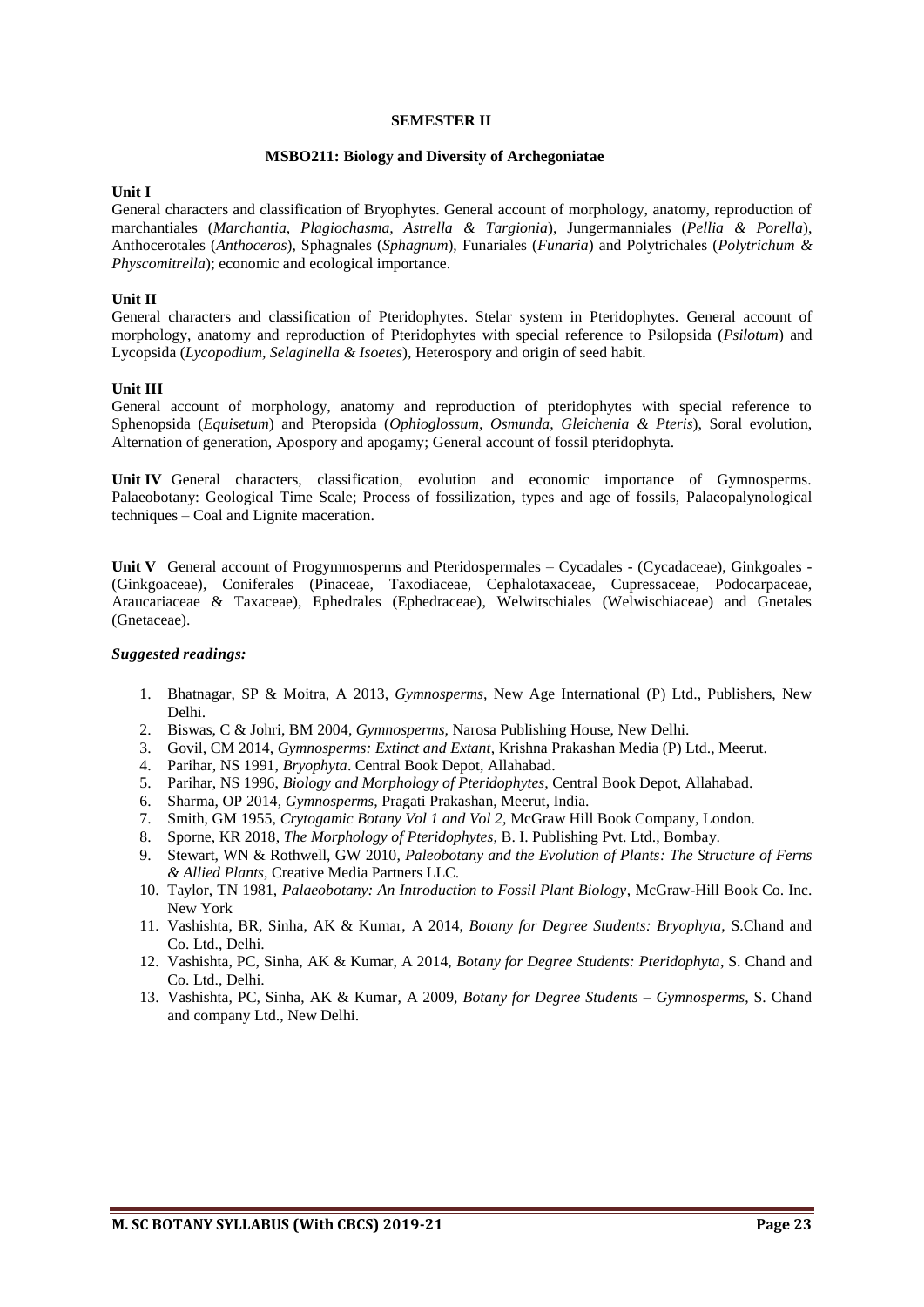## SEMESTER II

### MSBO211: Biology and Diversity of Archegoniatae

**Unit I**

General characters and classification of Bryophytes. General account of morphology, anatomy, reproduction of marchantiales (*Marchantia, Plagiochasma, Astrella & Targionia*), Jungermanniales (*Pellia & Porella*), Anthocerotales (*Anthoceros*), Sphagnales (*Sphagnum*), Funariales (*Funaria*) and Polytrichales (*Polytrichum & Physcomitrella*); economic and ecological importance.

**Unit II**

General characters and classification of Pteridophytes. Stelar system in Pteridophytes. General account of morphology, anatomy and reproduction of Pteridophytes with special reference to Psilopsida (*Psilotum*) and Lycopsida (*Lycopodium, Selaginella & Isoetes*), Heterospory and origin of seed habit.

**Unit III**

General account of morphology, anatomy and reproduction of pteridophytes with special reference to Sphenopsida (*Equisetum*) and Pteropsida (*Ophioglossum, Osmunda, Gleichenia & Pteris*), Soral evolution, Alternation of generation, Apospory and apogamy; General account of fossil pteridophyta.

**Unit IV** General characters, classification, evolution and economic importance of Gymnosperms. Palaeobotany: Geological Time Scale; Process of fossilization, types and age of fossils, Palaeopalynological techniques – Coal and Lignite maceration.

**Unit V** General account of Progymnosperms and Pteridospermales – Cycadales - (Cycadaceae), Ginkgoales - (Ginkgoaceae), Coniferales (Pinaceae, Taxodiaceae, Cephalotaxaceae, Cupressaceae, Podocarpaceae, Araucariaceae & Taxaceae), Ephedrales (Ephedraceae), Welwitschiales (Welwischiaceae) and Gnetales (Gnetaceae).

***Suggested readings:***

1. Bhatnagar, SP & Moitra, A 2013, *Gymnosperms*, New Age International (P) Ltd., Publishers, New Delhi.
2. Biswas, C & Johri, BM 2004, *Gymnosperms,* Narosa Publishing House, New Delhi.
3. Govil, CM 2014, *Gymnosperms: Extinct and Extant*, Krishna Prakashan Media (P) Ltd., Meerut.
4. Parihar, NS 1991, *Bryophyta*. Central Book Depot, Allahabad.
5. Parihar, NS 1996, *Biology and Morphology of Pteridophytes,* Central Book Depot, Allahabad.
6. Sharma, OP 2014, *Gymnosperms,* Pragati Prakashan, Meerut, India.
7. Smith, GM 1955, *Crytogamic Botany Vol 1 and Vol 2,* McGraw Hill Book Company, London.
8. Sporne, KR 2018, *The Morphology of Pteridophytes,* B. I. Publishing Pvt. Ltd., Bombay.
9. Stewart, WN & Rothwell, GW 2010, *Paleobotany and the Evolution of Plants: The Structure of Ferns & Allied Plants*, Creative Media Partners LLC.
10. Taylor, TN 1981, *Palaeobotany: An Introduction to Fossil Plant Biology*, McGraw-Hill Book Co. Inc. New York
11. Vashishta, BR, Sinha, AK & Kumar, A 2014, *Botany for Degree Students: Bryophyta,* S.Chand and Co. Ltd., Delhi.
12. Vashishta, PC, Sinha, AK & Kumar, A 2014, *Botany for Degree Students: Pteridophyta*, S. Chand and Co. Ltd., Delhi.
13. Vashishta, PC, Sinha, AK & Kumar, A 2009, *Botany for Degree Students – Gymnosperms*, S. Chand and company Ltd., New Delhi.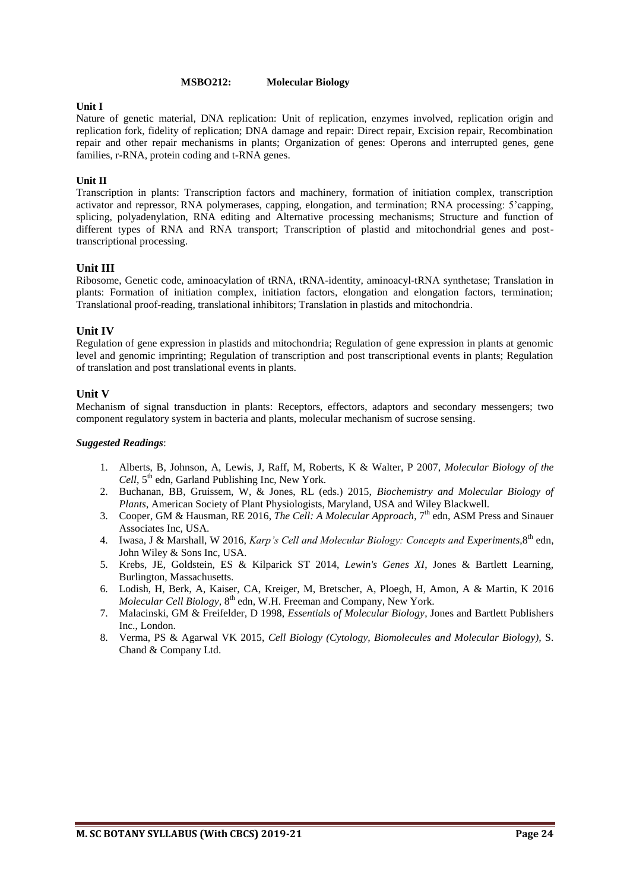## MSBO212: Molecular Biology

**Unit I**

Nature of genetic material, DNA replication: Unit of replication, enzymes involved, replication origin and replication fork, fidelity of replication; DNA damage and repair: Direct repair, Excision repair, Recombination repair and other repair mechanisms in plants; Organization of genes: Operons and interrupted genes, gene families, r-RNA, protein coding and t-RNA genes.

**Unit II**

Transcription in plants: Transcription factors and machinery, formation of initiation complex, transcription activator and repressor, RNA polymerases, capping, elongation, and termination; RNA processing: 5'capping, splicing, polyadenylation, RNA editing and Alternative processing mechanisms; Structure and function of different types of RNA and RNA transport; Transcription of plastid and mitochondrial genes and post-transcriptional processing.

**Unit III**

Ribosome, Genetic code, aminoacylation of tRNA, tRNA-identity, aminoacyl-tRNA synthetase; Translation in plants: Formation of initiation complex, initiation factors, elongation and elongation factors, termination; Translational proof-reading, translational inhibitors; Translation in plastids and mitochondria.

**Unit IV**

Regulation of gene expression in plastids and mitochondria; Regulation of gene expression in plants at genomic level and genomic imprinting; Regulation of transcription and post transcriptional events in plants; Regulation of translation and post translational events in plants.

**Unit V**

Mechanism of signal transduction in plants: Receptors, effectors, adaptors and secondary messengers; two component regulatory system in bacteria and plants, molecular mechanism of sucrose sensing.

***Suggested Readings***:

1. Alberts, B, Johnson, A, Lewis, J, Raff, M, Roberts, K & Walter, P 2007, *Molecular Biology of the Cell*, 5th edn, Garland Publishing Inc, New York.
2. Buchanan, BB, Gruissem, W, & Jones, RL (eds.) 2015, *Biochemistry and Molecular Biology of Plants*, American Society of Plant Physiologists, Maryland, USA and Wiley Blackwell.
3. Cooper, GM & Hausman, RE 2016, *The Cell: A Molecular Approach*, 7th edn, ASM Press and Sinauer Associates Inc, USA.
4. Iwasa, J & Marshall, W 2016, *Karp's Cell and Molecular Biology: Concepts and Experiments*, 8th edn, John Wiley & Sons Inc, USA.
5. Krebs, JE, Goldstein, ES & Kilparick ST 2014, *Lewin's Genes XI*, Jones & Bartlett Learning, Burlington, Massachusetts.
6. Lodish, H, Berk, A, Kaiser, CA, Kreiger, M, Bretscher, A, Ploegh, H, Amon, A & Martin, K 2016 *Molecular Cell Biology*, 8th edn, W.H. Freeman and Company, New York.
7. Malacinski, GM & Freifelder, D 1998, *Essentials of Molecular Biology*, Jones and Bartlett Publishers Inc., London.
8. Verma, PS & Agarwal VK 2015, *Cell Biology (Cytology, Biomolecules and Molecular Biology)*, S. Chand & Company Ltd.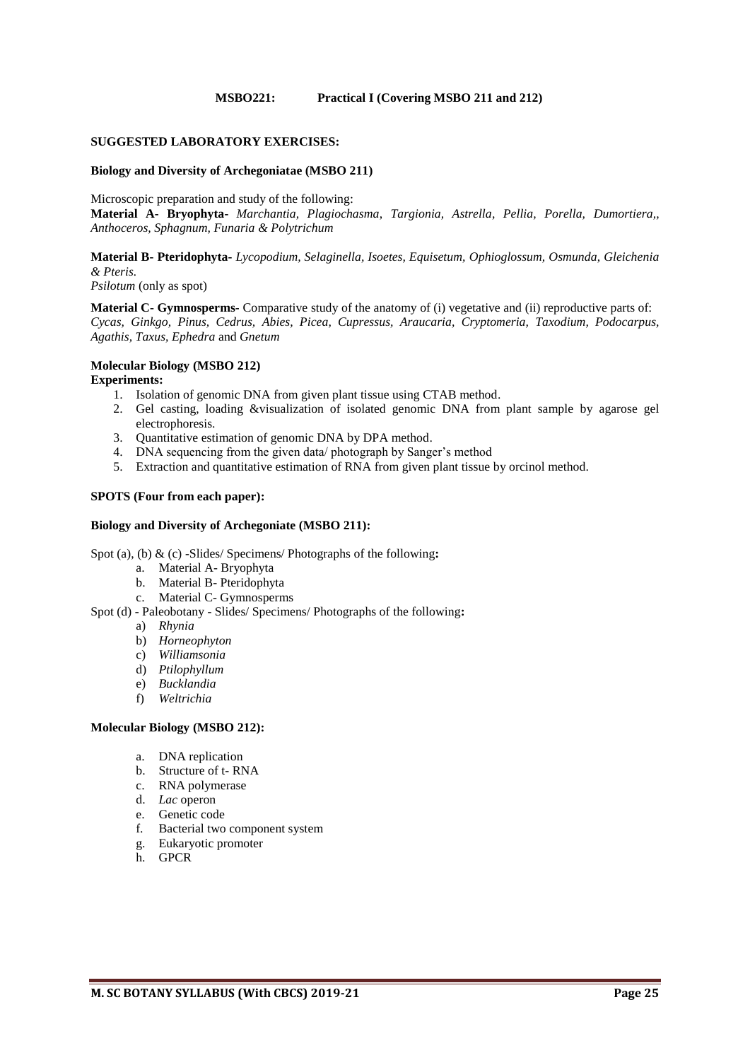## MSBO221: Practical I (Covering MSBO 211 and 212)

**SUGGESTED LABORATORY EXERCISES:**

**Biology and Diversity of Archegoniatae (MSBO 211)**

Microscopic preparation and study of the following:

**Material A- Bryophyta-** *Marchantia, Plagiochasma, Targionia, Astrella, Pellia, Porella, Dumortiera,, Anthoceros, Sphagnum, Funaria & Polytrichum*

**Material B- Pteridophyta-** *Lycopodium, Selaginella, Isoetes, Equisetum, Ophioglossum, Osmunda, Gleichenia & Pteris.*

*Psilotum* (only as spot)

**Material C- Gymnosperms-** Comparative study of the anatomy of (i) vegetative and (ii) reproductive parts of: *Cycas, Ginkgo, Pinus, Cedrus, Abies, Picea, Cupressus, Araucaria, Cryptomeria, Taxodium, Podocarpus, Agathis, Taxus, Ephedra* and *Gnetum*

**Molecular Biology (MSBO 212)**

**Experiments:**

1. Isolation of genomic DNA from given plant tissue using CTAB method.
2. Gel casting, loading &visualization of isolated genomic DNA from plant sample by agarose gel electrophoresis.
3. Quantitative estimation of genomic DNA by DPA method.
4. DNA sequencing from the given data/ photograph by Sanger's method
5. Extraction and quantitative estimation of RNA from given plant tissue by orcinol method.

**SPOTS (Four from each paper):**

**Biology and Diversity of Archegoniate (MSBO 211):**

Spot (a), (b) & (c) -Slides/ Specimens/ Photographs of the following**:**

a. Material A- Bryophyta
b. Material B- Pteridophyta
c. Material C- Gymnosperms

Spot (d) - Paleobotany - Slides/ Specimens/ Photographs of the following**:**

a) *Rhynia*
b) *Horneophyton*
c) *Williamsonia*
d) *Ptilophyllum*
e) *Bucklandia*
f) *Weltrichia*

**Molecular Biology (MSBO 212):**

a. DNA replication
b. Structure of t- RNA
c. RNA polymerase
d. *Lac* operon
e. Genetic code
f. Bacterial two component system
g. Eukaryotic promoter
h. GPCR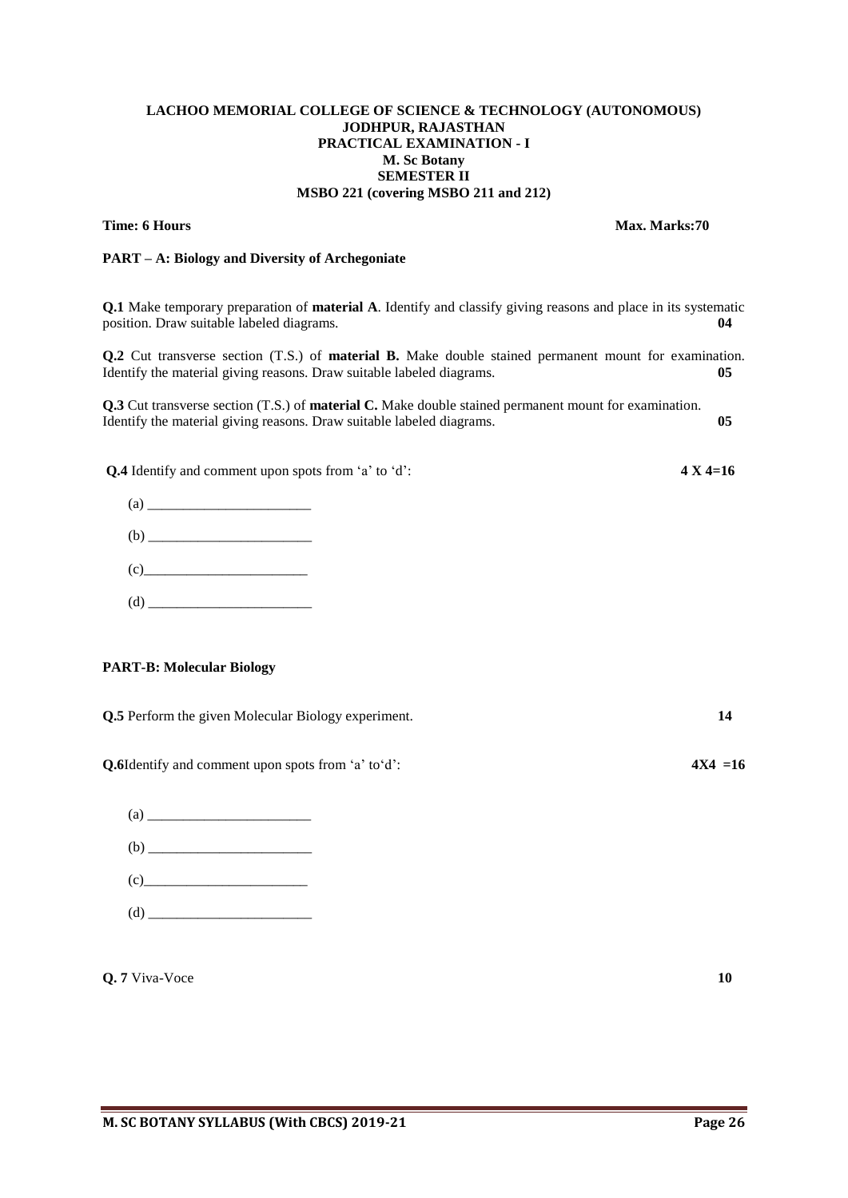**LACHOO MEMORIAL COLLEGE OF SCIENCE & TECHNOLOGY (AUTONOMOUS)**
**JODHPUR, RAJASTHAN**
**PRACTICAL EXAMINATION - I**
**M. Sc Botany**
**SEMESTER II**
**MSBO 221 (covering MSBO 211 and 212)**

**Time: 6 Hours** **Max. Marks:70**

**PART – A: Biology and Diversity of Archegoniate**

**Q.1** Make temporary preparation of **material A**. Identify and classify giving reasons and place in its systematic position. Draw suitable labeled diagrams. **04**

**Q.2** Cut transverse section (T.S.) of **material B.** Make double stained permanent mount for examination. Identify the material giving reasons. Draw suitable labeled diagrams. **05**

**Q.3** Cut transverse section (T.S.) of **material C.** Make double stained permanent mount for examination. Identify the material giving reasons. Draw suitable labeled diagrams. **05**

**Q.4** Identify and comment upon spots from 'a' to 'd': **4 X 4=16**

(a) _______________________

(b) _______________________

(c)_______________________

(d) _______________________

**PART-B: Molecular Biology**

**Q.5** Perform the given Molecular Biology experiment. **14**

**Q.6**Identify and comment upon spots from 'a' to'd': **4X4 =16**

(a) _______________________

(b) _______________________

(c)_______________________

(d) _______________________

**Q. 7** Viva-Voce **10**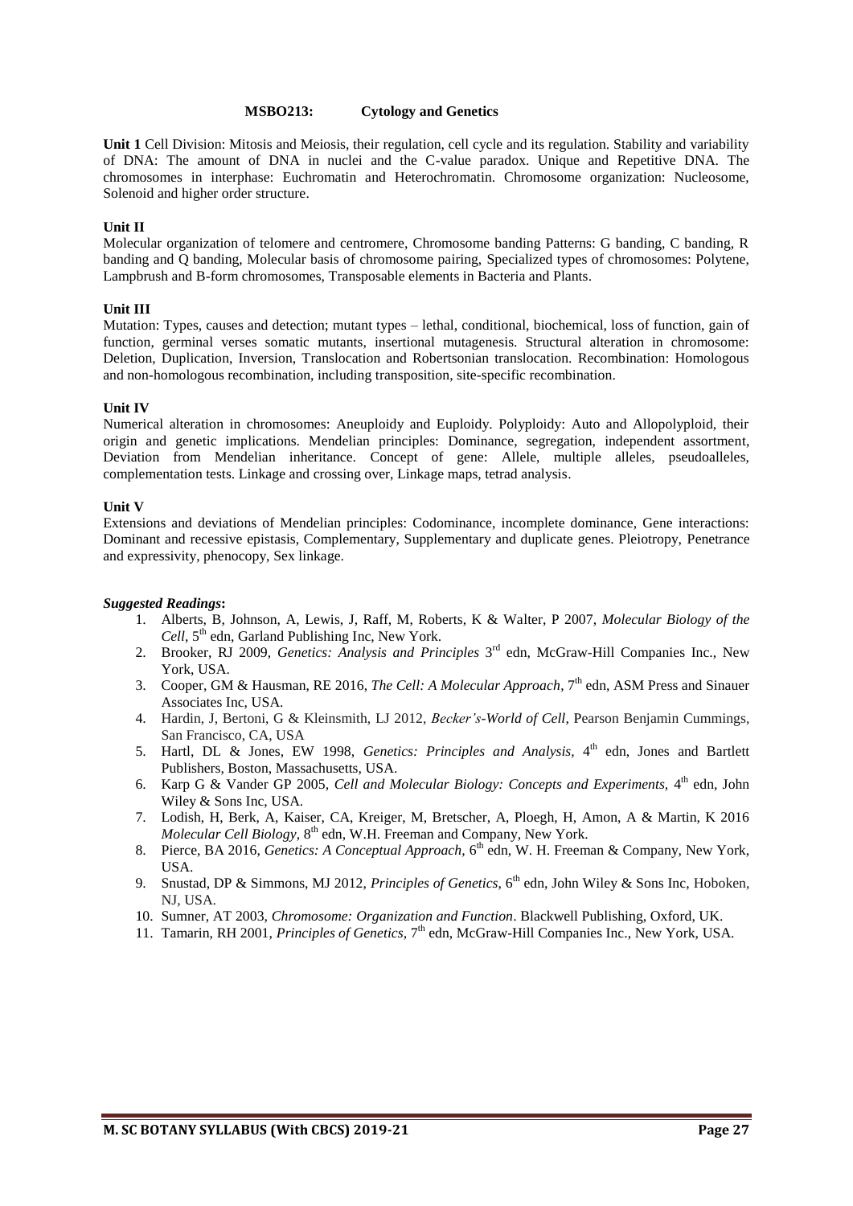## MSBO213: Cytology and Genetics

**Unit 1** Cell Division: Mitosis and Meiosis, their regulation, cell cycle and its regulation. Stability and variability of DNA: The amount of DNA in nuclei and the C-value paradox. Unique and Repetitive DNA. The chromosomes in interphase: Euchromatin and Heterochromatin. Chromosome organization: Nucleosome, Solenoid and higher order structure.

**Unit II**

Molecular organization of telomere and centromere, Chromosome banding Patterns: G banding, C banding, R banding and Q banding, Molecular basis of chromosome pairing, Specialized types of chromosomes: Polytene, Lampbrush and B-form chromosomes, Transposable elements in Bacteria and Plants.

**Unit III**

Mutation: Types, causes and detection; mutant types – lethal, conditional, biochemical, loss of function, gain of function, germinal verses somatic mutants, insertional mutagenesis. Structural alteration in chromosome: Deletion, Duplication, Inversion, Translocation and Robertsonian translocation. Recombination: Homologous and non-homologous recombination, including transposition, site-specific recombination.

**Unit IV**

Numerical alteration in chromosomes: Aneuploidy and Euploidy. Polyploidy: Auto and Allopolyploid, their origin and genetic implications. Mendelian principles: Dominance, segregation, independent assortment, Deviation from Mendelian inheritance. Concept of gene: Allele, multiple alleles, pseudoalleles, complementation tests. Linkage and crossing over, Linkage maps, tetrad analysis.

**Unit V**

Extensions and deviations of Mendelian principles: Codominance, incomplete dominance, Gene interactions: Dominant and recessive epistasis, Complementary, Supplementary and duplicate genes. Pleiotropy, Penetrance and expressivity, phenocopy, Sex linkage.

***Suggested Readings*:**

1. Alberts, B, Johnson, A, Lewis, J, Raff, M, Roberts, K & Walter, P 2007, *Molecular Biology of the Cell*, 5th edn, Garland Publishing Inc, New York.
2. Brooker, RJ 2009, *Genetics: Analysis and Principles* 3rd edn, McGraw-Hill Companies Inc., New York, USA.
3. Cooper, GM & Hausman, RE 2016, *The Cell: A Molecular Approach*, 7th edn, ASM Press and Sinauer Associates Inc, USA.
4. Hardin, J, Bertoni, G & Kleinsmith, LJ 2012, *Becker's-World of Cell*, Pearson Benjamin Cummings, San Francisco, CA, USA
5. Hartl, DL & Jones, EW 1998, *Genetics: Principles and Analysis,* 4th edn, Jones and Bartlett Publishers, Boston, Massachusetts, USA.
6. Karp G & Vander GP 2005, *Cell and Molecular Biology: Concepts and Experiments,* 4th edn, John Wiley & Sons Inc, USA.
7. Lodish, H, Berk, A, Kaiser, CA, Kreiger, M, Bretscher, A, Ploegh, H, Amon, A & Martin, K 2016 *Molecular Cell Biology,* 8th edn, W.H. Freeman and Company, New York.
8. Pierce, BA 2016, *Genetics: A Conceptual Approach,* 6th edn, W. H. Freeman & Company, New York, USA.
9. Snustad, DP & Simmons, MJ 2012, *Principles of Genetics*, 6th edn, John Wiley & Sons Inc, Hoboken, NJ, USA.
10. Sumner, AT 2003, *Chromosome: Organization and Function*. Blackwell Publishing, Oxford, UK.
11. Tamarin, RH 2001, *Principles of Genetics*, 7th edn, McGraw-Hill Companies Inc., New York, USA.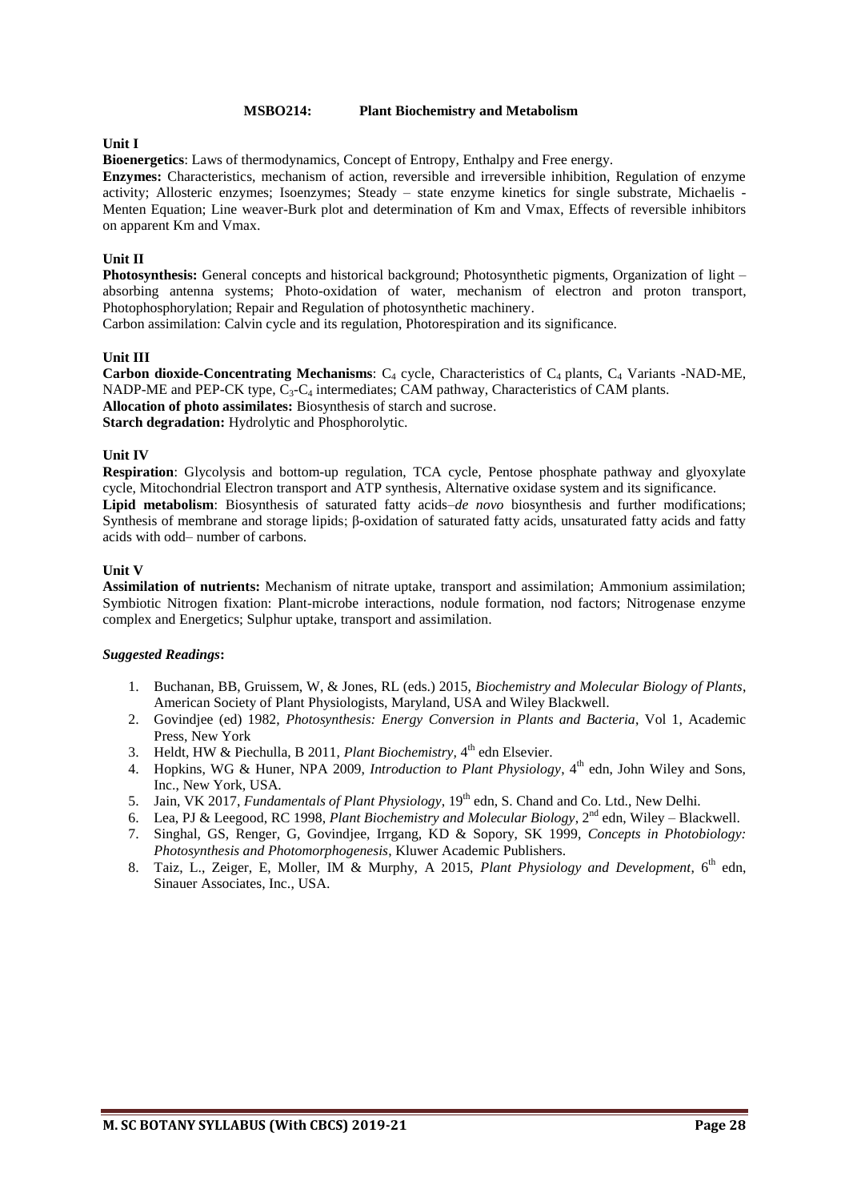## MSBO214: Plant Biochemistry and Metabolism

### Unit I

**Bioenergetics**: Laws of thermodynamics, Concept of Entropy, Enthalpy and Free energy.

**Enzymes:** Characteristics, mechanism of action, reversible and irreversible inhibition, Regulation of enzyme activity; Allosteric enzymes; Isoenzymes; Steady – state enzyme kinetics for single substrate, Michaelis - Menten Equation; Line weaver-Burk plot and determination of Km and Vmax, Effects of reversible inhibitors on apparent Km and Vmax.

### Unit II

**Photosynthesis:** General concepts and historical background; Photosynthetic pigments, Organization of light – absorbing antenna systems; Photo-oxidation of water, mechanism of electron and proton transport, Photophosphorylation; Repair and Regulation of photosynthetic machinery.

Carbon assimilation: Calvin cycle and its regulation, Photorespiration and its significance.

### Unit III

**Carbon dioxide-Concentrating Mechanisms**: $C_4$ cycle, Characteristics of $C_4$ plants, $C_4$ Variants -NAD-ME, NADP-ME and PEP-CK type, $C_3$-$C_4$ intermediates; CAM pathway, Characteristics of CAM plants.

**Allocation of photo assimilates:** Biosynthesis of starch and sucrose.

**Starch degradation:** Hydrolytic and Phosphorolytic.

### Unit IV

**Respiration**: Glycolysis and bottom-up regulation, TCA cycle, Pentose phosphate pathway and glyoxylate cycle, Mitochondrial Electron transport and ATP synthesis, Alternative oxidase system and its significance.

**Lipid metabolism**: Biosynthesis of saturated fatty acids–*de novo* biosynthesis and further modifications; Synthesis of membrane and storage lipids; β-oxidation of saturated fatty acids, unsaturated fatty acids and fatty acids with odd– number of carbons.

### Unit V

**Assimilation of nutrients:** Mechanism of nitrate uptake, transport and assimilation; Ammonium assimilation; Symbiotic Nitrogen fixation: Plant-microbe interactions, nodule formation, nod factors; Nitrogenase enzyme complex and Energetics; Sulphur uptake, transport and assimilation.

***Suggested Readings*:**

1. Buchanan, BB, Gruissem, W, & Jones, RL (eds.) 2015, *Biochemistry and Molecular Biology of Plants*, American Society of Plant Physiologists, Maryland, USA and Wiley Blackwell.
2. Govindjee (ed) 1982, *Photosynthesis: Energy Conversion in Plants and Bacteria*, Vol 1, Academic Press, New York
3. Heldt, HW & Piechulla, B 2011, *Plant Biochemistry*, 4th edn Elsevier.
4. Hopkins, WG & Huner, NPA 2009, *Introduction to Plant Physiology*, 4th edn, John Wiley and Sons, Inc., New York, USA.
5. Jain, VK 2017, *Fundamentals of Plant Physiology*, 19th edn, S. Chand and Co. Ltd., New Delhi.
6. Lea, PJ & Leegood, RC 1998, *Plant Biochemistry and Molecular Biology*, 2nd edn, Wiley – Blackwell.
7. Singhal, GS, Renger, G, Govindjee, Irrgang, KD & Sopory, SK 1999, *Concepts in Photobiology: Photosynthesis and Photomorphogenesis*, Kluwer Academic Publishers.
8. Taiz, L., Zeiger, E, Moller, IM & Murphy, A 2015, *Plant Physiology and Development*, 6th edn, Sinauer Associates, Inc., USA.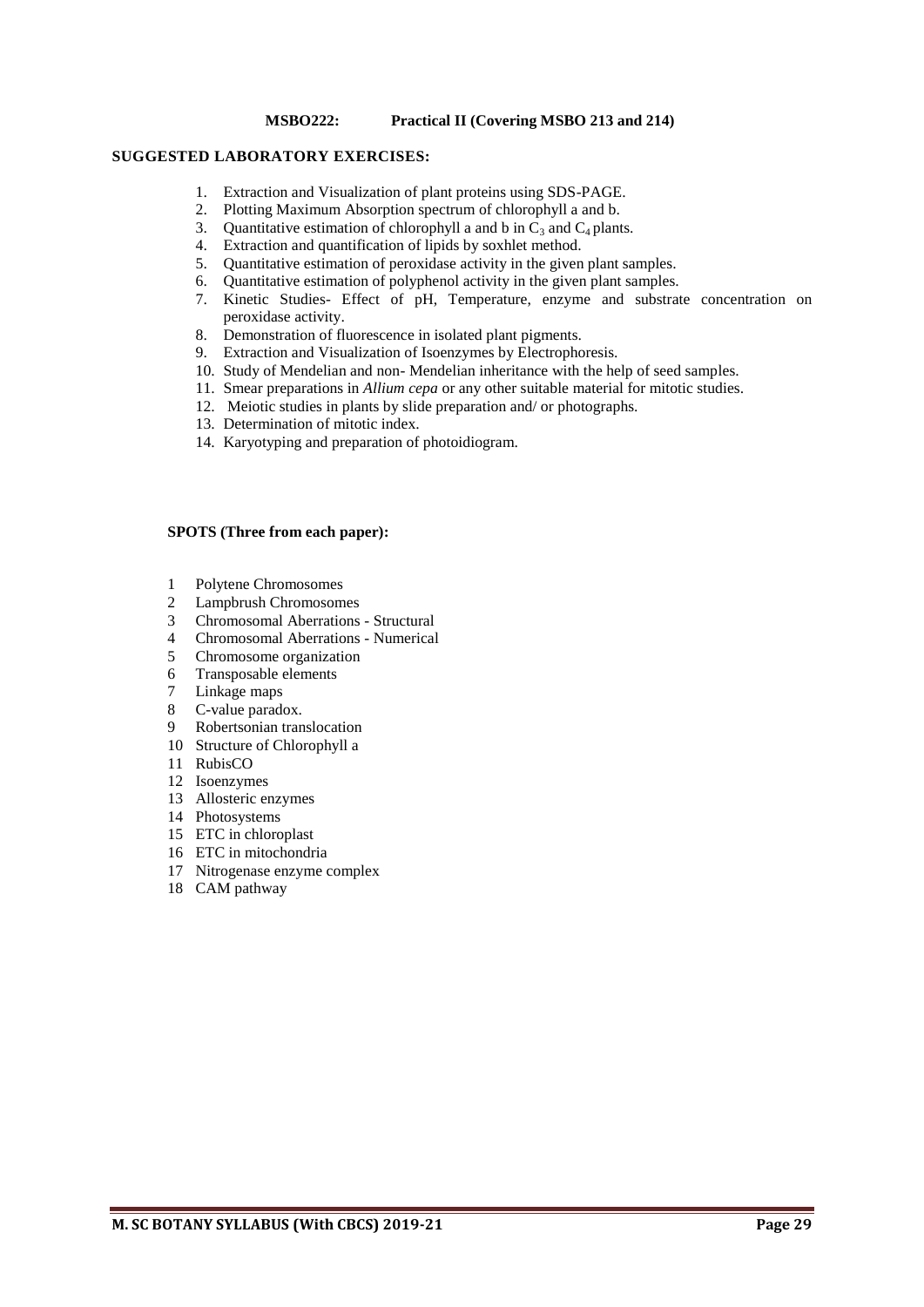## MSBO222: Practical II (Covering MSBO 213 and 214)

### SUGGESTED LABORATORY EXERCISES:

1. Extraction and Visualization of plant proteins using SDS-PAGE.
2. Plotting Maximum Absorption spectrum of chlorophyll a and b.
3. Quantitative estimation of chlorophyll a and b in $C_3$ and $C_4$ plants.
4. Extraction and quantification of lipids by soxhlet method.
5. Quantitative estimation of peroxidase activity in the given plant samples.
6. Quantitative estimation of polyphenol activity in the given plant samples.
7. Kinetic Studies- Effect of pH, Temperature, enzyme and substrate concentration on peroxidase activity.
8. Demonstration of fluorescence in isolated plant pigments.
9. Extraction and Visualization of Isoenzymes by Electrophoresis.
10. Study of Mendelian and non- Mendelian inheritance with the help of seed samples.
11. Smear preparations in *Allium cepa* or any other suitable material for mitotic studies.
12. Meiotic studies in plants by slide preparation and/ or photographs.
13. Determination of mitotic index.
14. Karyotyping and preparation of photoidiogram.

### SPOTS (Three from each paper):

1. Polytene Chromosomes
2. Lampbrush Chromosomes
3. Chromosomal Aberrations - Structural
4. Chromosomal Aberrations - Numerical
5. Chromosome organization
6. Transposable elements
7. Linkage maps
8. C-value paradox.
9. Robertsonian translocation
10. Structure of Chlorophyll a
11. RubisCO
12. Isoenzymes
13. Allosteric enzymes
14. Photosystems
15. ETC in chloroplast
16. ETC in mitochondria
17. Nitrogenase enzyme complex
18. CAM pathway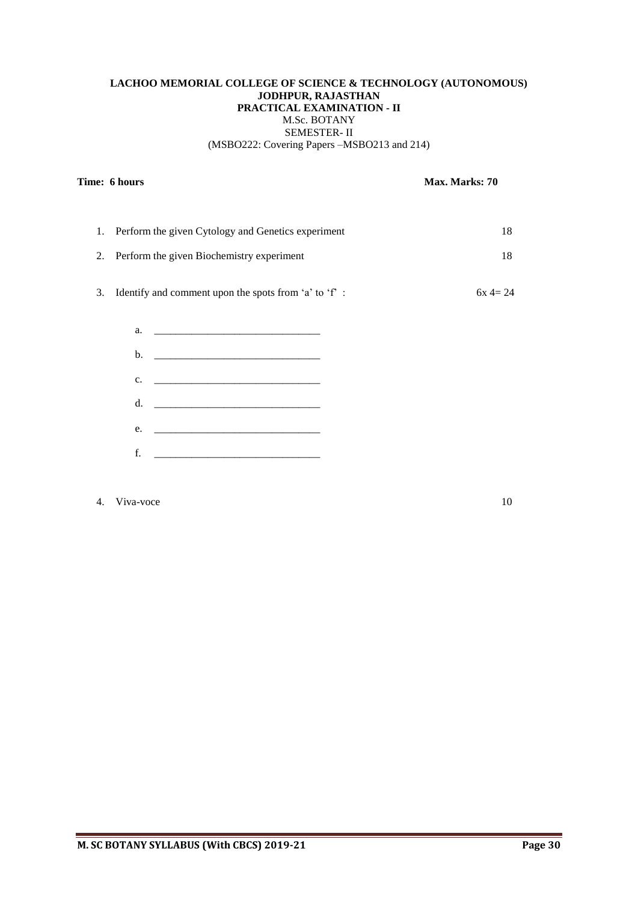**LACHOO MEMORIAL COLLEGE OF SCIENCE & TECHNOLOGY (AUTONOMOUS)**
**JODHPUR, RAJASTHAN**
**PRACTICAL EXAMINATION - II**
M.Sc. BOTANY
SEMESTER- II
(MSBO222: Covering Papers –MSBO213 and 214)

**Time: 6 hours** **Max. Marks: 70**

1. Perform the given Cytology and Genetics experiment 18
2. Perform the given Biochemistry experiment 18
3. Identify and comment upon the spots from 'a' to 'f' : 6x 4= 24

   a. _______________________________
   b. _______________________________
   c. _______________________________
   d. _______________________________
   e. _______________________________
   f. _______________________________

4. Viva-voce 10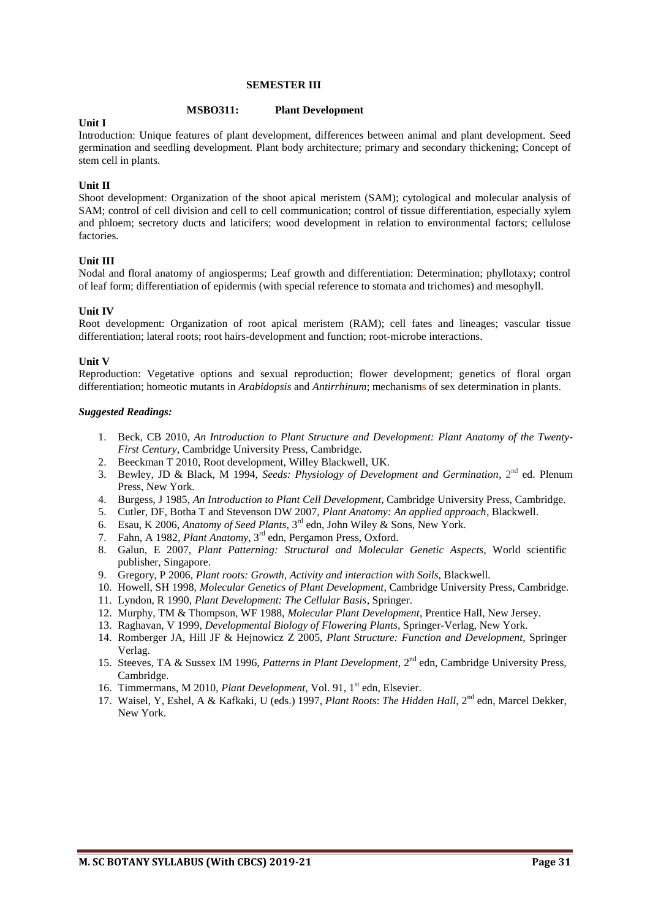## SEMESTER III

### MSBO311: Plant Development

**Unit I**

Introduction: Unique features of plant development, differences between animal and plant development. Seed germination and seedling development. Plant body architecture; primary and secondary thickening; Concept of stem cell in plants.

**Unit II**

Shoot development: Organization of the shoot apical meristem (SAM); cytological and molecular analysis of SAM; control of cell division and cell to cell communication; control of tissue differentiation, especially xylem and phloem; secretory ducts and laticifers; wood development in relation to environmental factors; cellulose factories.

**Unit III**

Nodal and floral anatomy of angiosperms; Leaf growth and differentiation: Determination; phyllotaxy; control of leaf form; differentiation of epidermis (with special reference to stomata and trichomes) and mesophyll.

**Unit IV**

Root development: Organization of root apical meristem (RAM); cell fates and lineages; vascular tissue differentiation; lateral roots; root hairs-development and function; root-microbe interactions.

**Unit V**

Reproduction: Vegetative options and sexual reproduction; flower development; genetics of floral organ differentiation; homeotic mutants in *Arabidopsis* and *Antirrhinum*; mechanisms of sex determination in plants.

***Suggested Readings:***

1. Beck, CB 2010, *An Introduction to Plant Structure and Development: Plant Anatomy of the Twenty-First Century*, Cambridge University Press, Cambridge.
2. Beeckman T 2010, Root development, Willey Blackwell, UK.
3. Bewley, JD & Black, M 1994, *Seeds: Physiology of Development and Germination*, 2[nd] ed. Plenum Press, New York.
4. Burgess, J 1985, *An Introduction to Plant Cell Development*, Cambridge University Press, Cambridge.
5. Cutler, DF, Botha T and Stevenson DW 2007, *Plant Anatomy: An applied approach*, Blackwell.
6. Esau, K 2006, *Anatomy of Seed Plants*, 3[rd] edn, John Wiley & Sons, New York.
7. Fahn, A 1982, *Plant Anatomy*, 3[rd] edn, Pergamon Press, Oxford.
8. Galun, E 2007, *Plant Patterning: Structural and Molecular Genetic Aspects*, World scientific publisher, Singapore.
9. Gregory, P 2006, *Plant roots: Growth, Activity and interaction with Soils*, Blackwell.
10. Howell, SH 1998, *Molecular Genetics of Plant Development*, Cambridge University Press, Cambridge.
11. Lyndon, R 1990, *Plant Development: The Cellular Basis*, Springer.
12. Murphy, TM & Thompson, WF 1988, *Molecular Plant Development*, Prentice Hall, New Jersey.
13. Raghavan, V 1999, *Developmental Biology of Flowering Plants*, Springer-Verlag, New York.
14. Romberger JA, Hill JF & Hejnowicz Z 2005, *Plant Structure: Function and Development*, Springer Verlag.
15. Steeves, TA & Sussex IM 1996, *Patterns in Plant Development*, 2[nd] edn, Cambridge University Press, Cambridge.
16. Timmermans, M 2010, *Plant Development*, Vol. 91, 1[st] edn, Elsevier.
17. Waisel, Y, Eshel, A & Kafkaki, U (eds.) 1997, *Plant Roots*: *The Hidden Hall*, 2[nd] edn, Marcel Dekker, New York.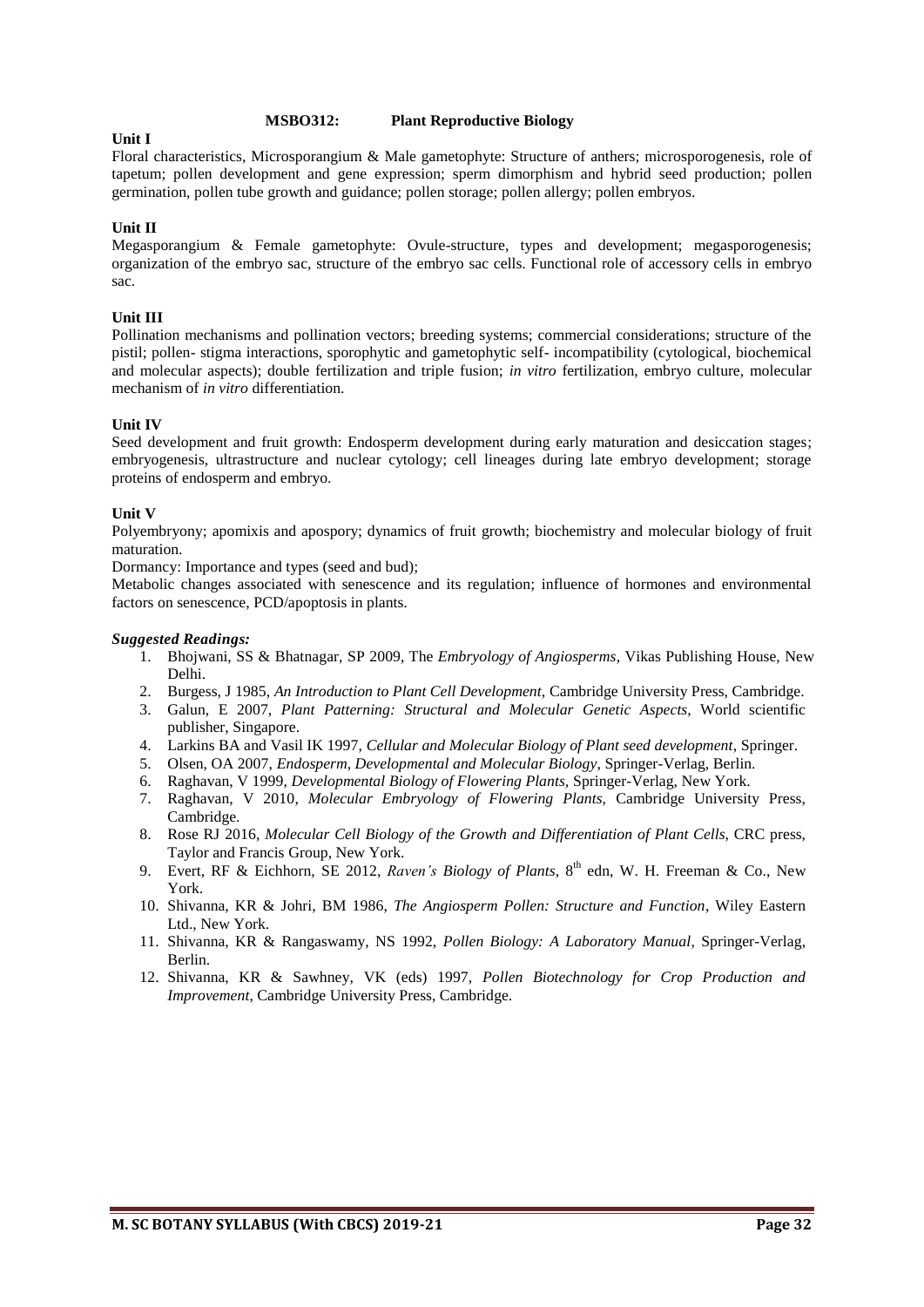## MSBO312: Plant Reproductive Biology

**Unit I**

Floral characteristics, Microsporangium & Male gametophyte: Structure of anthers; microsporogenesis, role of tapetum; pollen development and gene expression; sperm dimorphism and hybrid seed production; pollen germination, pollen tube growth and guidance; pollen storage; pollen allergy; pollen embryos.

**Unit II**

Megasporangium & Female gametophyte: Ovule-structure, types and development; megasporogenesis; organization of the embryo sac, structure of the embryo sac cells. Functional role of accessory cells in embryo sac.

**Unit III**

Pollination mechanisms and pollination vectors; breeding systems; commercial considerations; structure of the pistil; pollen- stigma interactions, sporophytic and gametophytic self- incompatibility (cytological, biochemical and molecular aspects); double fertilization and triple fusion; *in vitro* fertilization, embryo culture, molecular mechanism of *in vitro* differentiation.

**Unit IV**

Seed development and fruit growth: Endosperm development during early maturation and desiccation stages; embryogenesis, ultrastructure and nuclear cytology; cell lineages during late embryo development; storage proteins of endosperm and embryo.

**Unit V**

Polyembryony; apomixis and apospory; dynamics of fruit growth; biochemistry and molecular biology of fruit maturation.

Dormancy: Importance and types (seed and bud);

Metabolic changes associated with senescence and its regulation; influence of hormones and environmental factors on senescence, PCD/apoptosis in plants.

***Suggested Readings:***

1. Bhojwani, SS & Bhatnagar, SP 2009, The *Embryology of Angiosperms*, Vikas Publishing House, New Delhi.
2. Burgess, J 1985, *An Introduction to Plant Cell Development,* Cambridge University Press, Cambridge.
3. Galun, E 2007, *Plant Patterning: Structural and Molecular Genetic Aspects*, World scientific publisher, Singapore.
4. Larkins BA and Vasil IK 1997, *Cellular and Molecular Biology of Plant seed development*, Springer.
5. Olsen, OA 2007, *Endosperm, Developmental and Molecular Biology*, Springer-Verlag, Berlin.
6. Raghavan, V 1999, *Developmental Biology of Flowering Plants,* Springer-Verlag, New York.
7. Raghavan, V 2010, *Molecular Embryology of Flowering Plants,* Cambridge University Press, Cambridge.
8. Rose RJ 2016, *Molecular Cell Biology of the Growth and Differentiation of Plant Cells*, CRC press, Taylor and Francis Group, New York.
9. Evert, RF & Eichhorn, SE 2012, *Raven's Biology of Plants*, 8th edn, W. H. Freeman & Co., New York.
10. Shivanna, KR & Johri, BM 1986, *The Angiosperm Pollen: Structure and Function*, Wiley Eastern Ltd., New York.
11. Shivanna, KR & Rangaswamy, NS 1992, *Pollen Biology: A Laboratory Manual,* Springer-Verlag, Berlin.
12. Shivanna, KR & Sawhney, VK (eds) 1997, *Pollen Biotechnology for Crop Production and Improvement*, Cambridge University Press, Cambridge.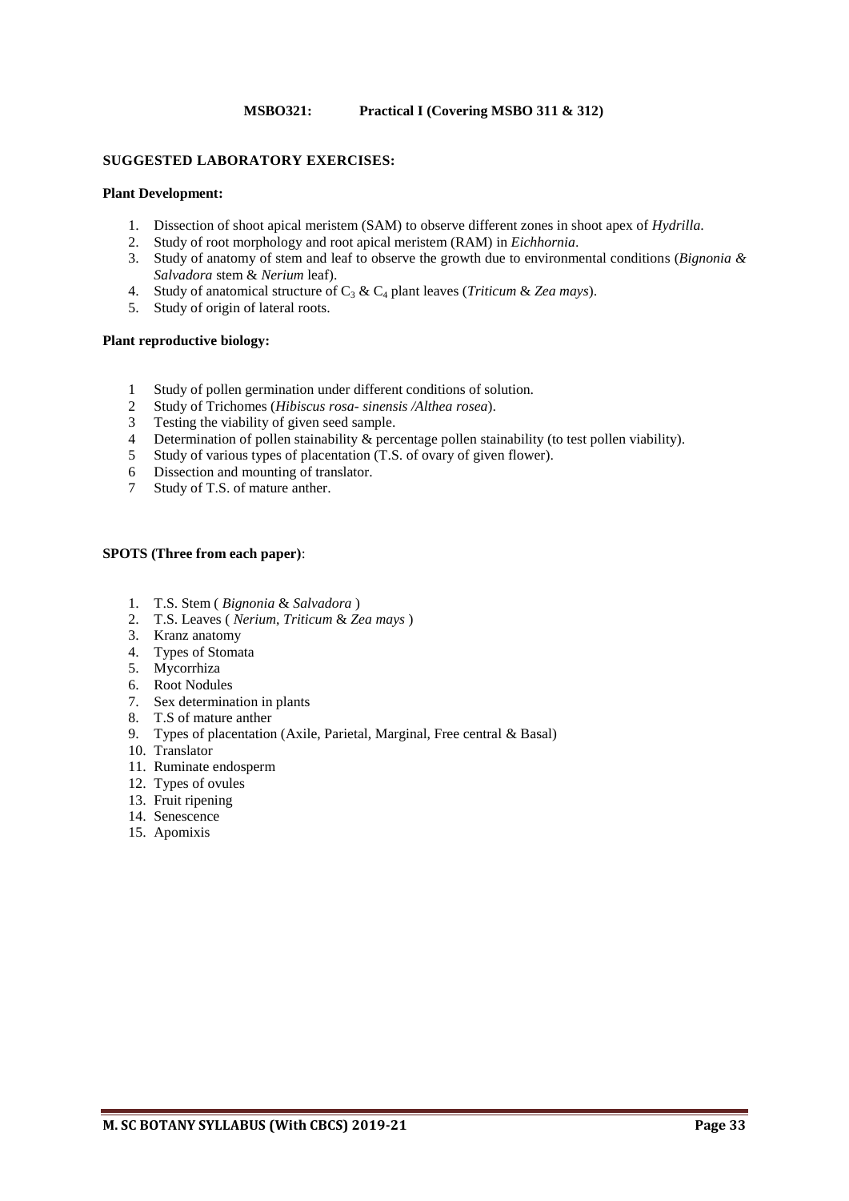**MSBO321: Practical I (Covering MSBO 311 & 312)**

## SUGGESTED LABORATORY EXERCISES:

### Plant Development:

1. Dissection of shoot apical meristem (SAM) to observe different zones in shoot apex of *Hydrilla*.
2. Study of root morphology and root apical meristem (RAM) in *Eichhornia*.
3. Study of anatomy of stem and leaf to observe the growth due to environmental conditions (*Bignonia & Salvadora* stem & *Nerium* leaf).
4. Study of anatomical structure of $C_3$ & $C_4$ plant leaves (*Triticum* & *Zea mays*).
5. Study of origin of lateral roots.

### Plant reproductive biology:

1. Study of pollen germination under different conditions of solution.
2. Study of Trichomes (*Hibiscus rosa- sinensis /Althea rosea*).
3. Testing the viability of given seed sample.
4. Determination of pollen stainability & percentage pollen stainability (to test pollen viability).
5. Study of various types of placentation (T.S. of ovary of given flower).
6. Dissection and mounting of translator.
7. Study of T.S. of mature anther.

### SPOTS (Three from each paper):

1. T.S. Stem ( *Bignonia* & *Salvadora* )
2. T.S. Leaves ( *Nerium*, *Triticum* & *Zea mays* )
3. Kranz anatomy
4. Types of Stomata
5. Mycorrhiza
6. Root Nodules
7. Sex determination in plants
8. T.S of mature anther
9. Types of placentation (Axile, Parietal, Marginal, Free central & Basal)
10. Translator
11. Ruminate endosperm
12. Types of ovules
13. Fruit ripening
14. Senescence
15. Apomixis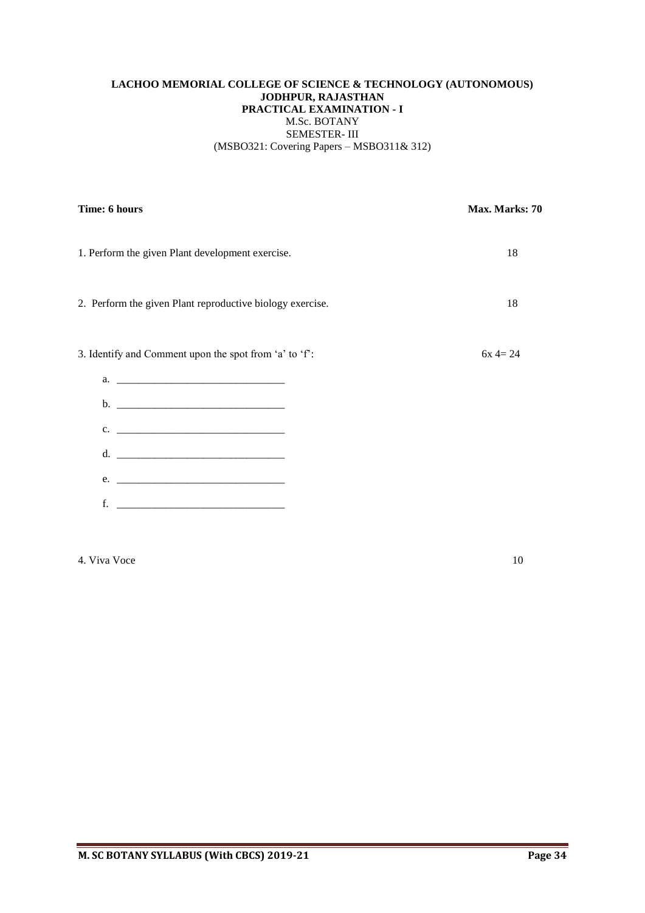**LACHOO MEMORIAL COLLEGE OF SCIENCE & TECHNOLOGY (AUTONOMOUS)**
**JODHPUR, RAJASTHAN**
**PRACTICAL EXAMINATION - I**
M.Sc. BOTANY
SEMESTER- III
(MSBO321: Covering Papers – MSBO311& 312)

**Time: 6 hours** **Max. Marks: 70**

1. Perform the given Plant development exercise. 18

2. Perform the given Plant reproductive biology exercise. 18

3. Identify and Comment upon the spot from 'a' to 'f': 6x 4= 24

   a. ______________________________
   b. ______________________________
   c. ______________________________
   d. ______________________________
   e. ______________________________
   f. ______________________________

4. Viva Voce 10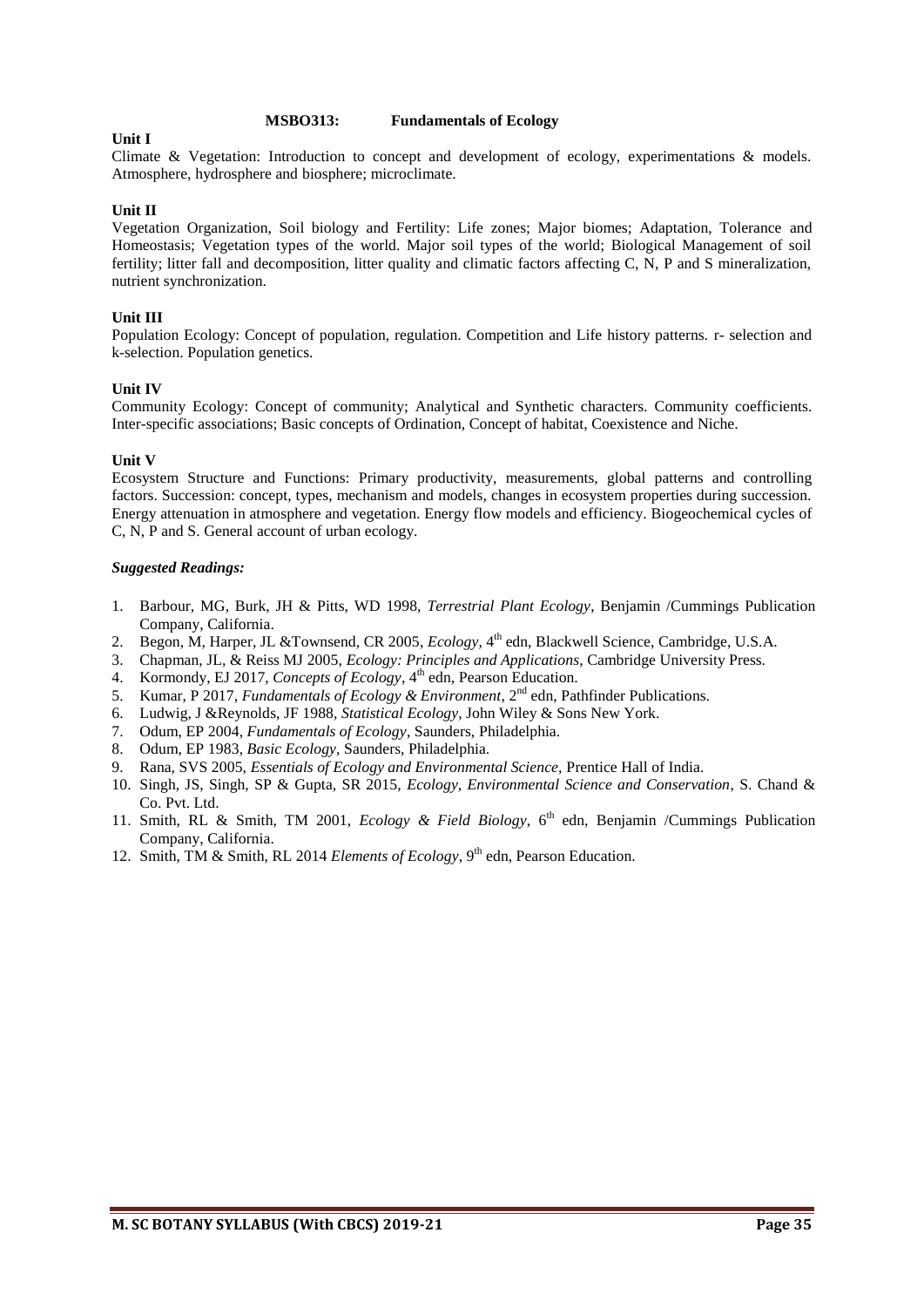## MSBO313: Fundamentals of Ecology

### Unit I

Climate & Vegetation: Introduction to concept and development of ecology, experimentations & models. Atmosphere, hydrosphere and biosphere; microclimate.

### Unit II

Vegetation Organization, Soil biology and Fertility: Life zones; Major biomes; Adaptation, Tolerance and Homeostasis; Vegetation types of the world. Major soil types of the world; Biological Management of soil fertility; litter fall and decomposition, litter quality and climatic factors affecting C, N, P and S mineralization, nutrient synchronization.

### Unit III

Population Ecology: Concept of population, regulation. Competition and Life history patterns. r- selection and k-selection. Population genetics.

### Unit IV

Community Ecology: Concept of community; Analytical and Synthetic characters. Community coefficients. Inter-specific associations; Basic concepts of Ordination, Concept of habitat, Coexistence and Niche.

### Unit V

Ecosystem Structure and Functions: Primary productivity, measurements, global patterns and controlling factors. Succession: concept, types, mechanism and models, changes in ecosystem properties during succession. Energy attenuation in atmosphere and vegetation. Energy flow models and efficiency. Biogeochemical cycles of C, N, P and S. General account of urban ecology.

### *Suggested Readings:*

1. Barbour, MG, Burk, JH & Pitts, WD 1998, *Terrestrial Plant Ecology*, Benjamin /Cummings Publication Company, California.
2. Begon, M, Harper, JL &Townsend, CR 2005, *Ecology*, 4th edn, Blackwell Science, Cambridge, U.S.A.
3. Chapman, JL, & Reiss MJ 2005, *Ecology: Principles and Applications*, Cambridge University Press.
4. Kormondy, EJ 2017, *Concepts of Ecology*, 4th edn, Pearson Education.
5. Kumar, P 2017, *Fundamentals of Ecology & Environment*, 2nd edn, Pathfinder Publications.
6. Ludwig, J &Reynolds, JF 1988, *Statistical Ecology*, John Wiley & Sons New York.
7. Odum, EP 2004, *Fundamentals of Ecology*, Saunders, Philadelphia.
8. Odum, EP 1983, *Basic Ecology*, Saunders, Philadelphia.
9. Rana, SVS 2005, *Essentials of Ecology and Environmental Science*, Prentice Hall of India.
10. Singh, JS, Singh, SP & Gupta, SR 2015, *Ecology, Environmental Science and Conservation*, S. Chand & Co. Pvt. Ltd.
11. Smith, RL & Smith, TM 2001, *Ecology & Field Biology*, 6th edn, Benjamin /Cummings Publication Company, California.
12. Smith, TM & Smith, RL 2014 *Elements of Ecology*, 9th edn, Pearson Education.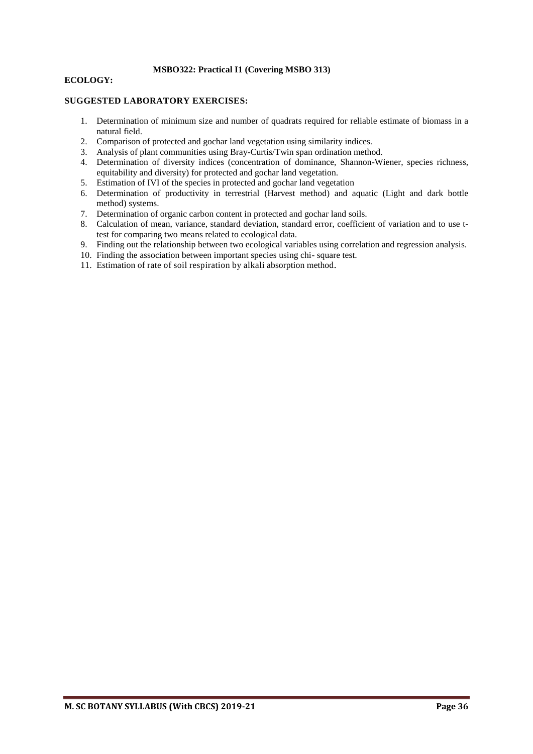**MSBO322: Practical I1 (Covering MSBO 313)**

**ECOLOGY:**

**SUGGESTED LABORATORY EXERCISES:**

1. Determination of minimum size and number of quadrats required for reliable estimate of biomass in a natural field.
2. Comparison of protected and gochar land vegetation using similarity indices.
3. Analysis of plant communities using Bray-Curtis/Twin span ordination method.
4. Determination of diversity indices (concentration of dominance, Shannon-Wiener, species richness, equitability and diversity) for protected and gochar land vegetation.
5. Estimation of IVI of the species in protected and gochar land vegetation
6. Determination of productivity in terrestrial (Harvest method) and aquatic (Light and dark bottle method) systems.
7. Determination of organic carbon content in protected and gochar land soils.
8. Calculation of mean, variance, standard deviation, standard error, coefficient of variation and to use t-test for comparing two means related to ecological data.
9. Finding out the relationship between two ecological variables using correlation and regression analysis.
10. Finding the association between important species using chi- square test.
11. Estimation of rate of soil respiration by alkali absorption method.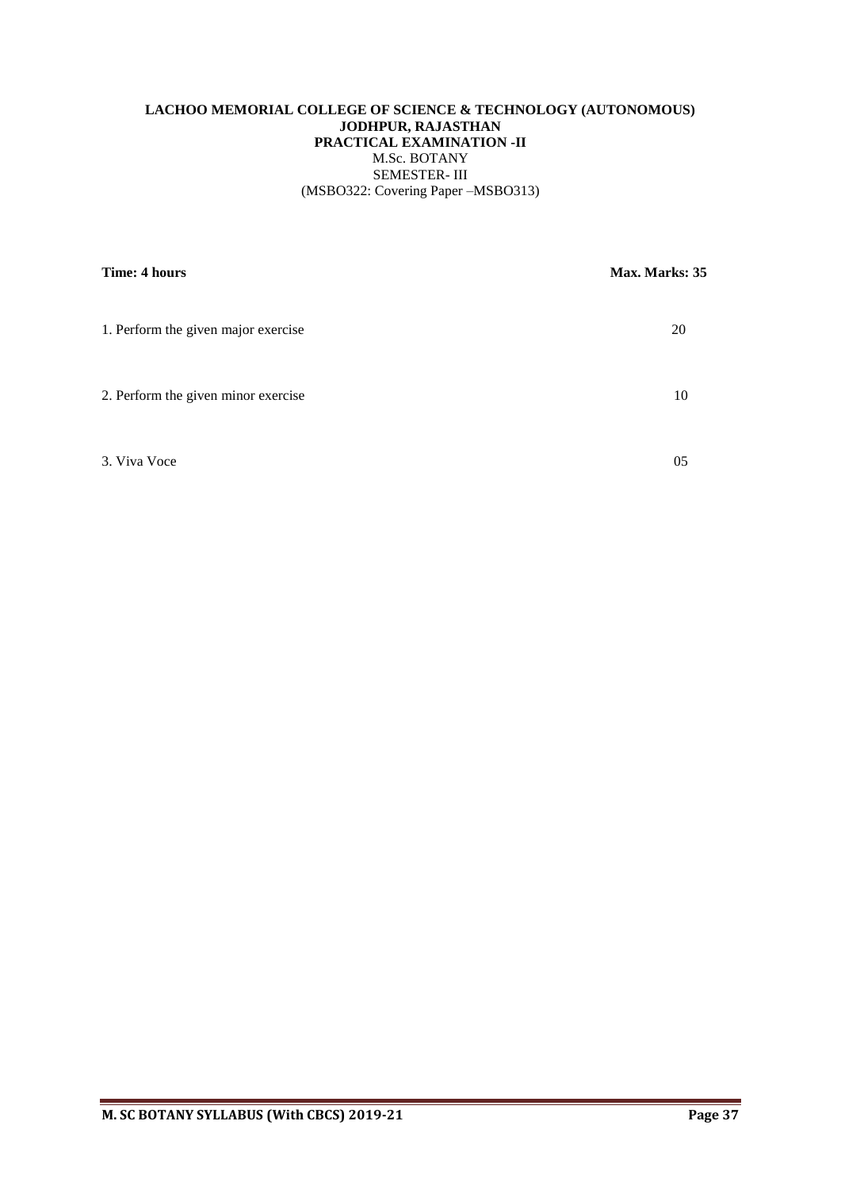**LACHOO MEMORIAL COLLEGE OF SCIENCE & TECHNOLOGY (AUTONOMOUS)**
**JODHPUR, RAJASTHAN**
**PRACTICAL EXAMINATION -II**
M.Sc. BOTANY
SEMESTER- III
(MSBO322: Covering Paper –MSBO313)

**Time: 4 hours** **Max. Marks: 35**

| | |
|---|---|
| 1. Perform the given major exercise | 20 |
| 2. Perform the given minor exercise | 10 |
| 3. Viva Voce | 05 |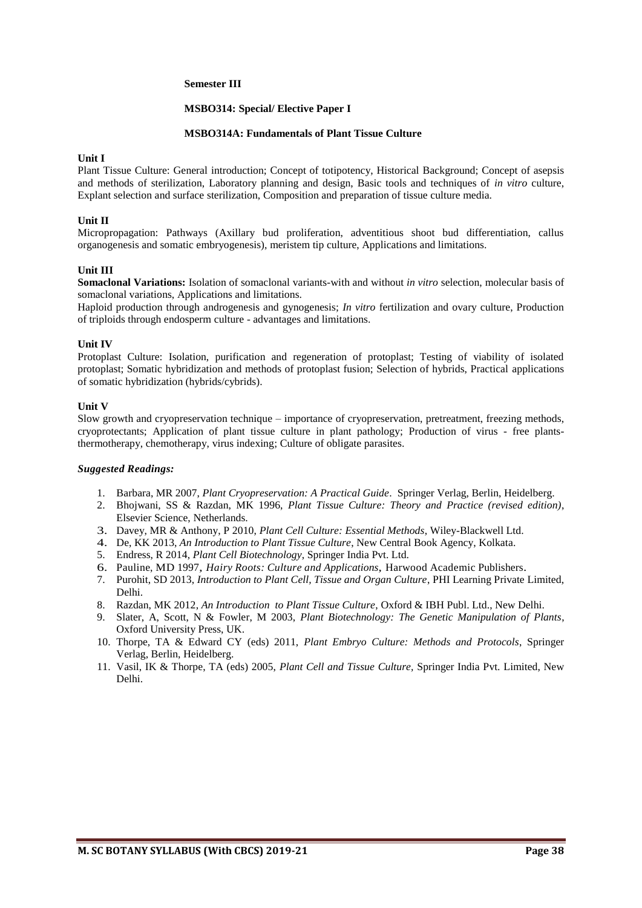**Semester III**

**MSBO314: Special/ Elective Paper I**

**MSBO314A: Fundamentals of Plant Tissue Culture**

**Unit I**

Plant Tissue Culture: General introduction; Concept of totipotency, Historical Background; Concept of asepsis and methods of sterilization, Laboratory planning and design, Basic tools and techniques of *in vitro* culture, Explant selection and surface sterilization, Composition and preparation of tissue culture media.

**Unit II**

Micropropagation: Pathways (Axillary bud proliferation, adventitious shoot bud differentiation, callus organogenesis and somatic embryogenesis), meristem tip culture, Applications and limitations.

**Unit III**

**Somaclonal Variations:** Isolation of somaclonal variants-with and without *in vitro* selection, molecular basis of somaclonal variations, Applications and limitations.

Haploid production through androgenesis and gynogenesis; *In vitro* fertilization and ovary culture, Production of triploids through endosperm culture - advantages and limitations.

**Unit IV**

Protoplast Culture: Isolation, purification and regeneration of protoplast; Testing of viability of isolated protoplast; Somatic hybridization and methods of protoplast fusion; Selection of hybrids, Practical applications of somatic hybridization (hybrids/cybrids).

**Unit V**

Slow growth and cryopreservation technique – importance of cryopreservation, pretreatment, freezing methods, cryoprotectants; Application of plant tissue culture in plant pathology; Production of virus - free plants-thermotherapy, chemotherapy, virus indexing; Culture of obligate parasites.

***Suggested Readings:***

1. Barbara, MR 2007, *Plant Cryopreservation: A Practical Guide*. Springer Verlag, Berlin, Heidelberg.
2. Bhojwani, SS & Razdan, MK 1996, *Plant Tissue Culture: Theory and Practice (revised edition)*, Elsevier Science, Netherlands.
3. Davey, MR & Anthony, P 2010, *Plant Cell Culture: Essential Methods*, Wiley-Blackwell Ltd.
4. De, KK 2013, *An Introduction to Plant Tissue Culture*, New Central Book Agency, Kolkata.
5. Endress, R 2014, *Plant Cell Biotechnology*, Springer India Pvt. Ltd.
6. Pauline, MD 1997, *Hairy Roots: Culture and Applications*, Harwood Academic Publishers.
7. Purohit, SD 2013, *Introduction to Plant Cell, Tissue and Organ Culture*, PHI Learning Private Limited, Delhi.
8. Razdan, MK 2012, *An Introduction to Plant Tissue Culture*, Oxford & IBH Publ. Ltd., New Delhi.
9. Slater, A, Scott, N & Fowler, M 2003, *Plant Biotechnology: The Genetic Manipulation of Plants*, Oxford University Press, UK.
10. Thorpe, TA & Edward CY (eds) 2011, *Plant Embryo Culture: Methods and Protocols*, Springer Verlag, Berlin, Heidelberg.
11. Vasil, IK & Thorpe, TA (eds) 2005, *Plant Cell and Tissue Culture,* Springer India Pvt. Limited, New Delhi.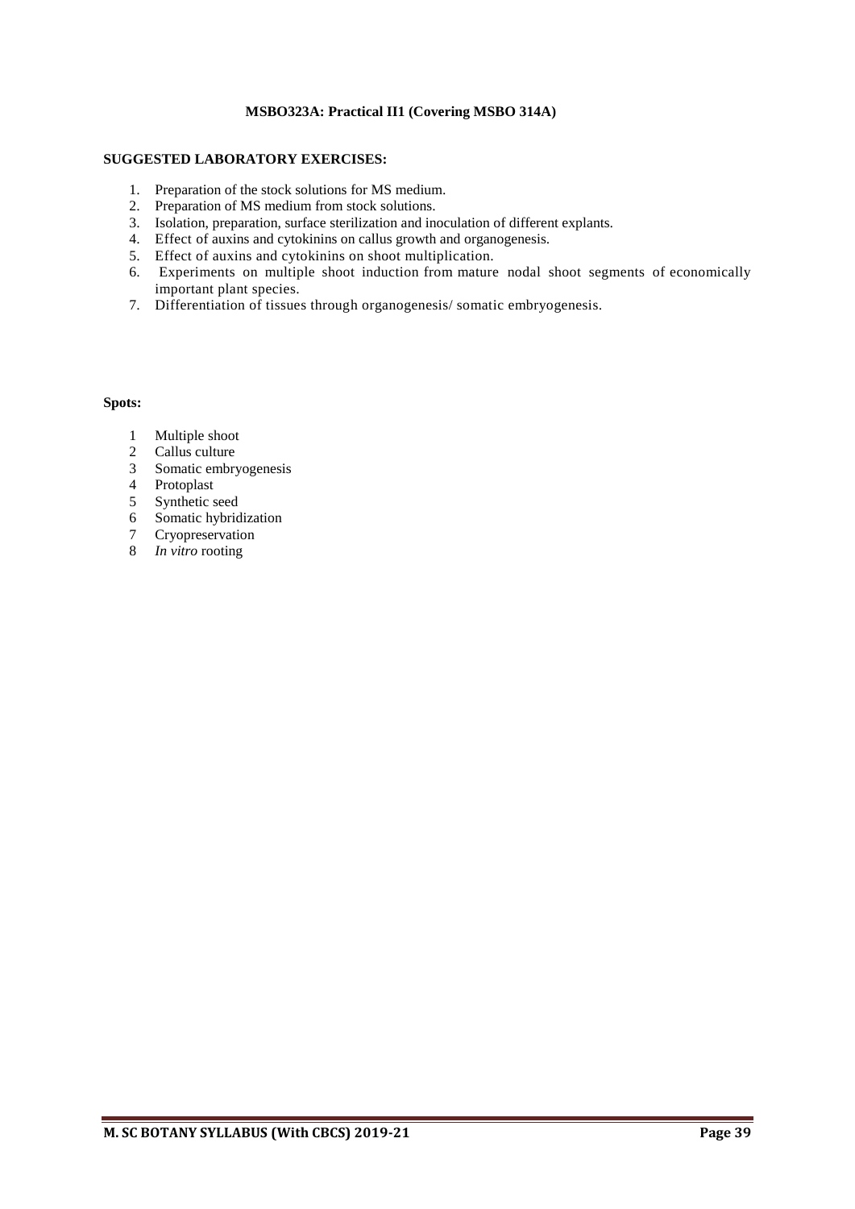**MSBO323A: Practical II1 (Covering MSBO 314A)**

**SUGGESTED LABORATORY EXERCISES:**

1. Preparation of the stock solutions for MS medium.
2. Preparation of MS medium from stock solutions.
3. Isolation, preparation, surface sterilization and inoculation of different explants.
4. Effect of auxins and cytokinins on callus growth and organogenesis.
5. Effect of auxins and cytokinins on shoot multiplication.
6. Experiments on multiple shoot induction from mature nodal shoot segments of economically important plant species.
7. Differentiation of tissues through organogenesis/ somatic embryogenesis.

**Spots:**

1. Multiple shoot
2. Callus culture
3. Somatic embryogenesis
4. Protoplast
5. Synthetic seed
6. Somatic hybridization
7. Cryopreservation
8. *In vitro* rooting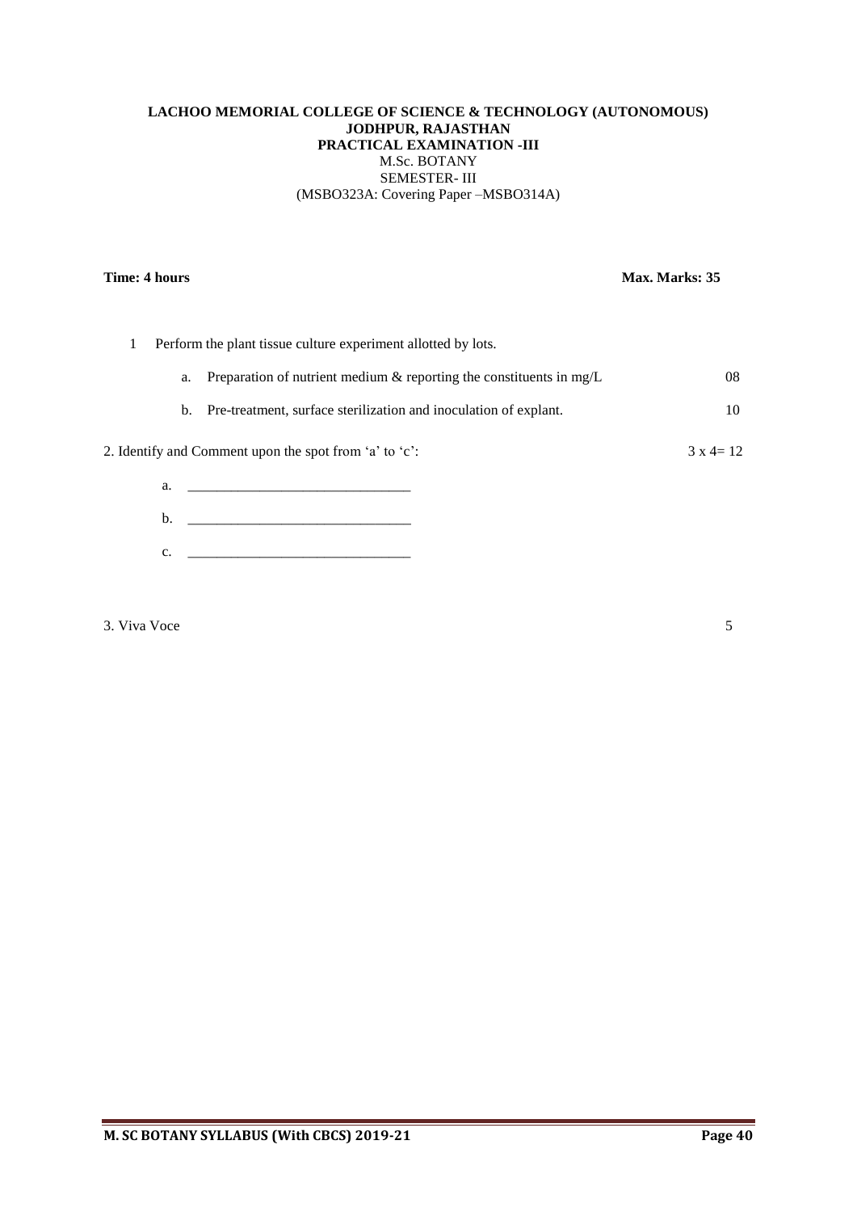**LACHOO MEMORIAL COLLEGE OF SCIENCE & TECHNOLOGY (AUTONOMOUS)**
**JODHPUR, RAJASTHAN**
**PRACTICAL EXAMINATION -III**
M.Sc. BOTANY
SEMESTER- III
(MSBO323A: Covering Paper –MSBO314A)

**Time: 4 hours** **Max. Marks: 35**

1 Perform the plant tissue culture experiment allotted by lots.

a. Preparation of nutrient medium & reporting the constituents in mg/L 08

b. Pre-treatment, surface sterilization and inoculation of explant. 10

2. Identify and Comment upon the spot from 'a' to 'c': 3 x 4= 12

a. ______________________________

b. ______________________________

c. ______________________________

3. Viva Voce 5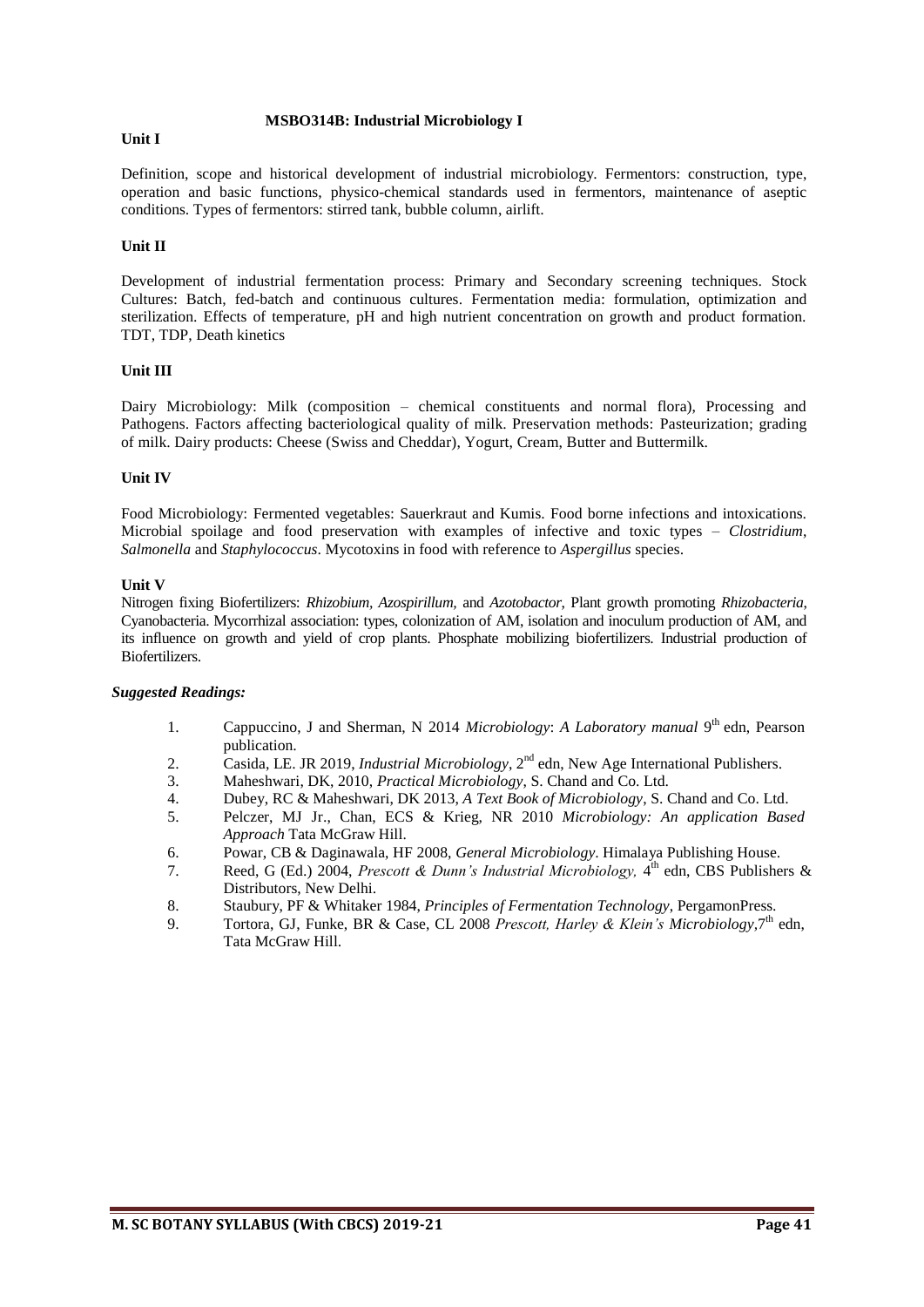## MSBO314B: Industrial Microbiology I

**Unit I**

Definition, scope and historical development of industrial microbiology. Fermentors: construction, type, operation and basic functions, physico-chemical standards used in fermentors, maintenance of aseptic conditions. Types of fermentors: stirred tank, bubble column, airlift.

**Unit II**

Development of industrial fermentation process: Primary and Secondary screening techniques. Stock Cultures: Batch, fed-batch and continuous cultures. Fermentation media: formulation, optimization and sterilization. Effects of temperature, pH and high nutrient concentration on growth and product formation. TDT, TDP, Death kinetics

**Unit III**

Dairy Microbiology: Milk (composition – chemical constituents and normal flora), Processing and Pathogens. Factors affecting bacteriological quality of milk. Preservation methods: Pasteurization; grading of milk. Dairy products: Cheese (Swiss and Cheddar), Yogurt, Cream, Butter and Buttermilk.

**Unit IV**

Food Microbiology: Fermented vegetables: Sauerkraut and Kumis. Food borne infections and intoxications. Microbial spoilage and food preservation with examples of infective and toxic types – *Clostridium*, *Salmonella* and *Staphylococcus*. Mycotoxins in food with reference to *Aspergillus* species.

**Unit V**

Nitrogen fixing Biofertilizers: *Rhizobium*, *Azospirillum,* and *Azotobacter*, Plant growth promoting *Rhizobacteria,* Cyanobacteria. Mycorrhizal association: types, colonization of AM, isolation and inoculum production of AM, and its influence on growth and yield of crop plants. Phosphate mobilizing biofertilizers. Industrial production of Biofertilizers.

***Suggested Readings:***

1. Cappuccino, J and Sherman, N 2014 *Microbiology*: *A Laboratory manual* 9th edn, Pearson publication.
2. Casida, LE. JR 2019, *Industrial Microbiology*, 2nd edn, New Age International Publishers.
3. Maheshwari, DK, 2010, *Practical Microbiology*, S. Chand and Co. Ltd.
4. Dubey, RC & Maheshwari, DK 2013, *A Text Book of Microbiology*, S. Chand and Co. Ltd.
5. Pelczer, MJ Jr., Chan, ECS & Krieg, NR 2010 *Microbiology: An application Based Approach* Tata McGraw Hill.
6. Powar, CB & Daginawala, HF 2008, *General Microbiology*. Himalaya Publishing House.
7. Reed, G (Ed.) 2004, *Prescott & Dunn's Industrial Microbiology,* 4th edn, CBS Publishers & Distributors, New Delhi.
8. Staubury, PF & Whitaker 1984, *Principles of Fermentation Technology*, PergamonPress.
9. Tortora, GJ, Funke, BR & Case, CL 2008 *Prescott, Harley & Klein's Microbiology,*7th edn, Tata McGraw Hill.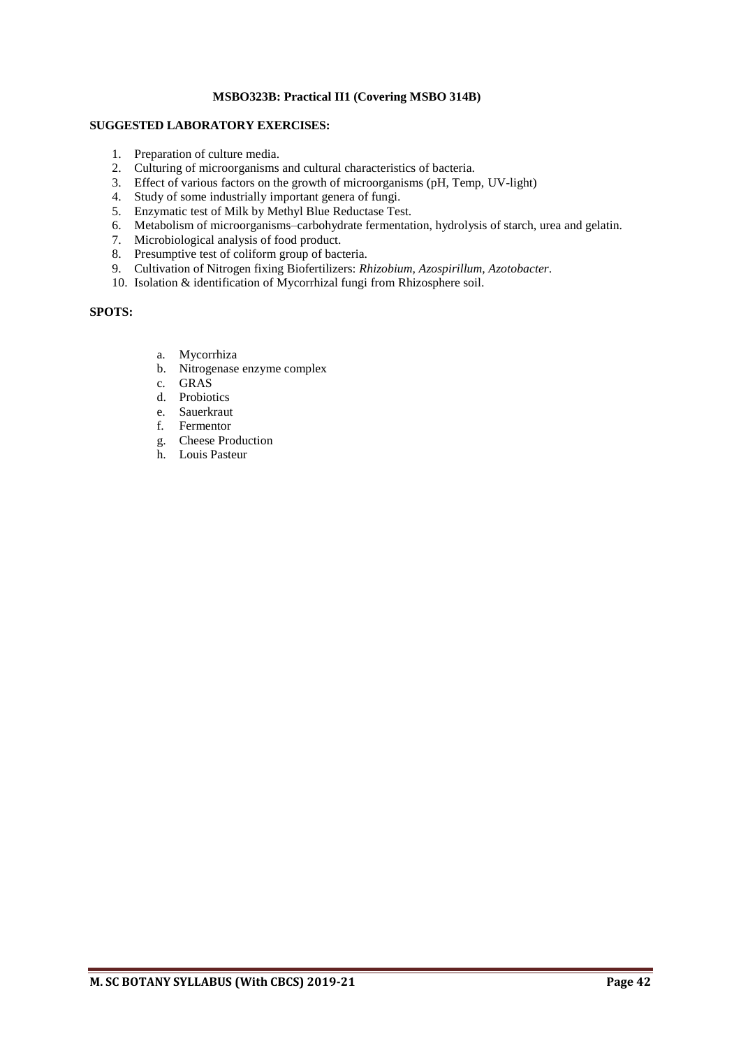**MSBO323B: Practical II1 (Covering MSBO 314B)**

**SUGGESTED LABORATORY EXERCISES:**

1. Preparation of culture media.
2. Culturing of microorganisms and cultural characteristics of bacteria.
3. Effect of various factors on the growth of microorganisms (pH, Temp, UV-light)
4. Study of some industrially important genera of fungi.
5. Enzymatic test of Milk by Methyl Blue Reductase Test.
6. Metabolism of microorganisms–carbohydrate fermentation, hydrolysis of starch, urea and gelatin.
7. Microbiological analysis of food product.
8. Presumptive test of coliform group of bacteria.
9. Cultivation of Nitrogen fixing Biofertilizers: *Rhizobium, Azospirillum, Azotobacter*.
10. Isolation & identification of Mycorrhizal fungi from Rhizosphere soil.

**SPOTS:**

a. Mycorrhiza
b. Nitrogenase enzyme complex
c. GRAS
d. Probiotics
e. Sauerkraut
f. Fermentor
g. Cheese Production
h. Louis Pasteur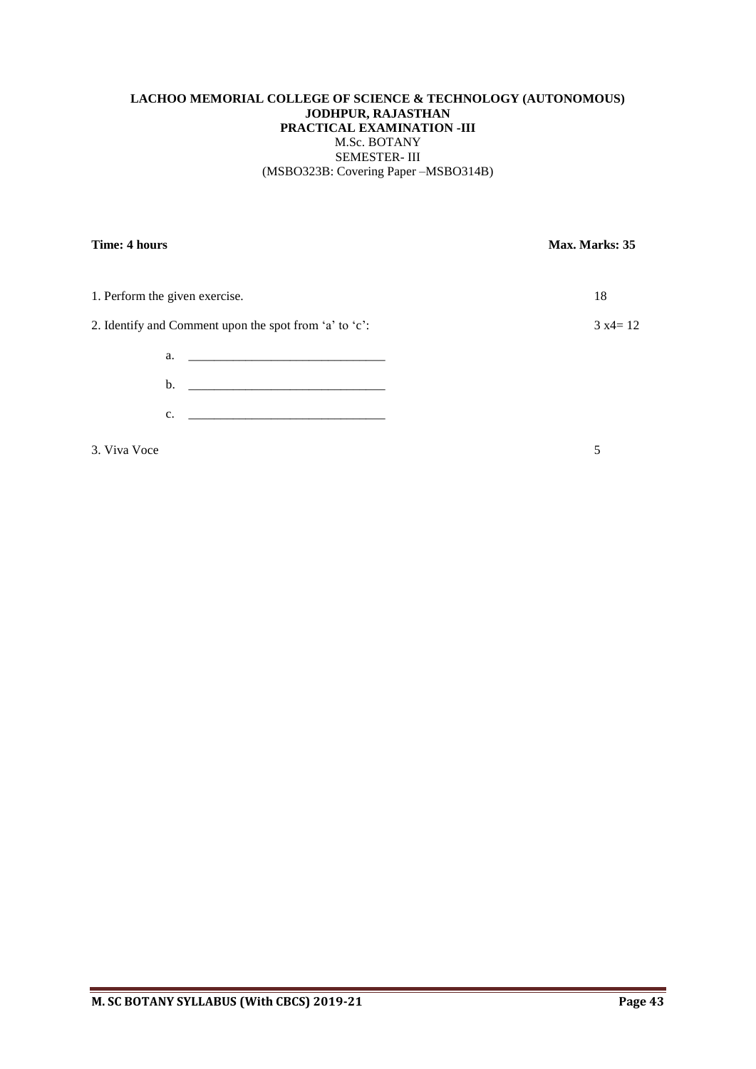**LACHOO MEMORIAL COLLEGE OF SCIENCE & TECHNOLOGY (AUTONOMOUS)**
**JODHPUR, RAJASTHAN**
**PRACTICAL EXAMINATION -III**
M.Sc. BOTANY
SEMESTER- III
(MSBO323B: Covering Paper –MSBO314B)

**Time: 4 hours** **Max. Marks: 35**

| | |
|---|---|
| 1. Perform the given exercise. | 18 |
| 2. Identify and Comment upon the spot from 'a' to 'c': | 3 x4= 12 |
| a. _______________________________ | |
| b. _______________________________ | |
| c. _______________________________ | |
| 3. Viva Voce | 5 |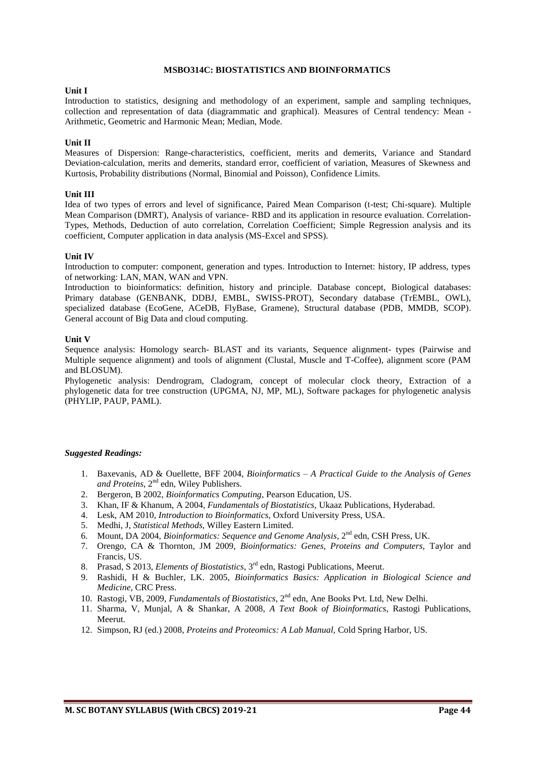## MSBO314C: BIOSTATISTICS AND BIOINFORMATICS

**Unit I**

Introduction to statistics, designing and methodology of an experiment, sample and sampling techniques, collection and representation of data (diagrammatic and graphical). Measures of Central tendency: Mean - Arithmetic, Geometric and Harmonic Mean; Median, Mode.

**Unit II**

Measures of Dispersion: Range-characteristics, coefficient, merits and demerits, Variance and Standard Deviation-calculation, merits and demerits, standard error, coefficient of variation, Measures of Skewness and Kurtosis, Probability distributions (Normal, Binomial and Poisson), Confidence Limits.

**Unit III**

Idea of two types of errors and level of significance, Paired Mean Comparison (t-test; Chi-square). Multiple Mean Comparison (DMRT), Analysis of variance- RBD and its application in resource evaluation. Correlation-Types, Methods, Deduction of auto correlation, Correlation Coefficient; Simple Regression analysis and its coefficient, Computer application in data analysis (MS-Excel and SPSS).

**Unit IV**

Introduction to computer: component, generation and types. Introduction to Internet: history, IP address, types of networking: LAN, MAN, WAN and VPN.

Introduction to bioinformatics: definition, history and principle. Database concept, Biological databases: Primary database (GENBANK, DDBJ, EMBL, SWISS-PROT), Secondary database (TrEMBL, OWL), specialized database (EcoGene, ACeDB, FlyBase, Gramene), Structural database (PDB, MMDB, SCOP). General account of Big Data and cloud computing.

**Unit V**

Sequence analysis: Homology search- BLAST and its variants, Sequence alignment- types (Pairwise and Multiple sequence alignment) and tools of alignment (Clustal, Muscle and T-Coffee), alignment score (PAM and BLOSUM).

Phylogenetic analysis: Dendrogram, Cladogram, concept of molecular clock theory, Extraction of a phylogenetic data for tree construction (UPGMA, NJ, MP, ML), Software packages for phylogenetic analysis (PHYLIP, PAUP, PAML).

***Suggested Readings:***

1. Baxevanis, AD & Ouellette, BFF 2004, *Bioinformatics – A Practical Guide to the Analysis of Genes and Proteins*, 2nd edn, Wiley Publishers.
2. Bergeron, B 2002, *Bioinformatics Computing*, Pearson Education, US.
3. Khan, IF & Khanum, A 2004, *Fundamentals of Biostatistics*, Ukaaz Publications, Hyderabad.
4. Lesk, AM 2010, *Introduction to Bioinformatics*, Oxford University Press, USA.
5. Medhi, J, *Statistical Methods*, Willey Eastern Limited.
6. Mount, DA 2004, *Bioinformatics: Sequence and Genome Analysis*, 2nd edn, CSH Press, UK.
7. Orengo, CA & Thornton, JM 2009, *Bioinformatics: Genes, Proteins and Computers,* Taylor and Francis, US.
8. Prasad, S 2013, *Elements of Biostatistics*, 3rd edn, Rastogi Publications, Meerut.
9. Rashidi, H & Buchler, LK. 2005, *Bioinformatics Basics: Application in Biological Science and Medicine,* CRC Press.
10. Rastogi, VB, 2009, *Fundamentals of Biostatistics*, 2nd edn, Ane Books Pvt. Ltd, New Delhi.
11. Sharma, V, Munjal, A & Shankar, A 2008, *A Text Book of Bioinformatics*, Rastogi Publications, Meerut.
12. Simpson, RJ (ed.) 2008, *Proteins and Proteomics: A Lab Manual,* Cold Spring Harbor, US.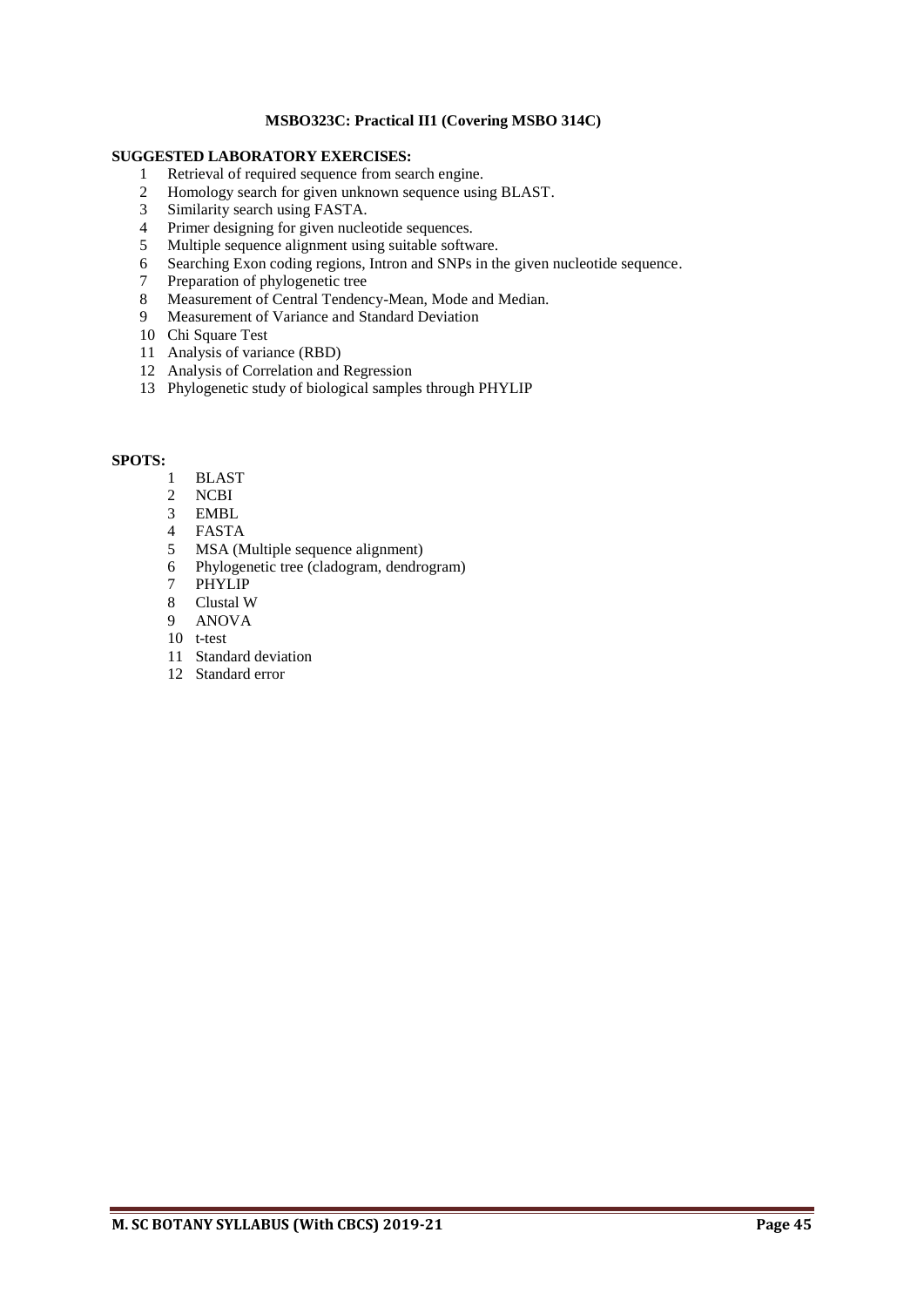**MSBO323C: Practical II1 (Covering MSBO 314C)**

**SUGGESTED LABORATORY EXERCISES:**

1. Retrieval of required sequence from search engine.
2. Homology search for given unknown sequence using BLAST.
3. Similarity search using FASTA.
4. Primer designing for given nucleotide sequences.
5. Multiple sequence alignment using suitable software.
6. Searching Exon coding regions, Intron and SNPs in the given nucleotide sequence.
7. Preparation of phylogenetic tree
8. Measurement of Central Tendency-Mean, Mode and Median.
9. Measurement of Variance and Standard Deviation
10. Chi Square Test
11. Analysis of variance (RBD)
12. Analysis of Correlation and Regression
13. Phylogenetic study of biological samples through PHYLIP

**SPOTS:**

1. BLAST
2. NCBI
3. EMBL
4. FASTA
5. MSA (Multiple sequence alignment)
6. Phylogenetic tree (cladogram, dendrogram)
7. PHYLIP
8. Clustal W
9. ANOVA
10. t-test
11. Standard deviation
12. Standard error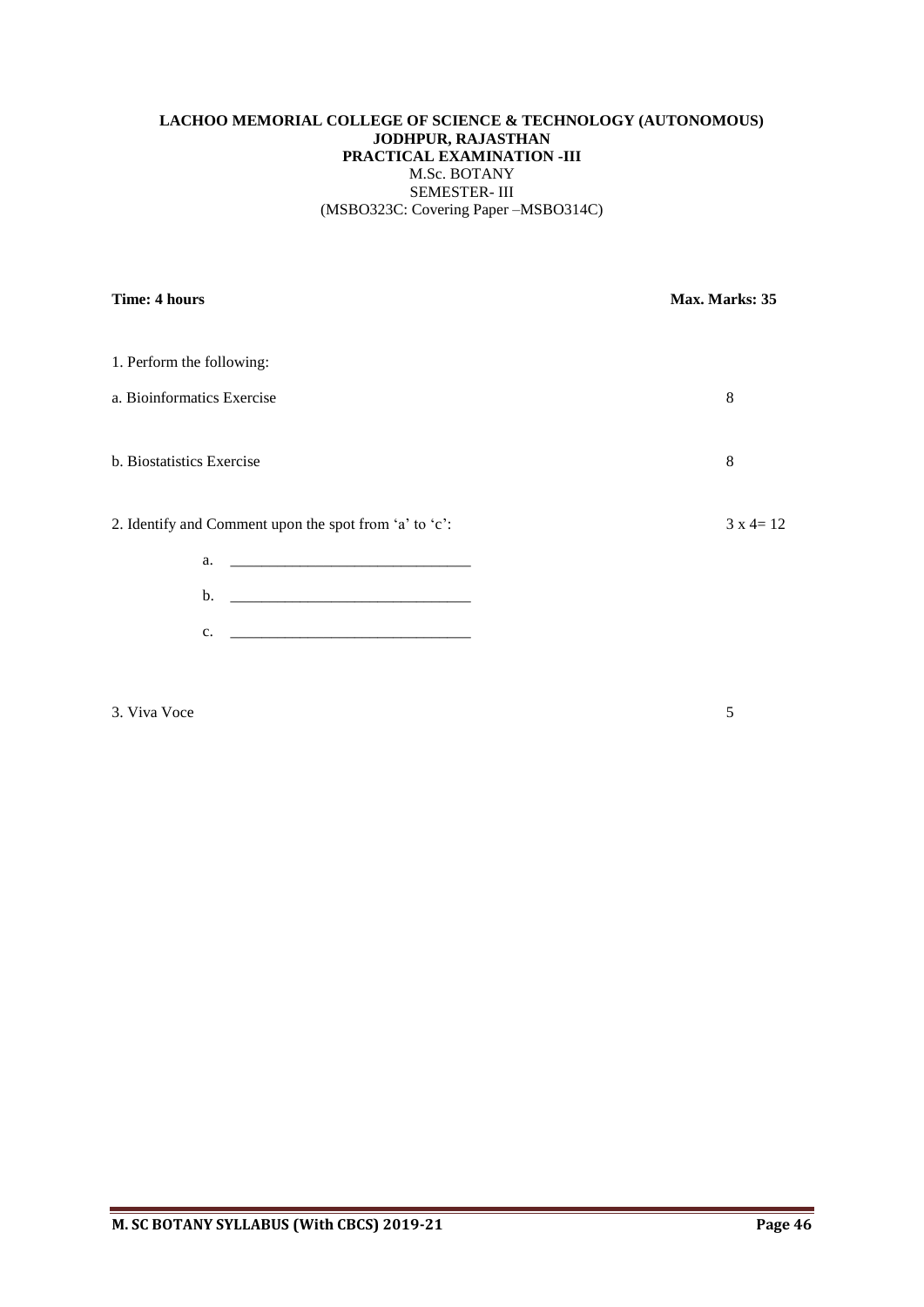**LACHOO MEMORIAL COLLEGE OF SCIENCE & TECHNOLOGY (AUTONOMOUS)**
**JODHPUR, RAJASTHAN**
**PRACTICAL EXAMINATION -III**
M.Sc. BOTANY
SEMESTER- III
(MSBO323C: Covering Paper –MSBO314C)

**Time: 4 hours** **Max. Marks: 35**

1. Perform the following:

a. Bioinformatics Exercise 8

b. Biostatistics Exercise 8

2. Identify and Comment upon the spot from 'a' to 'c': 3 x 4= 12

a. _______________________________

b. _______________________________

c. _______________________________

3. Viva Voce 5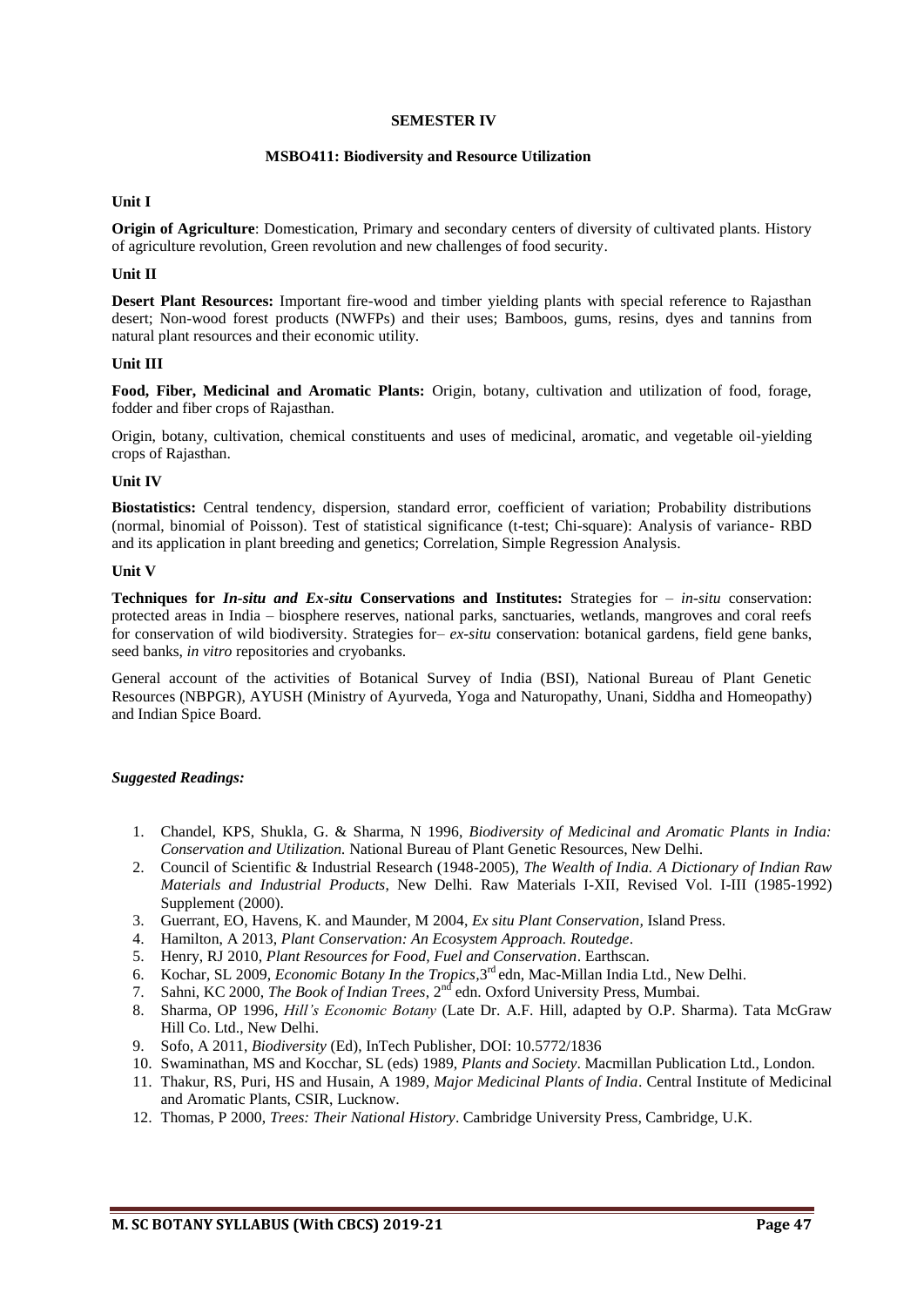## SEMESTER IV

### MSBO411: Biodiversity and Resource Utilization

**Unit I**

**Origin of Agriculture**: Domestication, Primary and secondary centers of diversity of cultivated plants. History of agriculture revolution, Green revolution and new challenges of food security.

**Unit II**

**Desert Plant Resources:** Important fire-wood and timber yielding plants with special reference to Rajasthan desert; Non-wood forest products (NWFPs) and their uses; Bamboos, gums, resins, dyes and tannins from natural plant resources and their economic utility.

**Unit III**

**Food, Fiber, Medicinal and Aromatic Plants:** Origin, botany, cultivation and utilization of food, forage, fodder and fiber crops of Rajasthan.

Origin, botany, cultivation, chemical constituents and uses of medicinal, aromatic, and vegetable oil-yielding crops of Rajasthan.

**Unit IV**

**Biostatistics:** Central tendency, dispersion, standard error, coefficient of variation; Probability distributions (normal, binomial of Poisson). Test of statistical significance (t-test; Chi-square): Analysis of variance- RBD and its application in plant breeding and genetics; Correlation, Simple Regression Analysis.

**Unit V**

**Techniques for *In-situ and Ex-situ* Conservations and Institutes:** Strategies for – *in-situ* conservation: protected areas in India – biosphere reserves, national parks, sanctuaries, wetlands, mangroves and coral reefs for conservation of wild biodiversity. Strategies for– *ex-situ* conservation: botanical gardens, field gene banks, seed banks, *in vitro* repositories and cryobanks.

General account of the activities of Botanical Survey of India (BSI), National Bureau of Plant Genetic Resources (NBPGR), AYUSH (Ministry of Ayurveda, Yoga and Naturopathy, Unani, Siddha and Homeopathy) and Indian Spice Board.

***Suggested Readings:***

1. Chandel, KPS, Shukla, G. & Sharma, N 1996, *Biodiversity of Medicinal and Aromatic Plants in India: Conservation and Utilization.* National Bureau of Plant Genetic Resources, New Delhi.
2. Council of Scientific & Industrial Research (1948-2005), *The Wealth of India. A Dictionary of Indian Raw Materials and Industrial Products*, New Delhi. Raw Materials I-XII, Revised Vol. I-III (1985-1992) Supplement (2000).
3. Guerrant, EO, Havens, K. and Maunder, M 2004, *Ex situ Plant Conservation*, Island Press.
4. Hamilton, A 2013, *Plant Conservation: An Ecosystem Approach. Routedge*.
5. Henry, RJ 2010, *Plant Resources for Food, Fuel and Conservation*. Earthscan.
6. Kochar, SL 2009, *Economic Botany In the Tropics*,3rd edn, Mac-Millan India Ltd., New Delhi.
7. Sahni, KC 2000, *The Book of Indian Trees*, 2nd edn. Oxford University Press, Mumbai.
8. Sharma, OP 1996, *Hill's Economic Botany* (Late Dr. A.F. Hill, adapted by O.P. Sharma). Tata McGraw Hill Co. Ltd., New Delhi.
9. Sofo, A 2011, *Biodiversity* (Ed), InTech Publisher, DOI: 10.5772/1836
10. Swaminathan, MS and Kocchar, SL (eds) 1989, *Plants and Society*. Macmillan Publication Ltd., London.
11. Thakur, RS, Puri, HS and Husain, A 1989, *Major Medicinal Plants of India*. Central Institute of Medicinal and Aromatic Plants, CSIR, Lucknow.
12. Thomas, P 2000, *Trees: Their National History*. Cambridge University Press, Cambridge, U.K.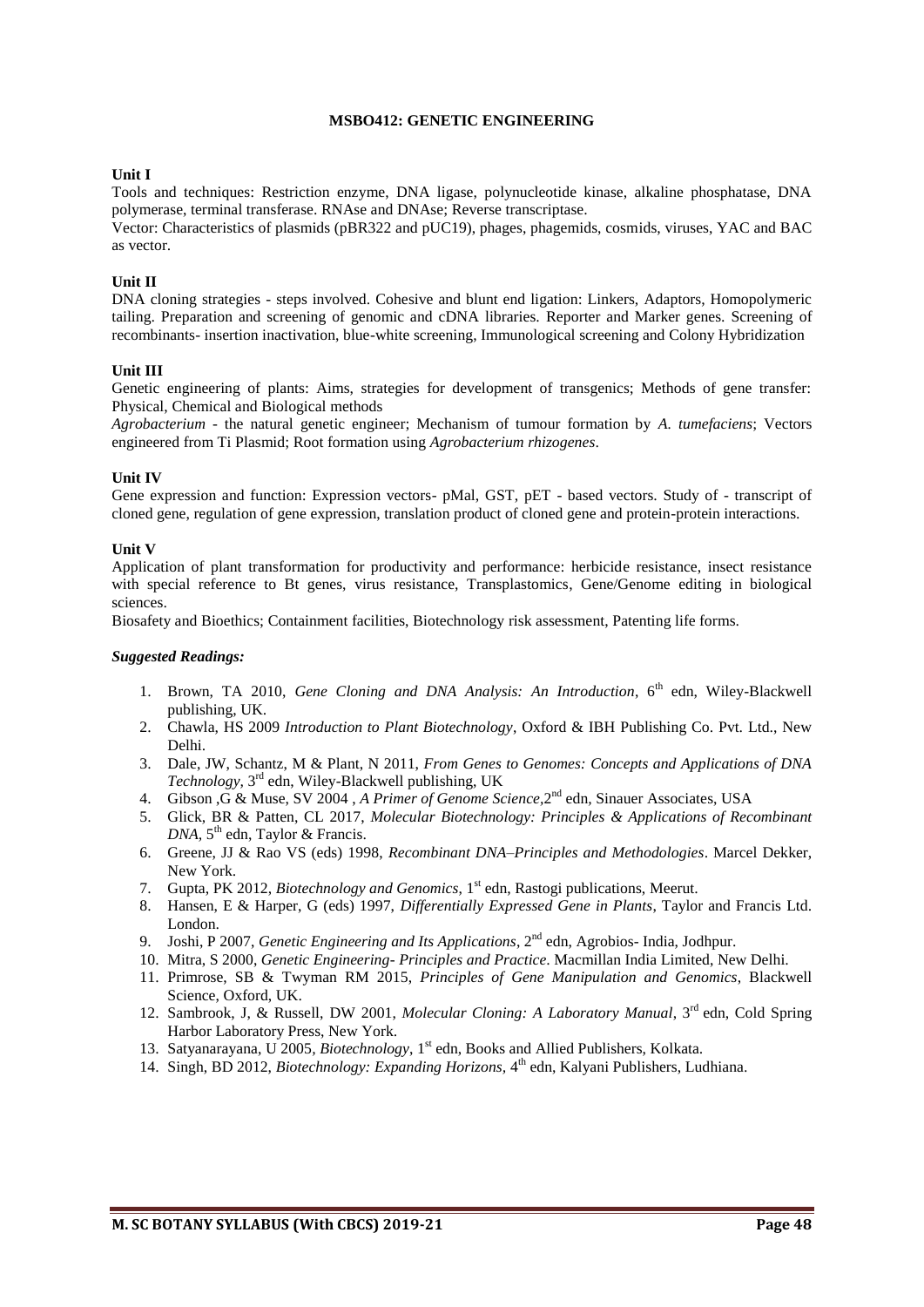# MSBO412: GENETIC ENGINEERING

**Unit I**

Tools and techniques: Restriction enzyme, DNA ligase, polynucleotide kinase, alkaline phosphatase, DNA polymerase, terminal transferase. RNAse and DNAse; Reverse transcriptase.

Vector: Characteristics of plasmids (pBR322 and pUC19), phages, phagemids, cosmids, viruses, YAC and BAC as vector.

**Unit II**

DNA cloning strategies - steps involved. Cohesive and blunt end ligation: Linkers, Adaptors, Homopolymeric tailing. Preparation and screening of genomic and cDNA libraries. Reporter and Marker genes. Screening of recombinants- insertion inactivation, blue-white screening, Immunological screening and Colony Hybridization

**Unit III**

Genetic engineering of plants: Aims, strategies for development of transgenics; Methods of gene transfer: Physical, Chemical and Biological methods

*Agrobacterium* - the natural genetic engineer; Mechanism of tumour formation by *A. tumefaciens*; Vectors engineered from Ti Plasmid; Root formation using *Agrobacterium rhizogenes*.

**Unit IV**

Gene expression and function: Expression vectors- pMal, GST, pET - based vectors. Study of - transcript of cloned gene, regulation of gene expression, translation product of cloned gene and protein-protein interactions.

**Unit V**

Application of plant transformation for productivity and performance: herbicide resistance, insect resistance with special reference to Bt genes, virus resistance, Transplastomics, Gene/Genome editing in biological sciences.

Biosafety and Bioethics; Containment facilities, Biotechnology risk assessment, Patenting life forms.

***Suggested Readings:***

1. Brown, TA 2010, *Gene Cloning and DNA Analysis: An Introduction*, 6th edn, Wiley-Blackwell publishing, UK.
2. Chawla, HS 2009 *Introduction to Plant Biotechnology*, Oxford & IBH Publishing Co. Pvt. Ltd., New Delhi.
3. Dale, JW, Schantz, M & Plant, N 2011, *From Genes to Genomes: Concepts and Applications of DNA Technology*, 3rd edn, Wiley-Blackwell publishing, UK
4. Gibson ,G & Muse, SV 2004 , *A Primer of Genome Science*,2nd edn, Sinauer Associates, USA
5. Glick, BR & Patten, CL 2017, *Molecular Biotechnology: Principles & Applications of Recombinant DNA*, 5th edn, Taylor & Francis.
6. Greene, JJ & Rao VS (eds) 1998, *Recombinant DNA–Principles and Methodologies*. Marcel Dekker, New York.
7. Gupta, PK 2012, *Biotechnology and Genomics*, 1st edn, Rastogi publications, Meerut.
8. Hansen, E & Harper, G (eds) 1997, *Differentially Expressed Gene in Plants*, Taylor and Francis Ltd. London.
9. Joshi, P 2007, *Genetic Engineering and Its Applications*, 2nd edn, Agrobios- India, Jodhpur.
10. Mitra, S 2000, *Genetic Engineering- Principles and Practice*. Macmillan India Limited, New Delhi.
11. Primrose, SB & Twyman RM 2015, *Principles of Gene Manipulation and Genomics*, Blackwell Science, Oxford, UK.
12. Sambrook, J, & Russell, DW 2001, *Molecular Cloning: A Laboratory Manual*, 3rd edn, Cold Spring Harbor Laboratory Press, New York.
13. Satyanarayana, U 2005, *Biotechnology*, 1st edn, Books and Allied Publishers, Kolkata.
14. Singh, BD 2012, *Biotechnology: Expanding Horizons*, 4th edn, Kalyani Publishers, Ludhiana.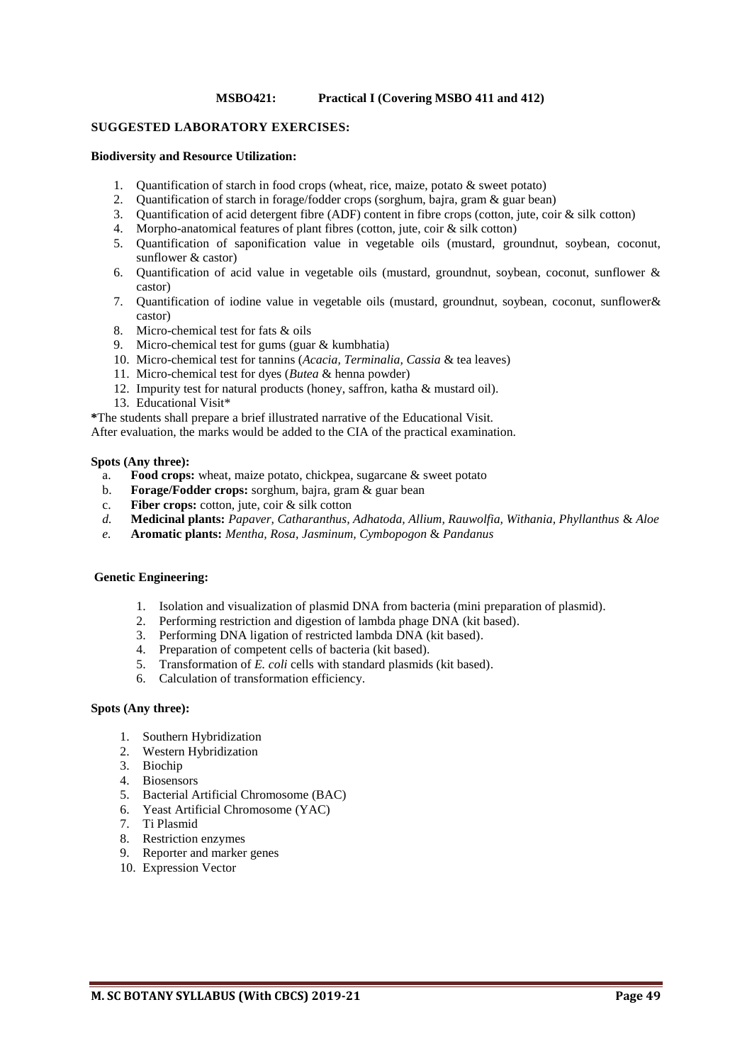**MSBO421: Practical I (Covering MSBO 411 and 412)**

**SUGGESTED LABORATORY EXERCISES:**

**Biodiversity and Resource Utilization:**

1. Quantification of starch in food crops (wheat, rice, maize, potato & sweet potato)
2. Quantification of starch in forage/fodder crops (sorghum, bajra, gram & guar bean)
3. Quantification of acid detergent fibre (ADF) content in fibre crops (cotton, jute, coir & silk cotton)
4. Morpho-anatomical features of plant fibres (cotton, jute, coir & silk cotton)
5. Quantification of saponification value in vegetable oils (mustard, groundnut, soybean, coconut, sunflower & castor)
6. Quantification of acid value in vegetable oils (mustard, groundnut, soybean, coconut, sunflower & castor)
7. Quantification of iodine value in vegetable oils (mustard, groundnut, soybean, coconut, sunflower& castor)
8. Micro-chemical test for fats & oils
9. Micro-chemical test for gums (guar & kumbhatia)
10. Micro-chemical test for tannins (*Acacia, Terminalia, Cassia* & tea leaves)
11. Micro-chemical test for dyes (*Butea* & henna powder)
12. Impurity test for natural products (honey, saffron, katha & mustard oil).
13. Educational Visit*

**\***The students shall prepare a brief illustrated narrative of the Educational Visit.
After evaluation, the marks would be added to the CIA of the practical examination.

**Spots (Any three):**

a. **Food crops:** wheat, maize potato, chickpea, sugarcane & sweet potato
b. **Forage/Fodder crops:** sorghum, bajra, gram & guar bean
c. **Fiber crops:** cotton, jute, coir & silk cotton
d. **Medicinal plants:** *Papaver, Catharanthus, Adhatoda, Allium, Rauwolfia, Withania, Phyllanthus* & *Aloe*
e. **Aromatic plants:** *Mentha, Rosa, Jasminum, Cymbopogon* & *Pandanus*

**Genetic Engineering:**

1. Isolation and visualization of plasmid DNA from bacteria (mini preparation of plasmid).
2. Performing restriction and digestion of lambda phage DNA (kit based).
3. Performing DNA ligation of restricted lambda DNA (kit based).
4. Preparation of competent cells of bacteria (kit based).
5. Transformation of *E. coli* cells with standard plasmids (kit based).
6. Calculation of transformation efficiency.

**Spots (Any three):**

1. Southern Hybridization
2. Western Hybridization
3. Biochip
4. Biosensors
5. Bacterial Artificial Chromosome (BAC)
6. Yeast Artificial Chromosome (YAC)
7. Ti Plasmid
8. Restriction enzymes
9. Reporter and marker genes
10. Expression Vector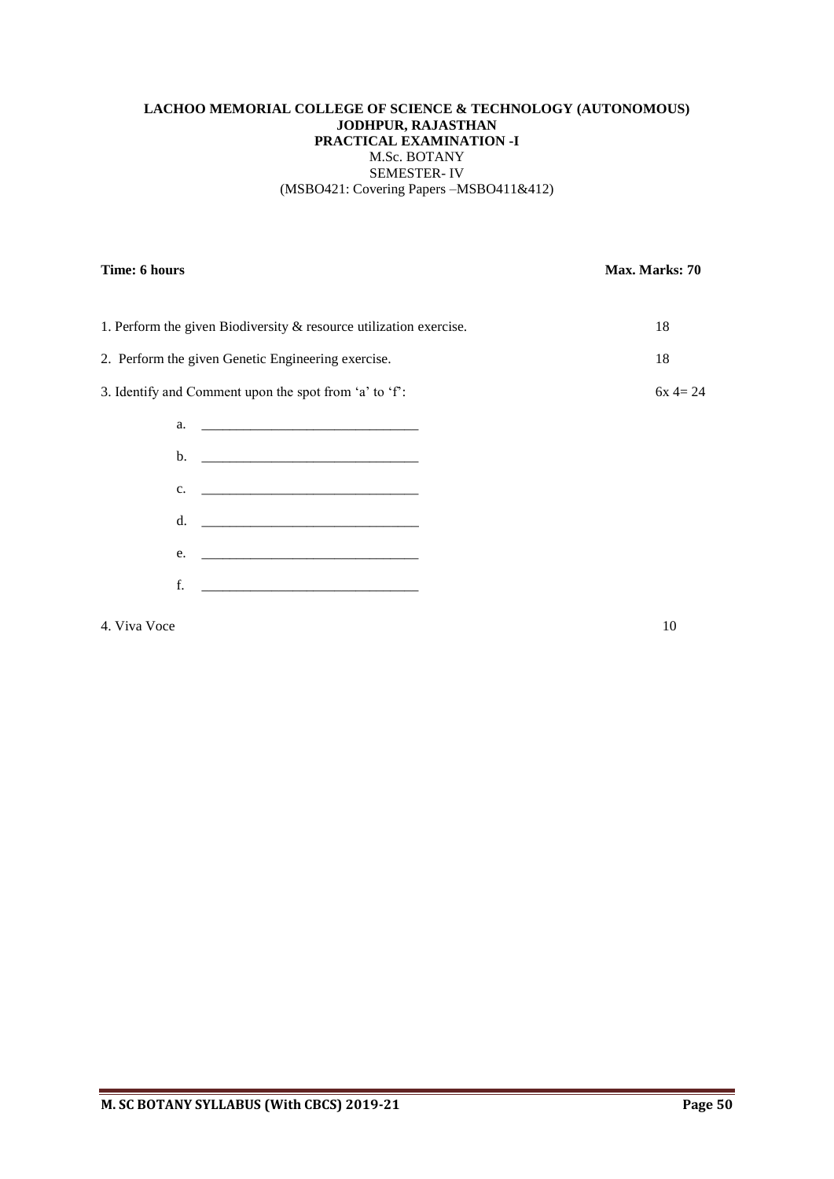**LACHOO MEMORIAL COLLEGE OF SCIENCE & TECHNOLOGY (AUTONOMOUS)**
**JODHPUR, RAJASTHAN**
**PRACTICAL EXAMINATION -I**
M.Sc. BOTANY
SEMESTER- IV
(MSBO421: Covering Papers –MSBO411&412)

**Time: 6 hours** **Max. Marks: 70**

1. Perform the given Biodiversity & resource utilization exercise. 18

2. Perform the given Genetic Engineering exercise. 18

3. Identify and Comment upon the spot from 'a' to 'f': 6x 4= 24

   a. ______________________________
   
   b. ______________________________
   
   c. ______________________________
   
   d. ______________________________
   
   e. ______________________________
   
   f. ______________________________

4. Viva Voce 10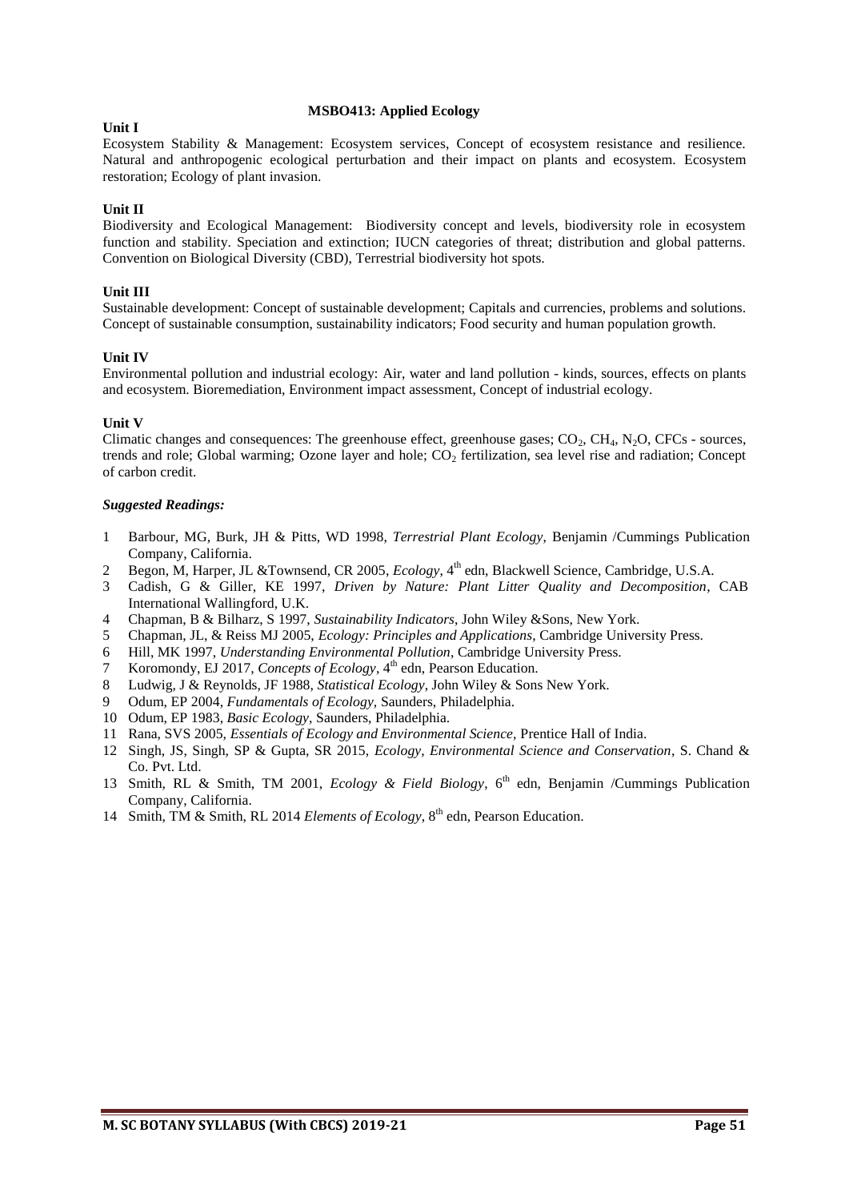## MSBO413: Applied Ecology

### Unit I

Ecosystem Stability & Management: Ecosystem services, Concept of ecosystem resistance and resilience. Natural and anthropogenic ecological perturbation and their impact on plants and ecosystem. Ecosystem restoration; Ecology of plant invasion.

### Unit II

Biodiversity and Ecological Management: Biodiversity concept and levels, biodiversity role in ecosystem function and stability. Speciation and extinction; IUCN categories of threat; distribution and global patterns. Convention on Biological Diversity (CBD), Terrestrial biodiversity hot spots.

### Unit III

Sustainable development: Concept of sustainable development; Capitals and currencies, problems and solutions. Concept of sustainable consumption, sustainability indicators; Food security and human population growth.

### Unit IV

Environmental pollution and industrial ecology: Air, water and land pollution - kinds, sources, effects on plants and ecosystem. Bioremediation, Environment impact assessment, Concept of industrial ecology.

### Unit V

Climatic changes and consequences: The greenhouse effect, greenhouse gases; $CO_2$, $CH_4$, $N_2O$, CFCs - sources, trends and role; Global warming; Ozone layer and hole; $CO_2$ fertilization, sea level rise and radiation; Concept of carbon credit.

***Suggested Readings:***

1. Barbour, MG, Burk, JH & Pitts, WD 1998, *Terrestrial Plant Ecology*, Benjamin /Cummings Publication Company, California.
2. Begon, M, Harper, JL &Townsend, CR 2005, *Ecology*, 4th edn, Blackwell Science, Cambridge, U.S.A.
3. Cadish, G & Giller, KE 1997, *Driven by Nature: Plant Litter Quality and Decomposition*, CAB International Wallingford, U.K.
4. Chapman, B & Bilharz, S 1997, *Sustainability Indicators*, John Wiley &Sons, New York.
5. Chapman, JL, & Reiss MJ 2005, *Ecology: Principles and Applications*, Cambridge University Press.
6. Hill, MK 1997, *Understanding Environmental Pollution*, Cambridge University Press.
7. Koromondy, EJ 2017, *Concepts of Ecology*, 4th edn, Pearson Education.
8. Ludwig, J & Reynolds, JF 1988, *Statistical Ecology*, John Wiley & Sons New York.
9. Odum, EP 2004, *Fundamentals of Ecology,* Saunders, Philadelphia.
10. Odum, EP 1983, *Basic Ecology,* Saunders, Philadelphia.
11. Rana, SVS 2005, *Essentials of Ecology and Environmental Science,* Prentice Hall of India.
12. Singh, JS, Singh, SP & Gupta, SR 2015, *Ecology, Environmental Science and Conservation*, S. Chand & Co. Pvt. Ltd.
13. Smith, RL & Smith, TM 2001, *Ecology & Field Biology*, 6th edn, Benjamin /Cummings Publication Company, California.
14. Smith, TM & Smith, RL 2014 *Elements of Ecology*, 8th edn, Pearson Education.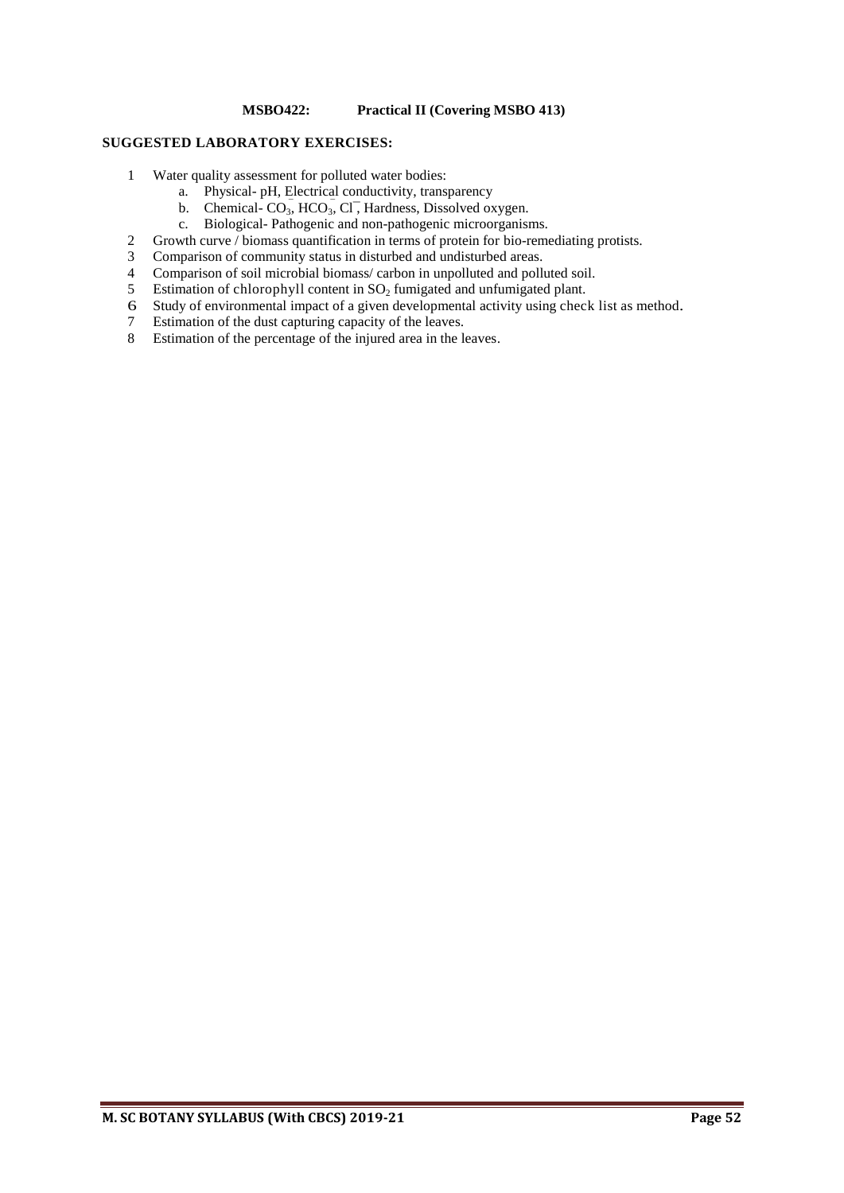**MSBO422: Practical II (Covering MSBO 413)**

**SUGGESTED LABORATORY EXERCISES:**

1. Water quality assessment for polluted water bodies:
   a. Physical- pH, Electrical conductivity, transparency
   b. Chemical- $CO_3^-$, $HCO_3^-$, $Cl^-$, Hardness, Dissolved oxygen.
   c. Biological- Pathogenic and non-pathogenic microorganisms.
2. Growth curve / biomass quantification in terms of protein for bio-remediating protists.
3. Comparison of community status in disturbed and undisturbed areas.
4. Comparison of soil microbial biomass/ carbon in unpolluted and polluted soil.
5. Estimation of chlorophyll content in $SO_2$ fumigated and unfumigated plant.
6. Study of environmental impact of a given developmental activity using check list as method.
7. Estimation of the dust capturing capacity of the leaves.
8. Estimation of the percentage of the injured area in the leaves.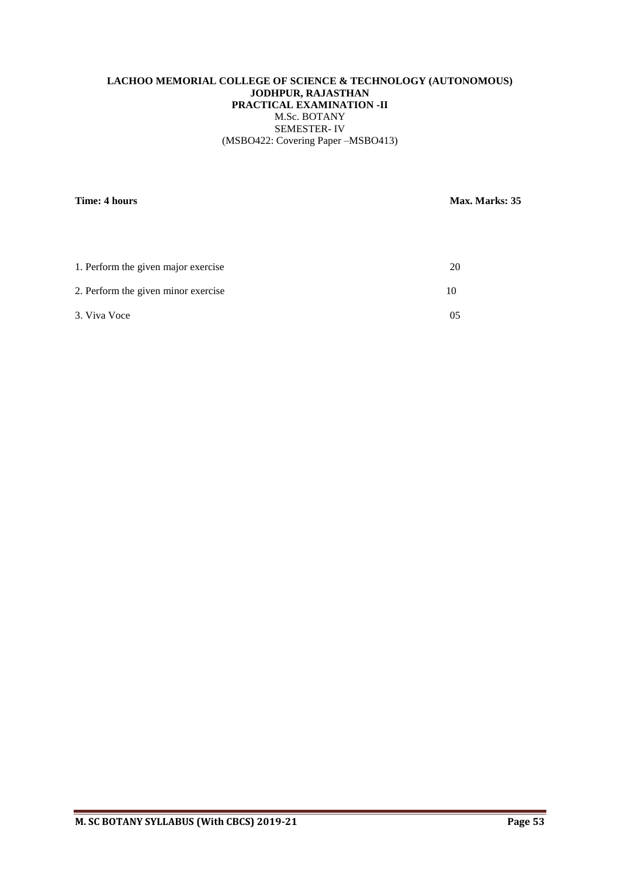**LACHOO MEMORIAL COLLEGE OF SCIENCE & TECHNOLOGY (AUTONOMOUS)**
**JODHPUR, RAJASTHAN**
**PRACTICAL EXAMINATION -II**
M.Sc. BOTANY
SEMESTER- IV
(MSBO422: Covering Paper –MSBO413)

**Time: 4 hours** **Max. Marks: 35**

| | |
|---|---|
| 1. Perform the given major exercise | 20 |
| 2. Perform the given minor exercise | 10 |
| 3. Viva Voce | 05 |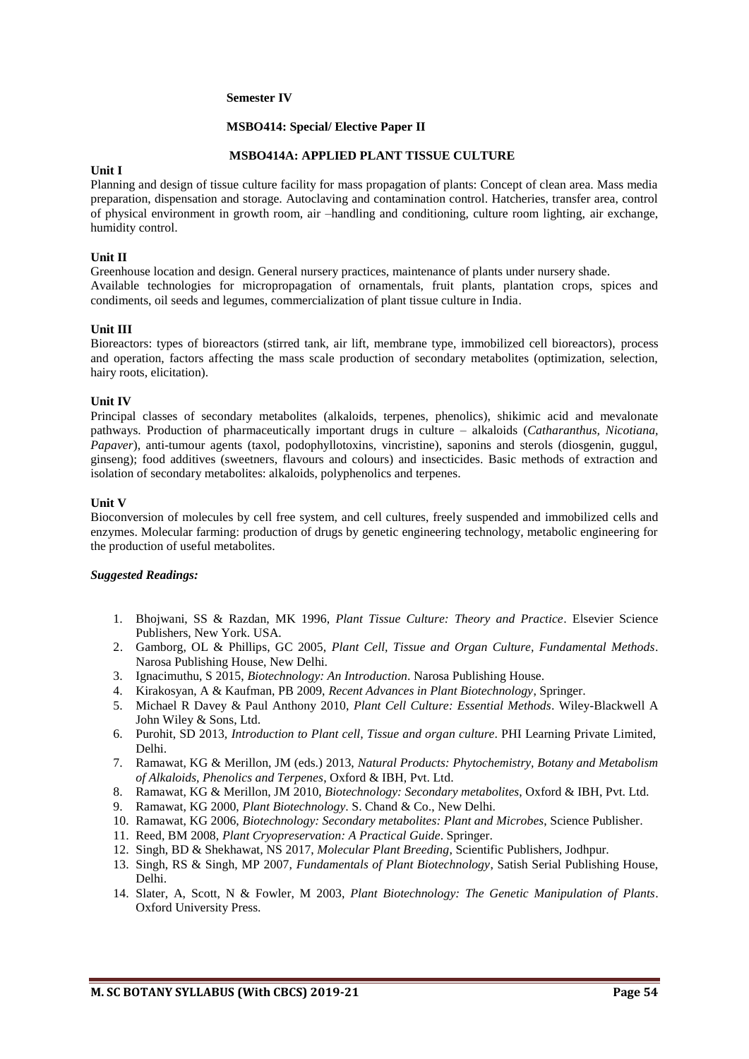**Semester IV**

**MSBO414: Special/ Elective Paper II**

**MSBO414A: APPLIED PLANT TISSUE CULTURE**

**Unit I**

Planning and design of tissue culture facility for mass propagation of plants: Concept of clean area. Mass media preparation, dispensation and storage. Autoclaving and contamination control. Hatcheries, transfer area, control of physical environment in growth room, air –handling and conditioning, culture room lighting, air exchange, humidity control.

**Unit II**

Greenhouse location and design. General nursery practices, maintenance of plants under nursery shade.
Available technologies for micropropagation of ornamentals, fruit plants, plantation crops, spices and condiments, oil seeds and legumes, commercialization of plant tissue culture in India.

**Unit III**

Bioreactors: types of bioreactors (stirred tank, air lift, membrane type, immobilized cell bioreactors), process and operation, factors affecting the mass scale production of secondary metabolites (optimization, selection, hairy roots, elicitation).

**Unit IV**

Principal classes of secondary metabolites (alkaloids, terpenes, phenolics), shikimic acid and mevalonate pathways. Production of pharmaceutically important drugs in culture – alkaloids (*Catharanthus, Nicotiana, Papaver*), anti-tumour agents (taxol, podophyllotoxins, vincristine), saponins and sterols (diosgenin, guggul, ginseng); food additives (sweetners, flavours and colours) and insecticides. Basic methods of extraction and isolation of secondary metabolites: alkaloids, polyphenolics and terpenes.

**Unit V**

Bioconversion of molecules by cell free system, and cell cultures, freely suspended and immobilized cells and enzymes. Molecular farming: production of drugs by genetic engineering technology, metabolic engineering for the production of useful metabolites.

***Suggested Readings:***

1. Bhojwani, SS & Razdan, MK 1996, *Plant Tissue Culture: Theory and Practice*. Elsevier Science Publishers, New York. USA.
2. Gamborg, OL & Phillips, GC 2005, *Plant Cell, Tissue and Organ Culture, Fundamental Methods*. Narosa Publishing House, New Delhi.
3. Ignacimuthu, S 2015, *Biotechnology: An Introduction*. Narosa Publishing House.
4. Kirakosyan, A & Kaufman, PB 2009, *Recent Advances in Plant Biotechnology*, Springer.
5. Michael R Davey & Paul Anthony 2010, *Plant Cell Culture: Essential Methods*. Wiley-Blackwell A John Wiley & Sons, Ltd.
6. Purohit, SD 2013, *Introduction to Plant cell, Tissue and organ culture*. PHI Learning Private Limited, Delhi.
7. Ramawat, KG & Merillon, JM (eds.) 2013, *Natural Products: Phytochemistry, Botany and Metabolism of Alkaloids, Phenolics and Terpenes*, Oxford & IBH, Pvt. Ltd.
8. Ramawat, KG & Merillon, JM 2010, *Biotechnology: Secondary metabolites*, Oxford & IBH, Pvt. Ltd.
9. Ramawat, KG 2000, *Plant Biotechnology*. S. Chand & Co., New Delhi.
10. Ramawat, KG 2006, *Biotechnology: Secondary metabolites: Plant and Microbes*, Science Publisher.
11. Reed, BM 2008, *Plant Cryopreservation: A Practical Guide*. Springer.
12. Singh, BD & Shekhawat, NS 2017, *Molecular Plant Breeding*, Scientific Publishers, Jodhpur.
13. Singh, RS & Singh, MP 2007, *Fundamentals of Plant Biotechnology*, Satish Serial Publishing House, Delhi.
14. Slater, A, Scott, N & Fowler, M 2003, *Plant Biotechnology: The Genetic Manipulation of Plants*. Oxford University Press.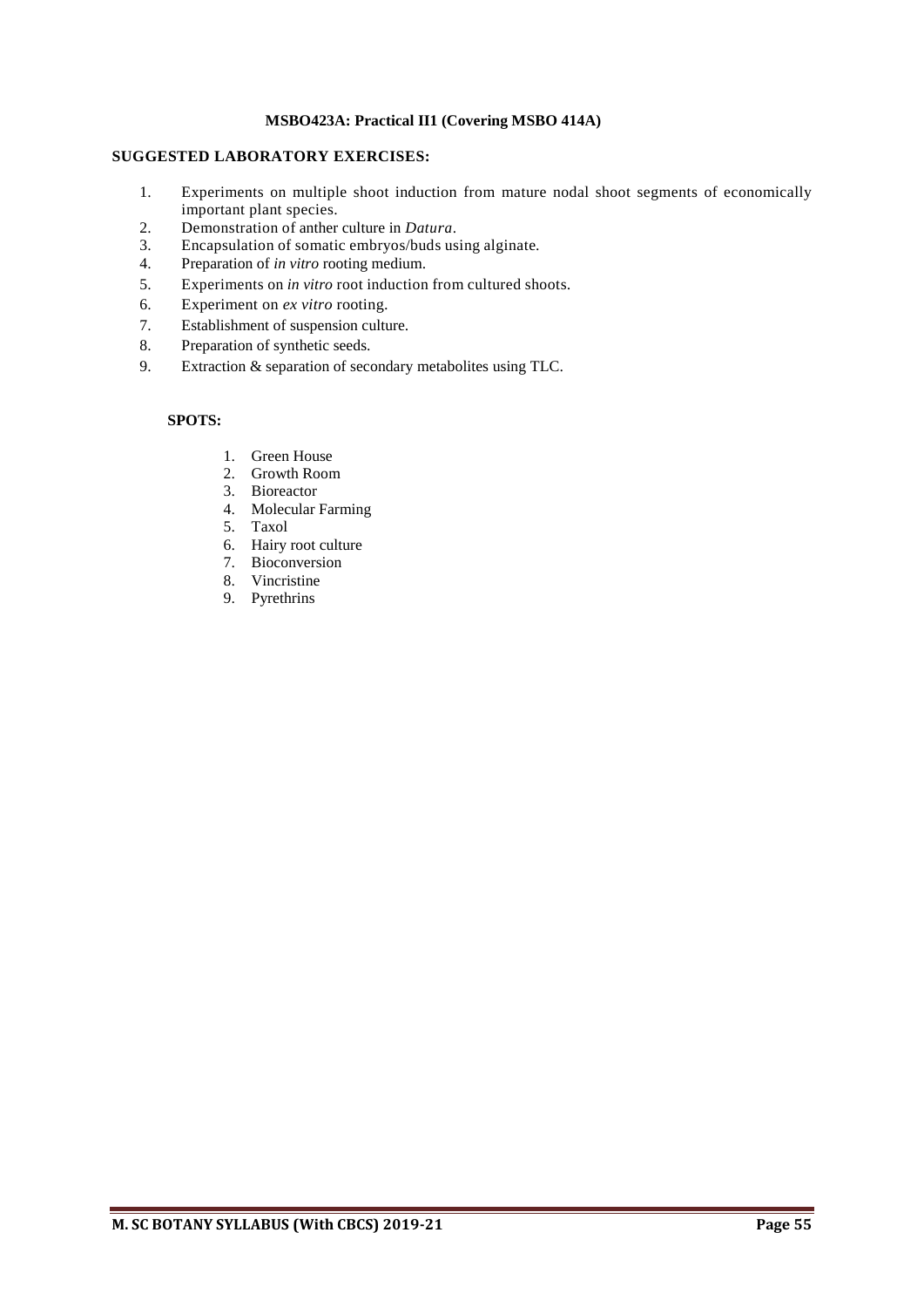**MSBO423A: Practical II1 (Covering MSBO 414A)**

**SUGGESTED LABORATORY EXERCISES:**

1. Experiments on multiple shoot induction from mature nodal shoot segments of economically important plant species.
2. Demonstration of anther culture in *Datura*.
3. Encapsulation of somatic embryos/buds using alginate.
4. Preparation of *in vitro* rooting medium.
5. Experiments on *in vitro* root induction from cultured shoots.
6. Experiment on *ex vitro* rooting.
7. Establishment of suspension culture.
8. Preparation of synthetic seeds.
9. Extraction & separation of secondary metabolites using TLC.

**SPOTS:**

1. Green House
2. Growth Room
3. Bioreactor
4. Molecular Farming
5. Taxol
6. Hairy root culture
7. Bioconversion
8. Vincristine
9. Pyrethrins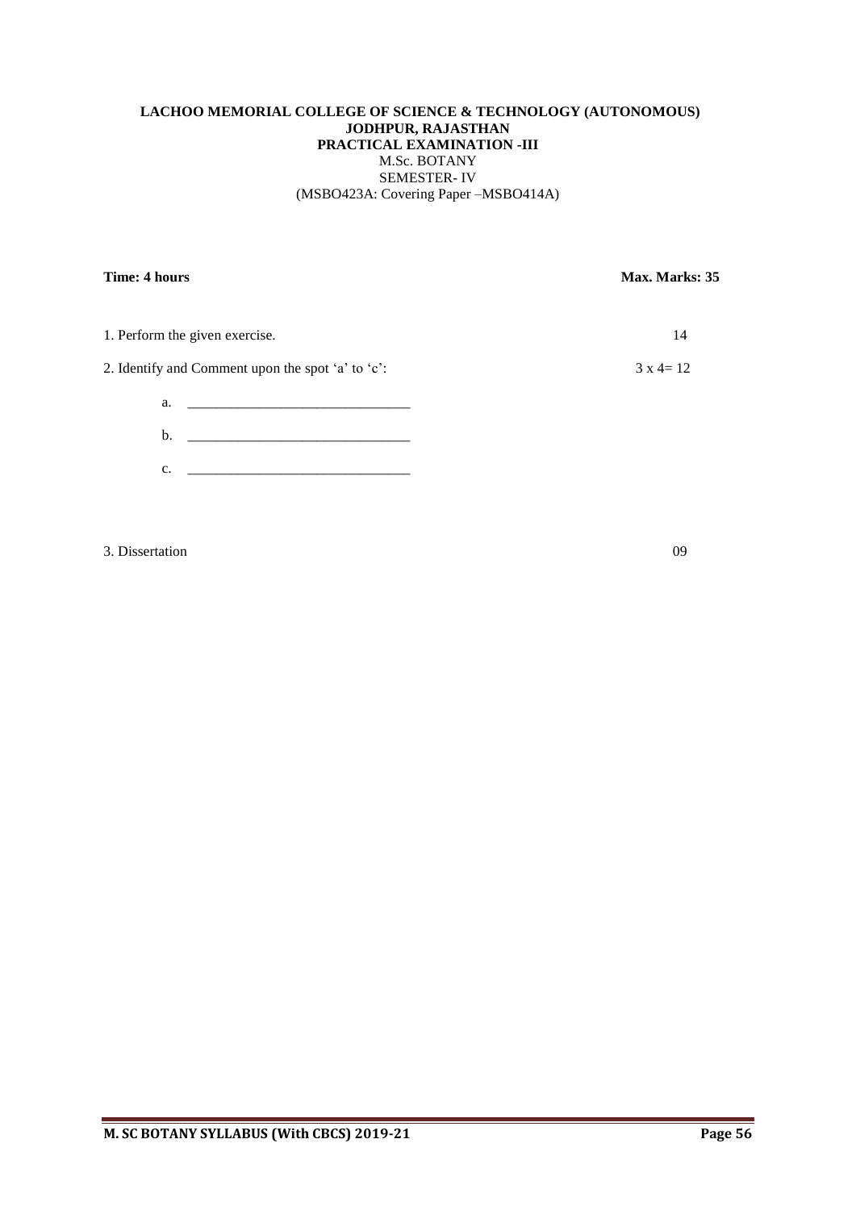**LACHOO MEMORIAL COLLEGE OF SCIENCE & TECHNOLOGY (AUTONOMOUS)**
**JODHPUR, RAJASTHAN**
**PRACTICAL EXAMINATION -III**
M.Sc. BOTANY
SEMESTER- IV
(MSBO423A: Covering Paper –MSBO414A)

**Time: 4 hours** **Max. Marks: 35**

1. Perform the given exercise. 14

2. Identify and Comment upon the spot 'a' to 'c': 3 x 4= 12

    a. _______________________________

    b. _______________________________

    c. _______________________________

3. Dissertation 09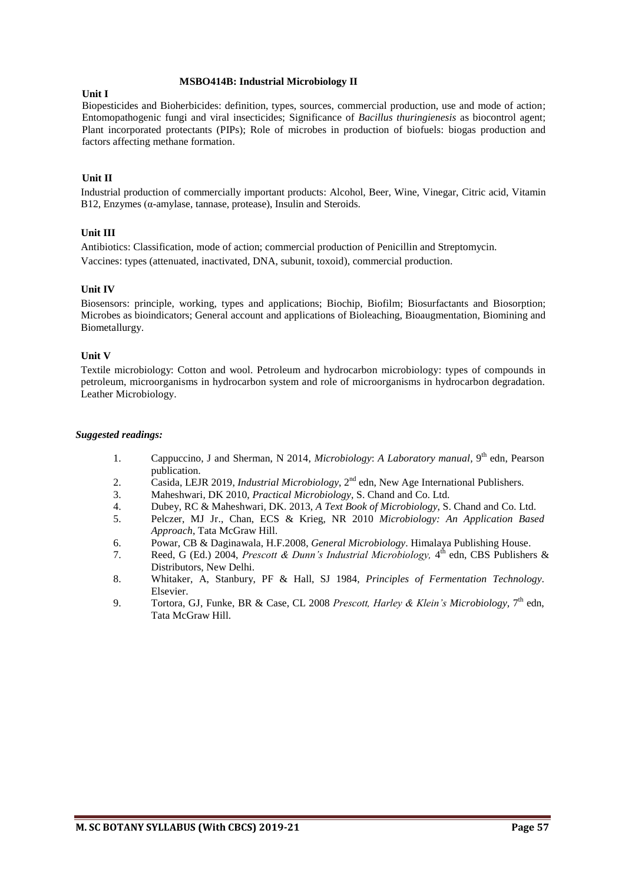## MSBO414B: Industrial Microbiology II

### Unit I

Biopesticides and Bioherbicides: definition, types, sources, commercial production, use and mode of action; Entomopathogenic fungi and viral insecticides; Significance of *Bacillus thuringienesis* as biocontrol agent; Plant incorporated protectants (PIPs); Role of microbes in production of biofuels: biogas production and factors affecting methane formation.

### Unit II

Industrial production of commercially important products: Alcohol, Beer, Wine, Vinegar, Citric acid, Vitamin B12, Enzymes (α-amylase, tannase, protease), Insulin and Steroids.

### Unit III

Antibiotics: Classification, mode of action; commercial production of Penicillin and Streptomycin.

Vaccines: types (attenuated, inactivated, DNA, subunit, toxoid), commercial production.

### Unit IV

Biosensors: principle, working, types and applications; Biochip, Biofilm; Biosurfactants and Biosorption; Microbes as bioindicators; General account and applications of Bioleaching, Bioaugmentation, Biomining and Biometallurgy.

### Unit V

Textile microbiology: Cotton and wool. Petroleum and hydrocarbon microbiology: types of compounds in petroleum, microorganisms in hydrocarbon system and role of microorganisms in hydrocarbon degradation. Leather Microbiology.

***Suggested readings:***

1. Cappuccino, J and Sherman, N 2014, *Microbiology*: *A Laboratory manual*, 9th edn, Pearson publication.
2. Casida, LEJR 2019, *Industrial Microbiology*, 2nd edn, New Age International Publishers.
3. Maheshwari, DK 2010, *Practical Microbiology*, S. Chand and Co. Ltd.
4. Dubey, RC & Maheshwari, DK. 2013, *A Text Book of Microbiology*, S. Chand and Co. Ltd.
5. Pelczer, MJ Jr., Chan, ECS & Krieg, NR 2010 *Microbiology: An Application Based Approach*, Tata McGraw Hill.
6. Powar, CB & Daginawala, H.F.2008, *General Microbiology*. Himalaya Publishing House.
7. Reed, G (Ed.) 2004, *Prescott & Dunn's Industrial Microbiology,* 4th edn, CBS Publishers & Distributors, New Delhi.
8. Whitaker, A, Stanbury, PF & Hall, SJ 1984, *Principles of Fermentation Technology*. Elsevier.
9. Tortora, GJ, Funke, BR & Case, CL 2008 *Prescott, Harley & Klein's Microbiology*, 7th edn, Tata McGraw Hill.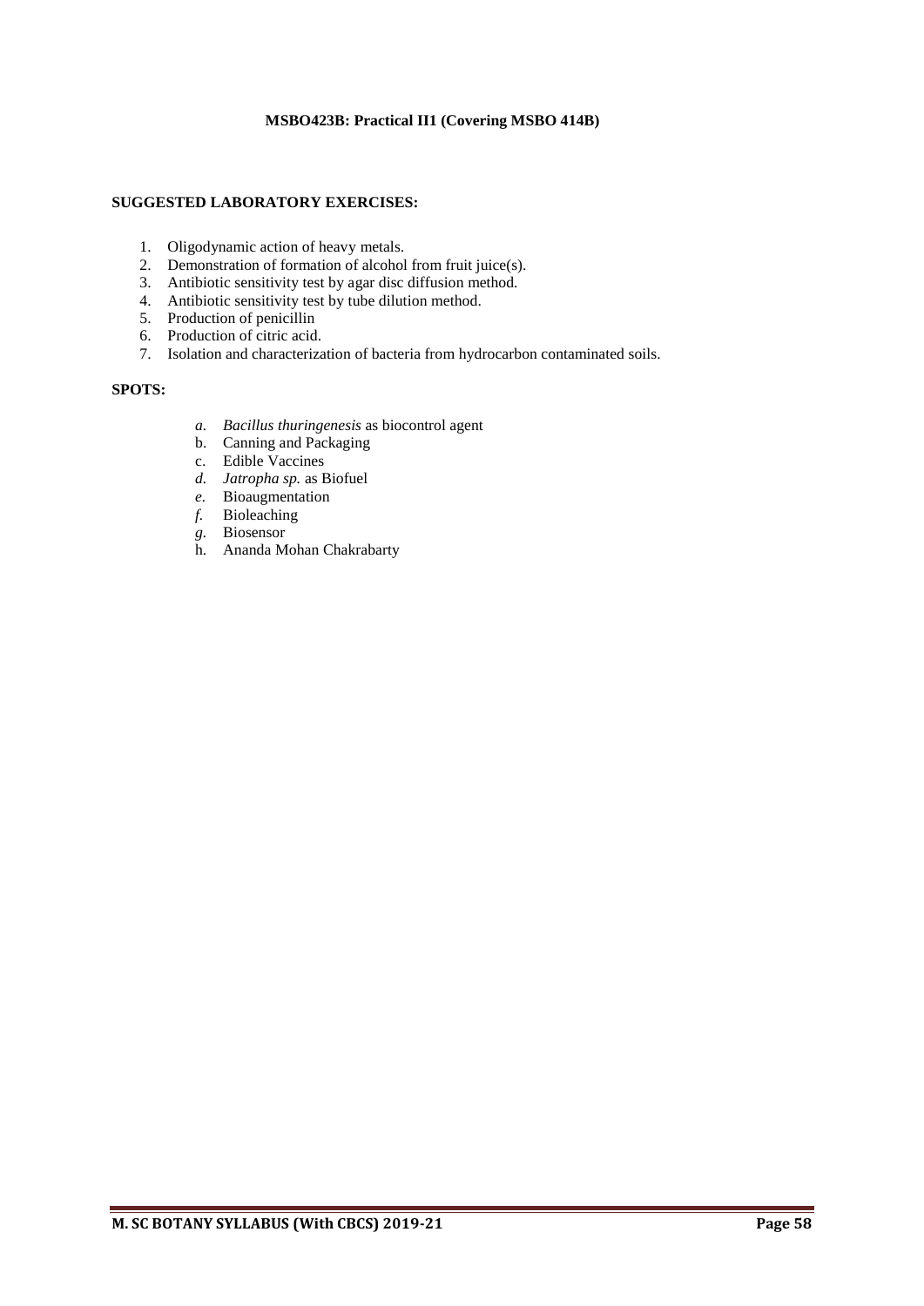**MSBO423B: Practical II1 (Covering MSBO 414B)**

**SUGGESTED LABORATORY EXERCISES:**

1. Oligodynamic action of heavy metals.
2. Demonstration of formation of alcohol from fruit juice(s).
3. Antibiotic sensitivity test by agar disc diffusion method.
4. Antibiotic sensitivity test by tube dilution method.
5. Production of penicillin
6. Production of citric acid.
7. Isolation and characterization of bacteria from hydrocarbon contaminated soils.

**SPOTS:**

a. *Bacillus thuringenesis* as biocontrol agent
b. Canning and Packaging
c. Edible Vaccines
d. *Jatropha sp.* as Biofuel
e. Bioaugmentation
f. Bioleaching
g. Biosensor
h. Ananda Mohan Chakrabarty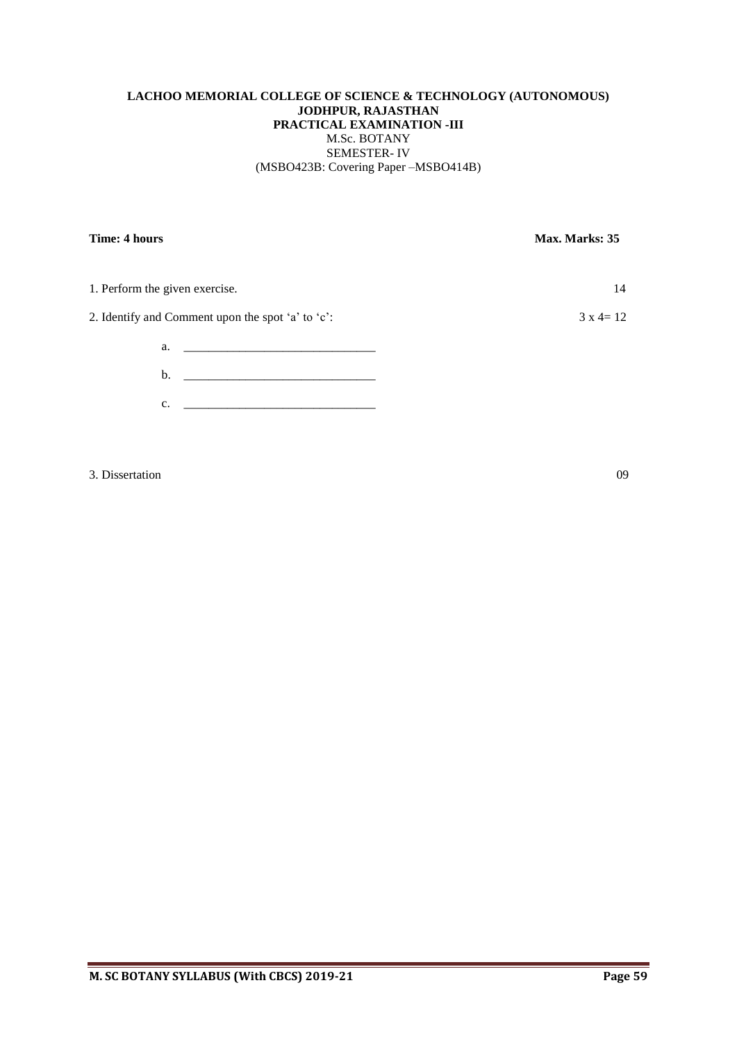**LACHOO MEMORIAL COLLEGE OF SCIENCE & TECHNOLOGY (AUTONOMOUS)**
**JODHPUR, RAJASTHAN**
**PRACTICAL EXAMINATION -III**
M.Sc. BOTANY
SEMESTER- IV
(MSBO423B: Covering Paper –MSBO414B)

**Time: 4 hours** **Max. Marks: 35**

1. Perform the given exercise. 14

2. Identify and Comment upon the spot 'a' to 'c': 3 x 4= 12

   a. _______________________________

   b. _______________________________

   c. _______________________________

3. Dissertation 09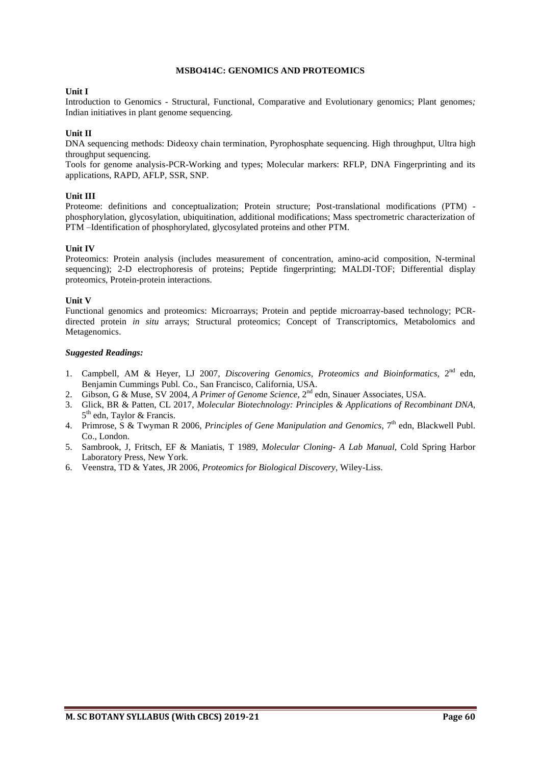## MSBO414C: GENOMICS AND PROTEOMICS

**Unit I**

Introduction to Genomics - Structural, Functional, Comparative and Evolutionary genomics; Plant genomes*;* Indian initiatives in plant genome sequencing.

**Unit II**

DNA sequencing methods: Dideoxy chain termination, Pyrophosphate sequencing. High throughput, Ultra high throughput sequencing.

Tools for genome analysis-PCR-Working and types; Molecular markers: RFLP, DNA Fingerprinting and its applications, RAPD, AFLP, SSR, SNP.

**Unit III**

Proteome: definitions and conceptualization; Protein structure; Post-translational modifications (PTM) - phosphorylation, glycosylation, ubiquitination, additional modifications; Mass spectrometric characterization of PTM –Identification of phosphorylated, glycosylated proteins and other PTM.

**Unit IV**

Proteomics: Protein analysis (includes measurement of concentration, amino-acid composition, N-terminal sequencing); 2-D electrophoresis of proteins; Peptide fingerprinting; MALDI-TOF; Differential display proteomics, Protein-protein interactions.

**Unit V**

Functional genomics and proteomics: Microarrays; Protein and peptide microarray-based technology; PCR-directed protein *in situ* arrays; Structural proteomics; Concept of Transcriptomics, Metabolomics and Metagenomics.

***Suggested Readings:***

1. Campbell, AM & Heyer, LJ 2007, *Discovering Genomics, Proteomics and Bioinformatics,* 2nd edn, Benjamin Cummings Publ. Co., San Francisco, California, USA.
2. Gibson, G & Muse, SV 2004, *A Primer of Genome Science,* 2nd edn, Sinauer Associates, USA.
3. Glick, BR & Patten, CL 2017, *Molecular Biotechnology: Principles & Applications of Recombinant DNA,* 5th edn, Taylor & Francis.
4. Primrose, S & Twyman R 2006, *Principles of Gene Manipulation and Genomics*, 7th edn, Blackwell Publ. Co., London.
5. Sambrook, J, Fritsch, EF & Maniatis, T 1989, *Molecular Cloning- A Lab Manual,* Cold Spring Harbor Laboratory Press, New York.
6. Veenstra, TD & Yates, JR 2006, *Proteomics for Biological Discovery*, Wiley-Liss.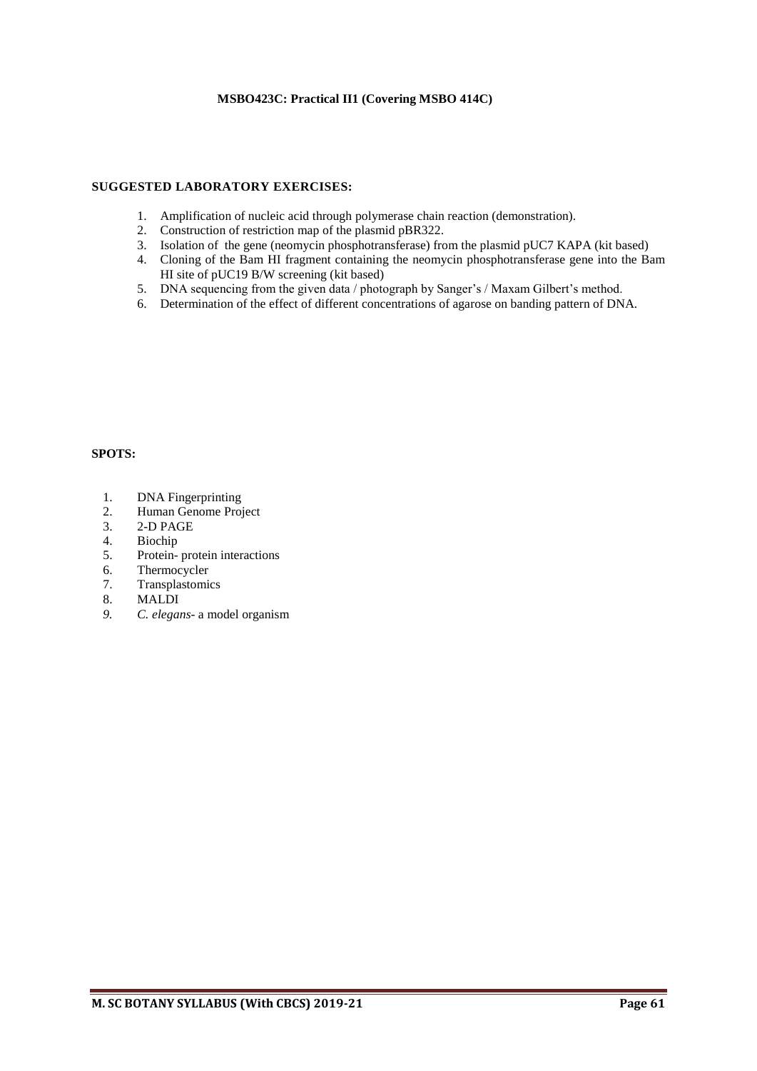**MSBO423C: Practical II1 (Covering MSBO 414C)**

**SUGGESTED LABORATORY EXERCISES:**

1. Amplification of nucleic acid through polymerase chain reaction (demonstration).
2. Construction of restriction map of the plasmid pBR322.
3. Isolation of the gene (neomycin phosphotransferase) from the plasmid pUC7 KAPA (kit based)
4. Cloning of the Bam HI fragment containing the neomycin phosphotransferase gene into the Bam HI site of pUC19 B/W screening (kit based)
5. DNA sequencing from the given data / photograph by Sanger's / Maxam Gilbert's method.
6. Determination of the effect of different concentrations of agarose on banding pattern of DNA.

**SPOTS:**

1. DNA Fingerprinting
2. Human Genome Project
3. 2-D PAGE
4. Biochip
5. Protein- protein interactions
6. Thermocycler
7. Transplastomics
8. MALDI
9. *C. elegans*- a model organism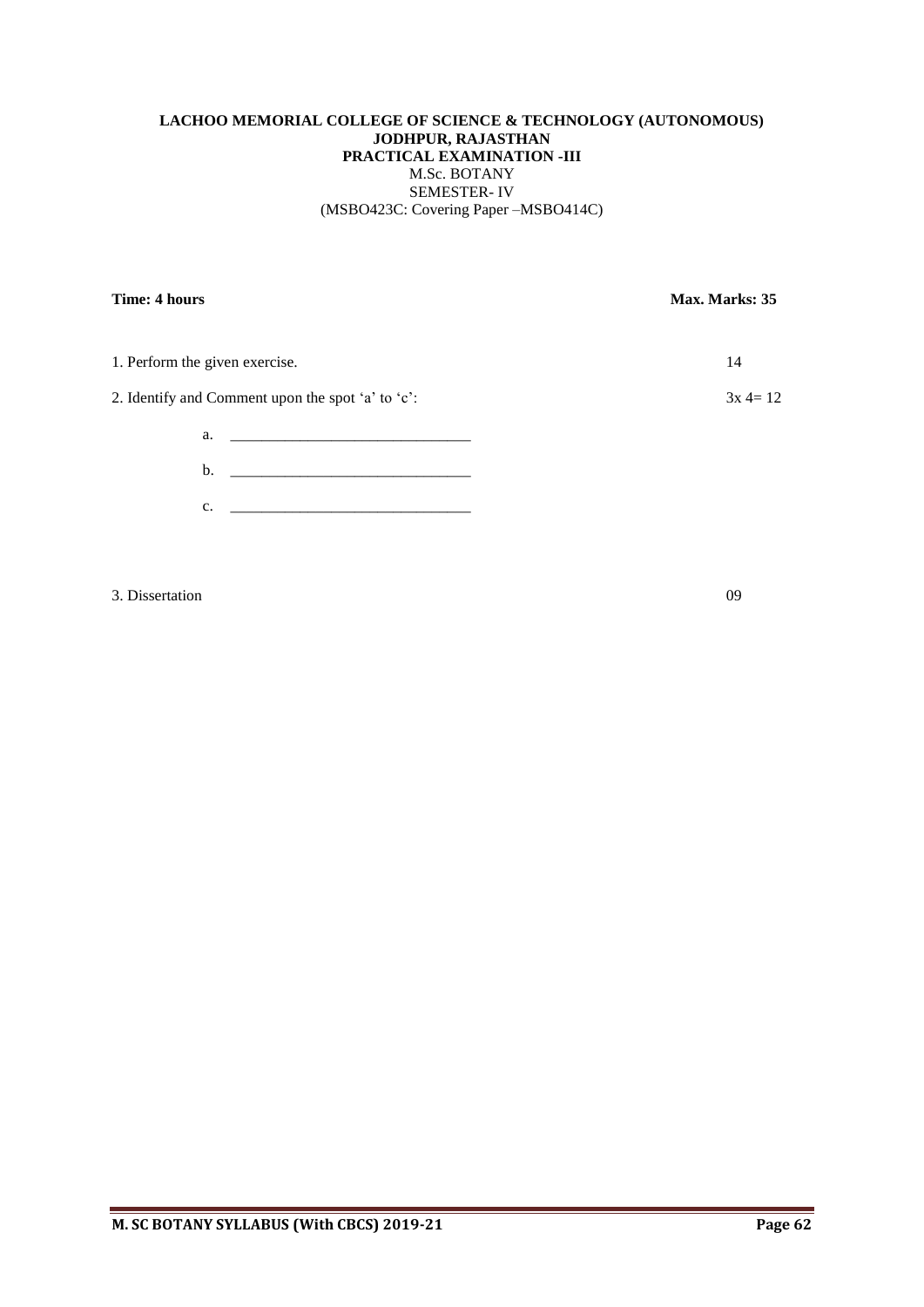**LACHOO MEMORIAL COLLEGE OF SCIENCE & TECHNOLOGY (AUTONOMOUS)**
**JODHPUR, RAJASTHAN**
**PRACTICAL EXAMINATION -III**
M.Sc. BOTANY
SEMESTER- IV
(MSBO423C: Covering Paper –MSBO414C)

**Time: 4 hours** **Max. Marks: 35**

1. Perform the given exercise. 14

2. Identify and Comment upon the spot 'a' to 'c': 3x 4= 12

   a. ______________________________

   b. ______________________________

   c. ______________________________

3. Dissertation 09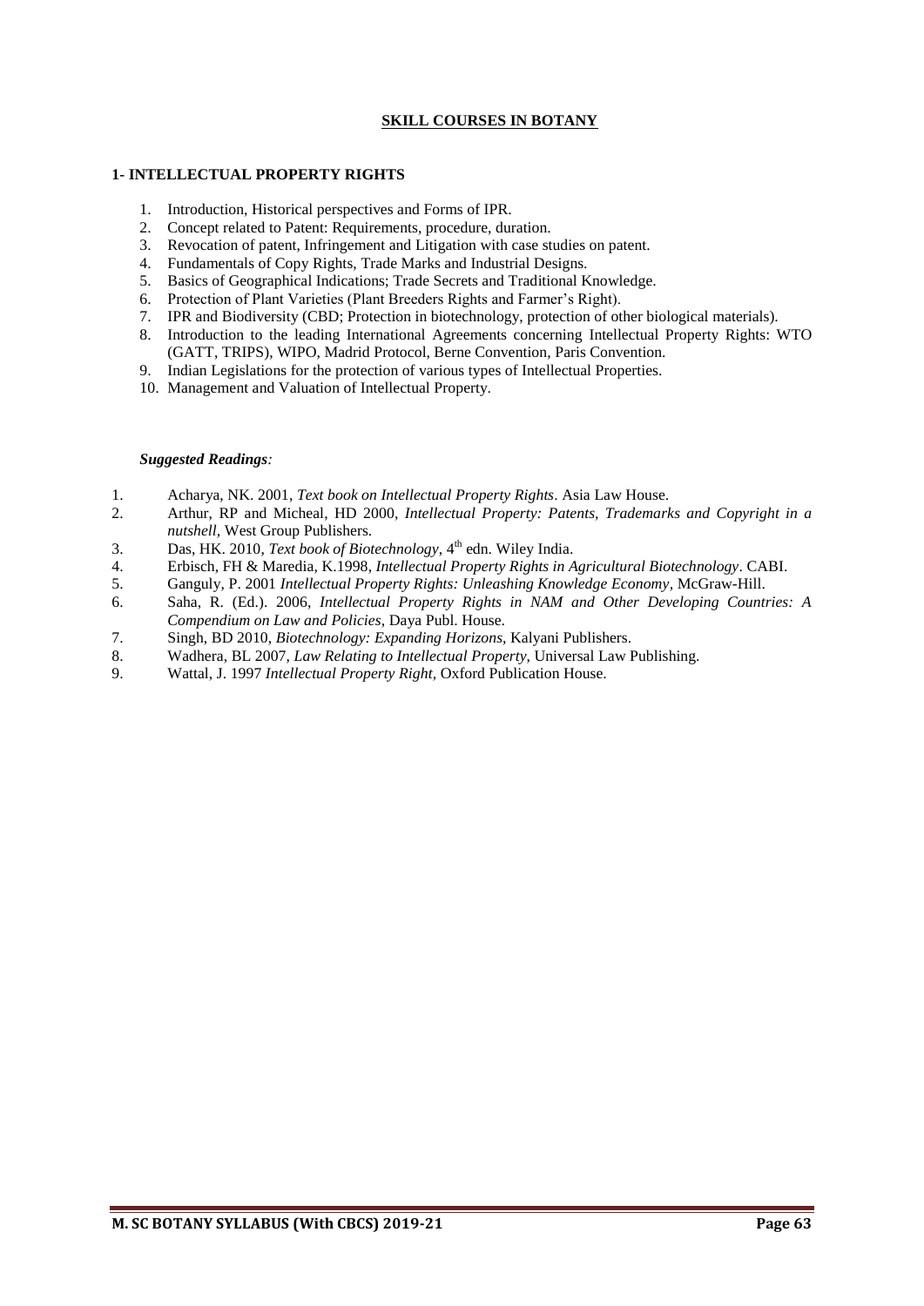## SKILL COURSES IN BOTANY

### 1- INTELLECTUAL PROPERTY RIGHTS

1. Introduction, Historical perspectives and Forms of IPR.
2. Concept related to Patent: Requirements, procedure, duration.
3. Revocation of patent, Infringement and Litigation with case studies on patent.
4. Fundamentals of Copy Rights, Trade Marks and Industrial Designs.
5. Basics of Geographical Indications; Trade Secrets and Traditional Knowledge.
6. Protection of Plant Varieties (Plant Breeders Rights and Farmer's Right).
7. IPR and Biodiversity (CBD; Protection in biotechnology, protection of other biological materials).
8. Introduction to the leading International Agreements concerning Intellectual Property Rights: WTO (GATT, TRIPS), WIPO, Madrid Protocol, Berne Convention, Paris Convention.
9. Indian Legislations for the protection of various types of Intellectual Properties.
10. Management and Valuation of Intellectual Property.

***Suggested Readings:***

1. Acharya, NK. 2001, *Text book on Intellectual Property Rights*. Asia Law House.
2. Arthur, RP and Micheal, HD 2000, *Intellectual Property: Patents, Trademarks and Copyright in a nutshell*, West Group Publishers.
3. Das, HK. 2010, *Text book of Biotechnology*, 4th edn. Wiley India.
4. Erbisch, FH & Maredia, K.1998, *Intellectual Property Rights in Agricultural Biotechnology*. CABI.
5. Ganguly, P. 2001 *Intellectual Property Rights: Unleashing Knowledge Economy*, McGraw-Hill.
6. Saha, R. (Ed.). 2006, *Intellectual Property Rights in NAM and Other Developing Countries: A Compendium on Law and Policies*, Daya Publ. House.
7. Singh, BD 2010, *Biotechnology: Expanding Horizons*, Kalyani Publishers.
8. Wadhera, BL 2007, *Law Relating to Intellectual Property*, Universal Law Publishing.
9. Wattal, J. 1997 *Intellectual Property Right*, Oxford Publication House.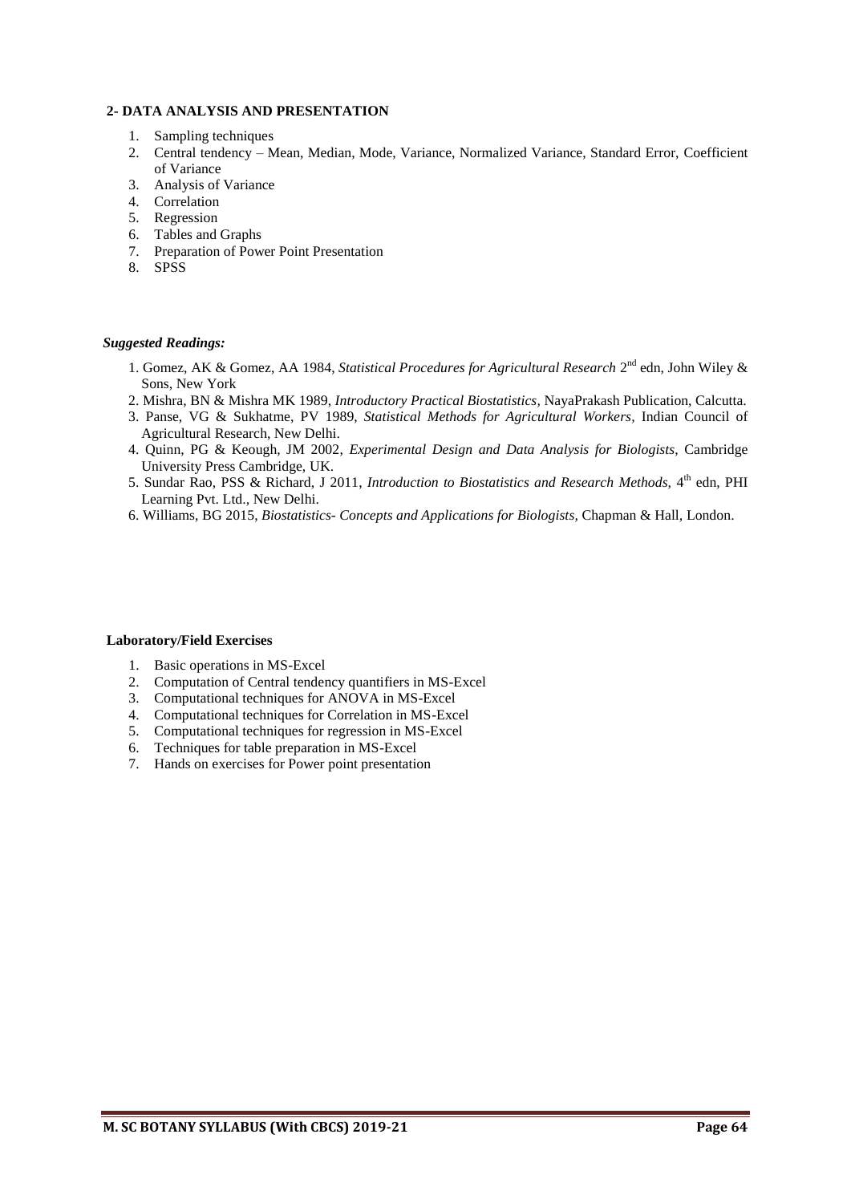**2- DATA ANALYSIS AND PRESENTATION**

1. Sampling techniques
2. Central tendency – Mean, Median, Mode, Variance, Normalized Variance, Standard Error, Coefficient of Variance
3. Analysis of Variance
4. Correlation
5. Regression
6. Tables and Graphs
7. Preparation of Power Point Presentation
8. SPSS

***Suggested Readings:***

1. Gomez, AK & Gomez, AA 1984, *Statistical Procedures for Agricultural Research* 2nd edn, John Wiley & Sons, New York
2. Mishra, BN & Mishra MK 1989, *Introductory Practical Biostatistics*, NayaPrakash Publication, Calcutta.
3. Panse, VG & Sukhatme, PV 1989, *Statistical Methods for Agricultural Workers,* Indian Council of Agricultural Research, New Delhi.
4. Quinn, PG & Keough, JM 2002, *Experimental Design and Data Analysis for Biologists*, Cambridge University Press Cambridge, UK.
5. Sundar Rao, PSS & Richard, J 2011, *Introduction to Biostatistics and Research Methods,* 4th edn, PHI Learning Pvt. Ltd., New Delhi.
6. Williams, BG 2015, *Biostatistics- Concepts and Applications for Biologists,* Chapman & Hall, London.

**Laboratory/Field Exercises**

1. Basic operations in MS-Excel
2. Computation of Central tendency quantifiers in MS-Excel
3. Computational techniques for ANOVA in MS-Excel
4. Computational techniques for Correlation in MS-Excel
5. Computational techniques for regression in MS-Excel
6. Techniques for table preparation in MS-Excel
7. Hands on exercises for Power point presentation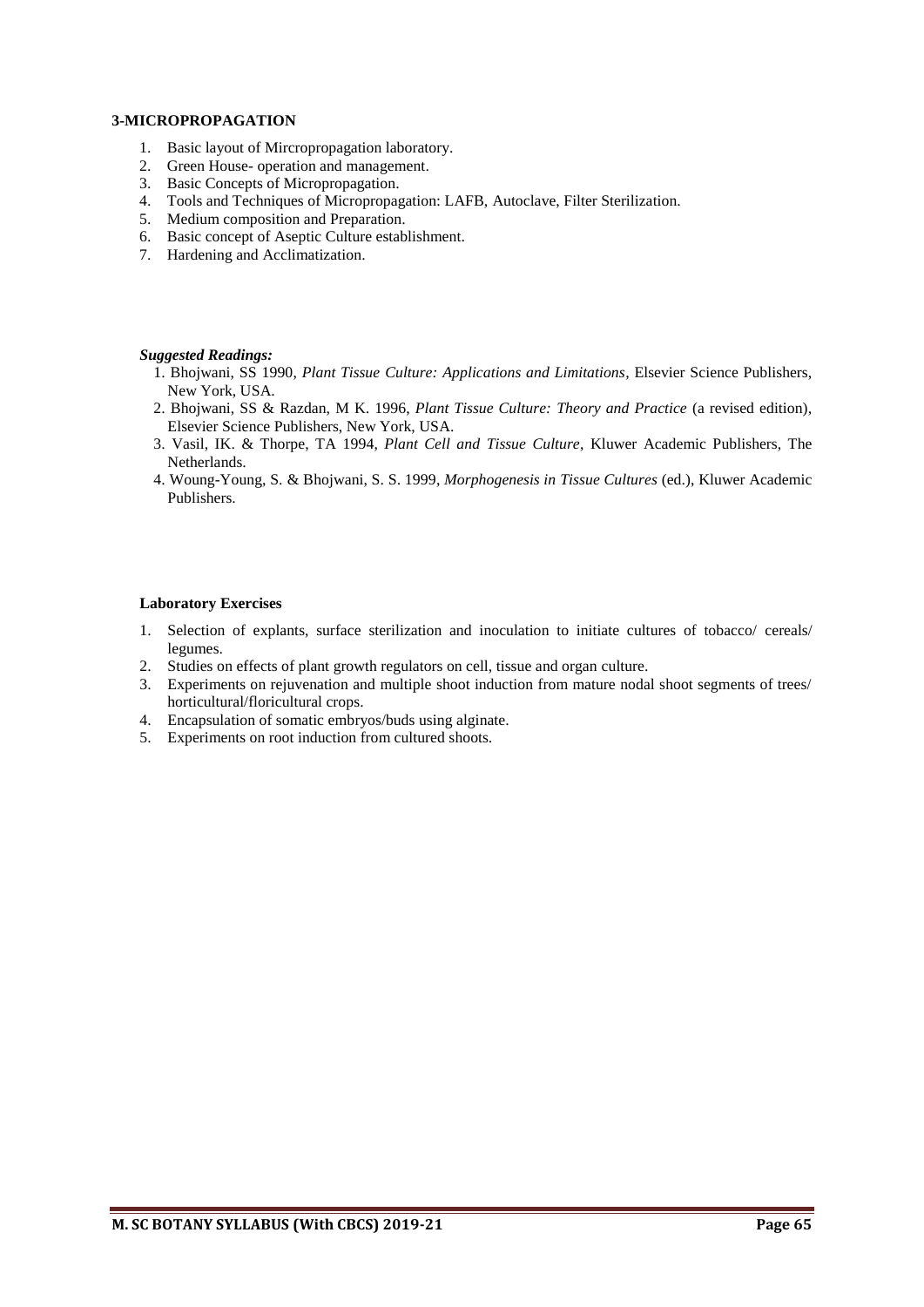### 3-MICROPROPAGATION

1. Basic layout of Mircropropagation laboratory.
2. Green House- operation and management.
3. Basic Concepts of Micropropagation.
4. Tools and Techniques of Micropropagation: LAFB, Autoclave, Filter Sterilization.
5. Medium composition and Preparation.
6. Basic concept of Aseptic Culture establishment.
7. Hardening and Acclimatization.

***Suggested Readings:***

1. Bhojwani, SS 1990, *Plant Tissue Culture: Applications and Limitations*, Elsevier Science Publishers, New York, USA.
2. Bhojwani, SS & Razdan, M K. 1996, *Plant Tissue Culture: Theory and Practice* (a revised edition), Elsevier Science Publishers, New York, USA.
3. Vasil, IK. & Thorpe, TA 1994, *Plant Cell and Tissue Culture*, Kluwer Academic Publishers, The Netherlands.
4. Woung-Young, S. & Bhojwani, S. S. 1999, *Morphogenesis in Tissue Cultures* (ed.), Kluwer Academic Publishers.

**Laboratory Exercises**

1. Selection of explants, surface sterilization and inoculation to initiate cultures of tobacco/ cereals/ legumes.
2. Studies on effects of plant growth regulators on cell, tissue and organ culture.
3. Experiments on rejuvenation and multiple shoot induction from mature nodal shoot segments of trees/ horticultural/floricultural crops.
4. Encapsulation of somatic embryos/buds using alginate.
5. Experiments on root induction from cultured shoots.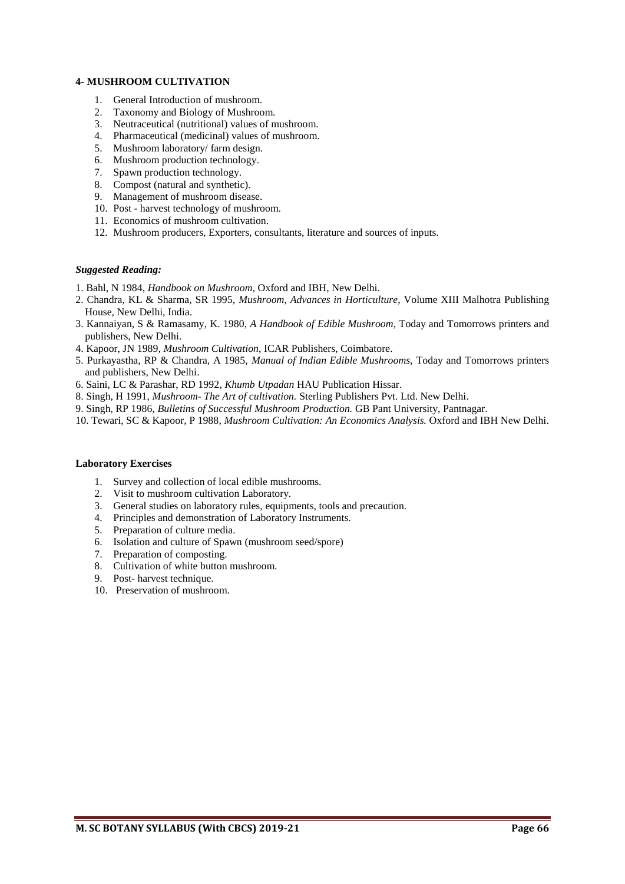**4- MUSHROOM CULTIVATION**

1. General Introduction of mushroom.
2. Taxonomy and Biology of Mushroom.
3. Neutraceutical (nutritional) values of mushroom.
4. Pharmaceutical (medicinal) values of mushroom.
5. Mushroom laboratory/ farm design.
6. Mushroom production technology.
7. Spawn production technology.
8. Compost (natural and synthetic).
9. Management of mushroom disease.
10. Post - harvest technology of mushroom.
11. Economics of mushroom cultivation.
12. Mushroom producers, Exporters, consultants, literature and sources of inputs.

***Suggested Reading:***

1. Bahl, N 1984, *Handbook on Mushroom,* Oxford and IBH, New Delhi.
2. Chandra, KL & Sharma, SR 1995, *Mushroom, Advances in Horticulture*, Volume XIII Malhotra Publishing House, New Delhi, India.
3. Kannaiyan, S & Ramasamy, K. 1980, *A Handbook of Edible Mushroom*, Today and Tomorrows printers and publishers, New Delhi.
4. Kapoor, JN 1989, *Mushroom Cultivation*, ICAR Publishers, Coimbatore.
5. Purkayastha, RP & Chandra, A 1985, *Manual of Indian Edible Mushrooms*, Today and Tomorrows printers and publishers, New Delhi.
6. Saini, LC & Parashar, RD 1992, *Khumb Utpadan* HAU Publication Hissar.
8. Singh, H 1991, *Mushroom- The Art of cultivation.* Sterling Publishers Pvt. Ltd. New Delhi.
9. Singh, RP 1986, *Bulletins of Successful Mushroom Production.* GB Pant University, Pantnagar.
10. Tewari, SC & Kapoor, P 1988, *Mushroom Cultivation: An Economics Analysis.* Oxford and IBH New Delhi.

**Laboratory Exercises**

1. Survey and collection of local edible mushrooms.
2. Visit to mushroom cultivation Laboratory.
3. General studies on laboratory rules, equipments, tools and precaution.
4. Principles and demonstration of Laboratory Instruments.
5. Preparation of culture media.
6. Isolation and culture of Spawn (mushroom seed/spore)
7. Preparation of composting.
8. Cultivation of white button mushroom.
9. Post- harvest technique.
10. Preservation of mushroom.